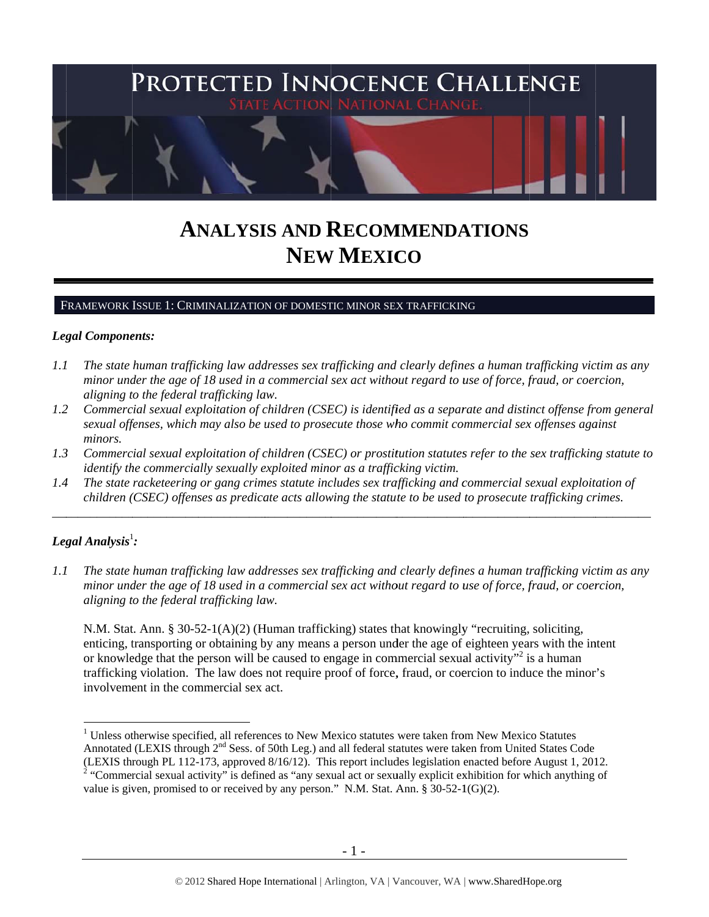# PROTECTED INNOCENCE CHALLENGE

STATE ACTION. NATIONAL CHANGE.

# ANALYSIS AND RECOMMENDATIONS
# NEW MEXICO

## FRAMEWORK ISSUE 1: CRIMINALIZATION OF DOMESTIC MINOR SEX TRAFFICKING

***Legal Components:***

*1.1 The state human trafficking law addresses sex trafficking and clearly defines a human trafficking victim as any minor under the age of 18 used in a commercial sex act without regard to use of force, fraud, or coercion, aligning to the federal trafficking law.*

*1.2 Commercial sexual exploitation of children (CSEC) is identified as a separate and distinct offense from general sexual offenses, which may also be used to prosecute those who commit commercial sex offenses against minors.*

*1.3 Commercial sexual exploitation of children (CSEC) or prostitution statutes refer to the sex trafficking statute to identify the commercially sexually exploited minor as a trafficking victim.*

*1.4 The state racketeering or gang crimes statute includes sex trafficking and commercial sexual exploitation of children (CSEC) offenses as predicate acts allowing the statute to be used to prosecute trafficking crimes.*

---

***Legal Analysis[1]:***

*1.1 The state human trafficking law addresses sex trafficking and clearly defines a human trafficking victim as any minor under the age of 18 used in a commercial sex act without regard to use of force, fraud, or coercion, aligning to the federal trafficking law.*

N.M. Stat. Ann. § 30-52-1(A)(2) (Human trafficking) states that knowingly "recruiting, soliciting, enticing, transporting or obtaining by any means a person under the age of eighteen years with the intent or knowledge that the person will be caused to engage in commercial sexual activity"[2] is a human trafficking violation. The law does not require proof of force, fraud, or coercion to induce the minor's involvement in the commercial sex act.

---

[1] Unless otherwise specified, all references to New Mexico statutes were taken from New Mexico Statutes Annotated (LEXIS through 2nd Sess. of 50th Leg.) and all federal statutes were taken from United States Code (LEXIS through PL 112-173, approved 8/16/12). This report includes legislation enacted before August 1, 2012.

[2] "Commercial sexual activity" is defined as "any sexual act or sexually explicit exhibition for which anything of value is given, promised to or received by any person." N.M. Stat. Ann. § 30-52-1(G)(2).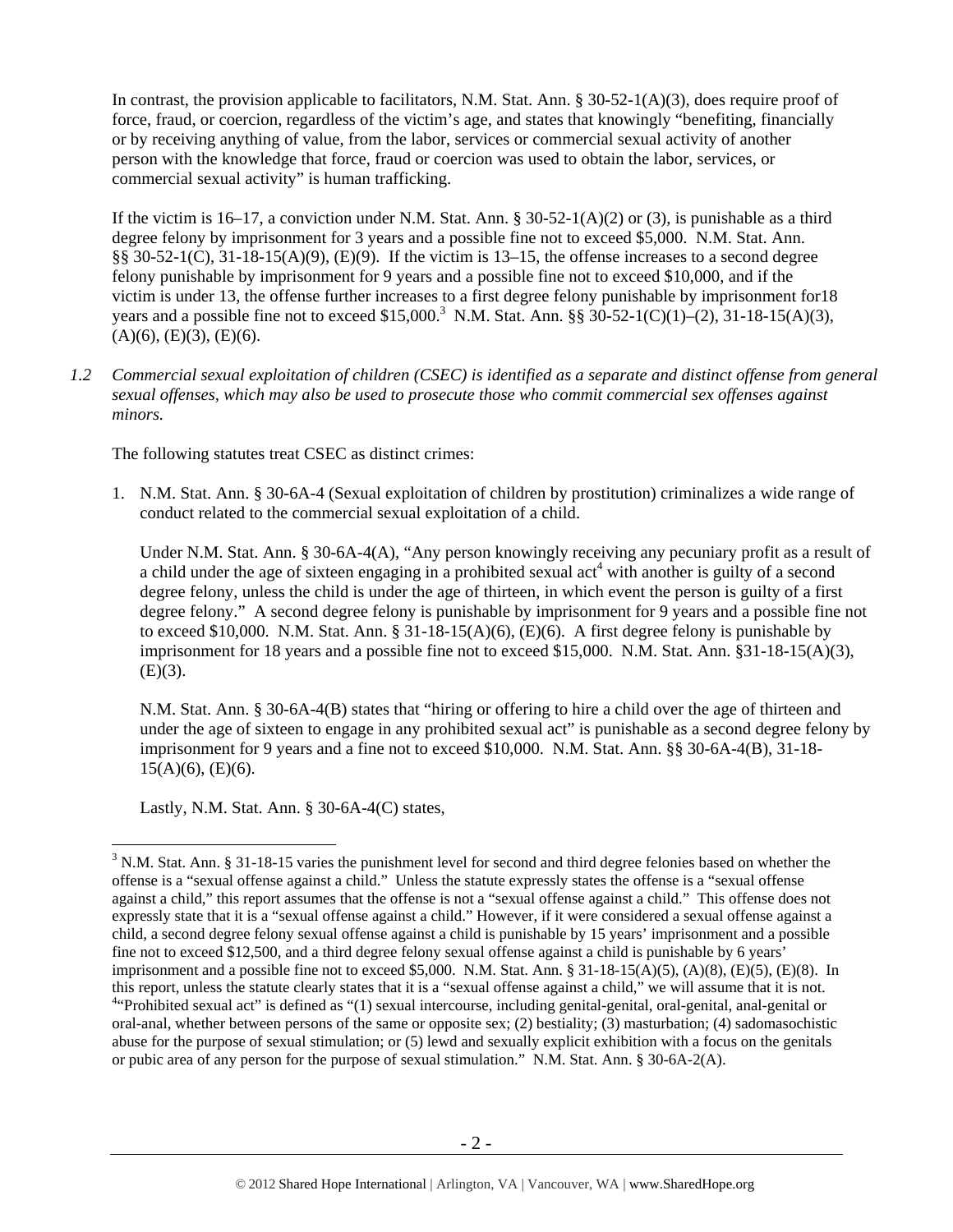In contrast, the provision applicable to facilitators, N.M. Stat. Ann. § 30-52-1(A)(3), does require proof of force, fraud, or coercion, regardless of the victim's age, and states that knowingly "benefiting, financially or by receiving anything of value, from the labor, services or commercial sexual activity of another person with the knowledge that force, fraud or coercion was used to obtain the labor, services, or commercial sexual activity" is human trafficking.

If the victim is 16–17, a conviction under N.M. Stat. Ann. § 30-52-1(A)(2) or (3), is punishable as a third degree felony by imprisonment for 3 years and a possible fine not to exceed $5,000. N.M. Stat. Ann. §§ 30-52-1(C), 31-18-15(A)(9), (E)(9). If the victim is 13–15, the offense increases to a second degree felony punishable by imprisonment for 9 years and a possible fine not to exceed $10,000, and if the victim is under 13, the offense further increases to a first degree felony punishable by imprisonment for18 years and a possible fine not to exceed $15,000.[3] N.M. Stat. Ann. §§ 30-52-1(C)(1)–(2), 31-18-15(A)(3), (A)(6), (E)(3), (E)(6).

*1.2 Commercial sexual exploitation of children (CSEC) is identified as a separate and distinct offense from general sexual offenses, which may also be used to prosecute those who commit commercial sex offenses against minors.*

The following statutes treat CSEC as distinct crimes:

1. N.M. Stat. Ann. § 30-6A-4 (Sexual exploitation of children by prostitution) criminalizes a wide range of conduct related to the commercial sexual exploitation of a child.

   Under N.M. Stat. Ann. § 30-6A-4(A), "Any person knowingly receiving any pecuniary profit as a result of a child under the age of sixteen engaging in a prohibited sexual act[4] with another is guilty of a second degree felony, unless the child is under the age of thirteen, in which event the person is guilty of a first degree felony." A second degree felony is punishable by imprisonment for 9 years and a possible fine not to exceed $10,000. N.M. Stat. Ann. § 31-18-15(A)(6), (E)(6). A first degree felony is punishable by imprisonment for 18 years and a possible fine not to exceed $15,000. N.M. Stat. Ann. §31-18-15(A)(3), (E)(3).

   N.M. Stat. Ann. § 30-6A-4(B) states that "hiring or offering to hire a child over the age of thirteen and under the age of sixteen to engage in any prohibited sexual act" is punishable as a second degree felony by imprisonment for 9 years and a fine not to exceed $10,000. N.M. Stat. Ann. §§ 30-6A-4(B), 31-18-15(A)(6), (E)(6).

   Lastly, N.M. Stat. Ann. § 30-6A-4(C) states,

---

[3] N.M. Stat. Ann. § 31-18-15 varies the punishment level for second and third degree felonies based on whether the offense is a "sexual offense against a child." Unless the statute expressly states the offense is a "sexual offense against a child," this report assumes that the offense is not a "sexual offense against a child." This offense does not expressly state that it is a "sexual offense against a child." However, if it were considered a sexual offense against a child, a second degree felony sexual offense against a child is punishable by 15 years' imprisonment and a possible fine not to exceed $12,500, and a third degree felony sexual offense against a child is punishable by 6 years' imprisonment and a possible fine not to exceed $5,000. N.M. Stat. Ann. § 31-18-15(A)(5), (A)(8), (E)(5), (E)(8). In this report, unless the statute clearly states that it is a "sexual offense against a child," we will assume that it is not.

[4] "Prohibited sexual act" is defined as "(1) sexual intercourse, including genital-genital, oral-genital, anal-genital or oral-anal, whether between persons of the same or opposite sex; (2) bestiality; (3) masturbation; (4) sadomasochistic abuse for the purpose of sexual stimulation; or (5) lewd and sexually explicit exhibition with a focus on the genitals or pubic area of any person for the purpose of sexual stimulation." N.M. Stat. Ann. § 30-6A-2(A).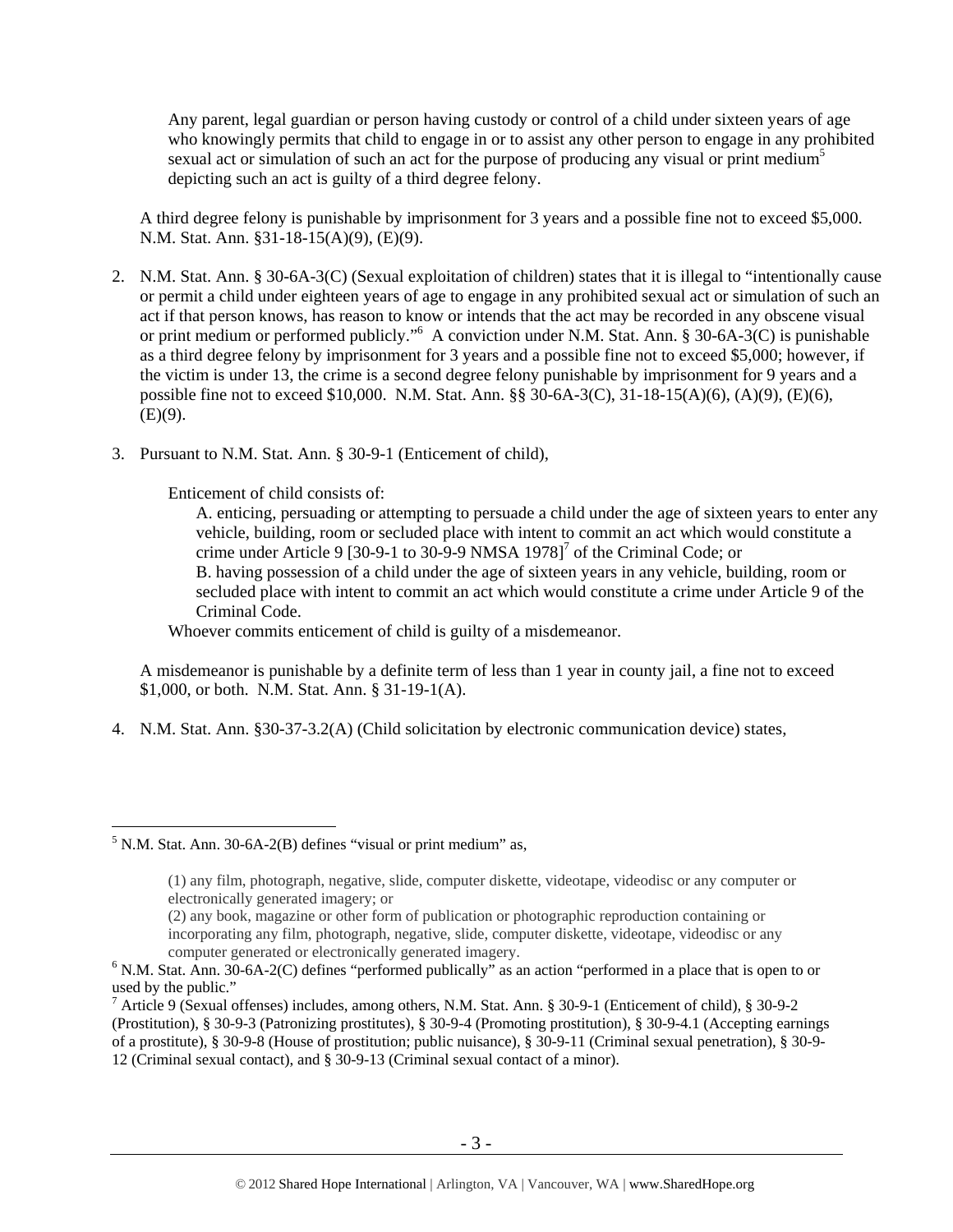> Any parent, legal guardian or person having custody or control of a child under sixteen years of age who knowingly permits that child to engage in or to assist any other person to engage in any prohibited sexual act or simulation of such an act for the purpose of producing any visual or print medium[5] depicting such an act is guilty of a third degree felony.

A third degree felony is punishable by imprisonment for 3 years and a possible fine not to exceed $5,000. N.M. Stat. Ann. §31-18-15(A)(9), (E)(9).

2. N.M. Stat. Ann. § 30-6A-3(C) (Sexual exploitation of children) states that it is illegal to "intentionally cause or permit a child under eighteen years of age to engage in any prohibited sexual act or simulation of such an act if that person knows, has reason to know or intends that the act may be recorded in any obscene visual or print medium or performed publicly."[6] A conviction under N.M. Stat. Ann. § 30-6A-3(C) is punishable as a third degree felony by imprisonment for 3 years and a possible fine not to exceed $5,000; however, if the victim is under 13, the crime is a second degree felony punishable by imprisonment for 9 years and a possible fine not to exceed $10,000. N.M. Stat. Ann. §§ 30-6A-3(C), 31-18-15(A)(6), (A)(9), (E)(6), (E)(9).

3. Pursuant to N.M. Stat. Ann. § 30-9-1 (Enticement of child),

   > Enticement of child consists of:
   >
   > A. enticing, persuading or attempting to persuade a child under the age of sixteen years to enter any vehicle, building, room or secluded place with intent to commit an act which would constitute a crime under Article 9 [30-9-1 to 30-9-9 NMSA 1978][7] of the Criminal Code; or
   >
   > B. having possession of a child under the age of sixteen years in any vehicle, building, room or secluded place with intent to commit an act which would constitute a crime under Article 9 of the Criminal Code.
   >
   > Whoever commits enticement of child is guilty of a misdemeanor.

   A misdemeanor is punishable by a definite term of less than 1 year in county jail, a fine not to exceed $1,000, or both. N.M. Stat. Ann. § 31-19-1(A).

4. N.M. Stat. Ann. §30-37-3.2(A) (Child solicitation by electronic communication device) states,

---

[5] N.M. Stat. Ann. 30-6A-2(B) defines "visual or print medium" as,

> (1) any film, photograph, negative, slide, computer diskette, videotape, videodisc or any computer or electronically generated imagery; or
>
> (2) any book, magazine or other form of publication or photographic reproduction containing or incorporating any film, photograph, negative, slide, computer diskette, videotape, videodisc or any computer generated or electronically generated imagery.

[6] N.M. Stat. Ann. 30-6A-2(C) defines "performed publically" as an action "performed in a place that is open to or used by the public."

[7] Article 9 (Sexual offenses) includes, among others, N.M. Stat. Ann. § 30-9-1 (Enticement of child), § 30-9-2 (Prostitution), § 30-9-3 (Patronizing prostitutes), § 30-9-4 (Promoting prostitution), § 30-9-4.1 (Accepting earnings of a prostitute), § 30-9-8 (House of prostitution; public nuisance), § 30-9-11 (Criminal sexual penetration), § 30-9-12 (Criminal sexual contact), and § 30-9-13 (Criminal sexual contact of a minor).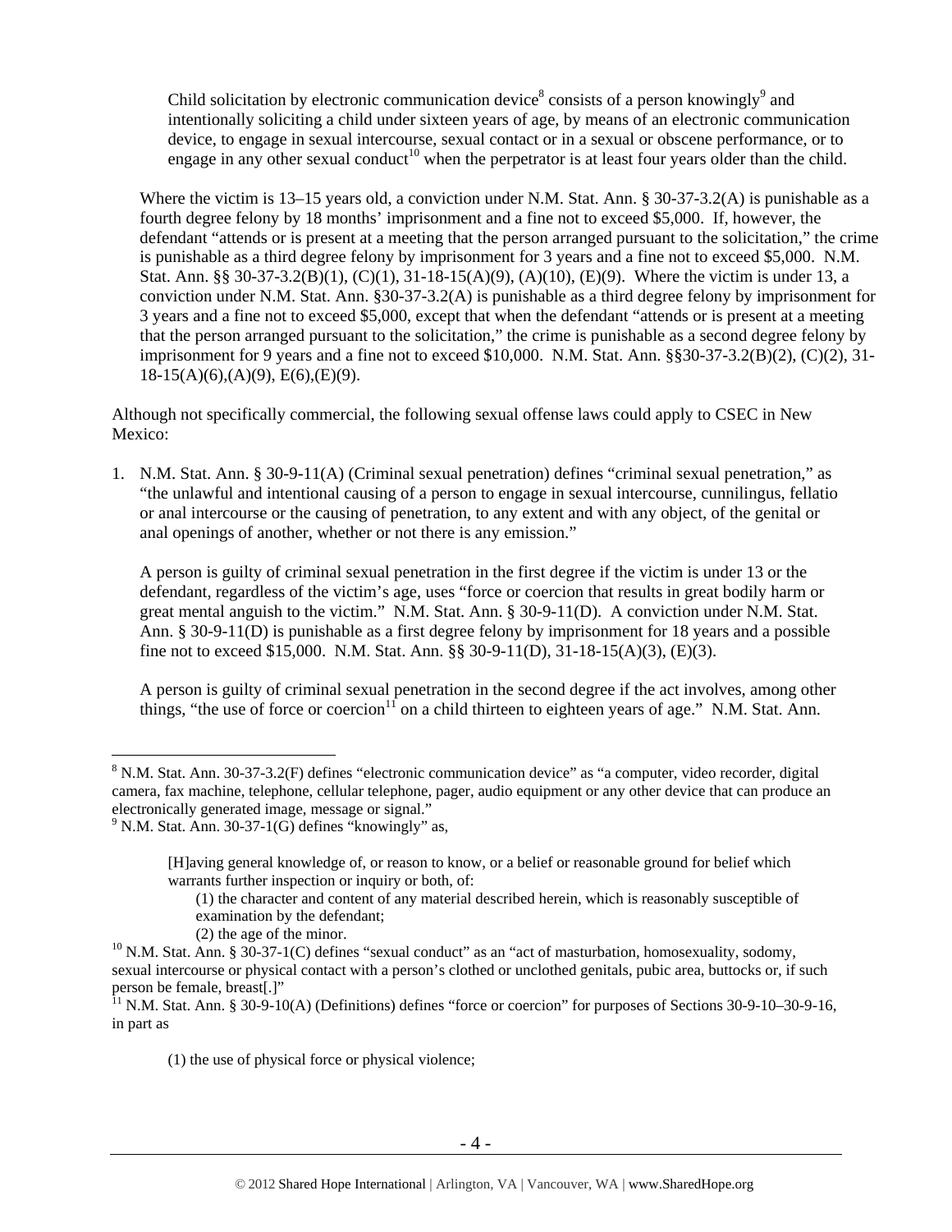Child solicitation by electronic communication device[8] consists of a person knowingly[9] and intentionally soliciting a child under sixteen years of age, by means of an electronic communication device, to engage in sexual intercourse, sexual contact or in a sexual or obscene performance, or to engage in any other sexual conduct[10] when the perpetrator is at least four years older than the child.

Where the victim is 13–15 years old, a conviction under N.M. Stat. Ann. § 30-37-3.2(A) is punishable as a fourth degree felony by 18 months' imprisonment and a fine not to exceed $5,000. If, however, the defendant "attends or is present at a meeting that the person arranged pursuant to the solicitation," the crime is punishable as a third degree felony by imprisonment for 3 years and a fine not to exceed $5,000. N.M. Stat. Ann. §§ 30-37-3.2(B)(1), (C)(1), 31-18-15(A)(9), (A)(10), (E)(9). Where the victim is under 13, a conviction under N.M. Stat. Ann. §30-37-3.2(A) is punishable as a third degree felony by imprisonment for 3 years and a fine not to exceed $5,000, except that when the defendant "attends or is present at a meeting that the person arranged pursuant to the solicitation," the crime is punishable as a second degree felony by imprisonment for 9 years and a fine not to exceed $10,000. N.M. Stat. Ann. §§30-37-3.2(B)(2), (C)(2), 31-18-15(A)(6),(A)(9), E(6),(E)(9).

Although not specifically commercial, the following sexual offense laws could apply to CSEC in New Mexico:

1. N.M. Stat. Ann. § 30-9-11(A) (Criminal sexual penetration) defines "criminal sexual penetration," as "the unlawful and intentional causing of a person to engage in sexual intercourse, cunnilingus, fellatio or anal intercourse or the causing of penetration, to any extent and with any object, of the genital or anal openings of another, whether or not there is any emission."

   A person is guilty of criminal sexual penetration in the first degree if the victim is under 13 or the defendant, regardless of the victim's age, uses "force or coercion that results in great bodily harm or great mental anguish to the victim." N.M. Stat. Ann. § 30-9-11(D). A conviction under N.M. Stat. Ann. § 30-9-11(D) is punishable as a first degree felony by imprisonment for 18 years and a possible fine not to exceed $15,000. N.M. Stat. Ann. §§ 30-9-11(D), 31-18-15(A)(3), (E)(3).

   A person is guilty of criminal sexual penetration in the second degree if the act involves, among other things, "the use of force or coercion[11] on a child thirteen to eighteen years of age." N.M. Stat. Ann.

---

[8] N.M. Stat. Ann. 30-37-3.2(F) defines "electronic communication device" as "a computer, video recorder, digital camera, fax machine, telephone, cellular telephone, pager, audio equipment or any other device that can produce an electronically generated image, message or signal."

[9] N.M. Stat. Ann. 30-37-1(G) defines "knowingly" as,

> [H]aving general knowledge of, or reason to know, or a belief or reasonable ground for belief which warrants further inspection or inquiry or both, of:
>
> (1) the character and content of any material described herein, which is reasonably susceptible of examination by the defendant;
>
> (2) the age of the minor.

[10] N.M. Stat. Ann. § 30-37-1(C) defines "sexual conduct" as an "act of masturbation, homosexuality, sodomy, sexual intercourse or physical contact with a person's clothed or unclothed genitals, pubic area, buttocks or, if such person be female, breast[.]"

[11] N.M. Stat. Ann. § 30-9-10(A) (Definitions) defines "force or coercion" for purposes of Sections 30-9-10–30-9-16, in part as

> (1) the use of physical force or physical violence;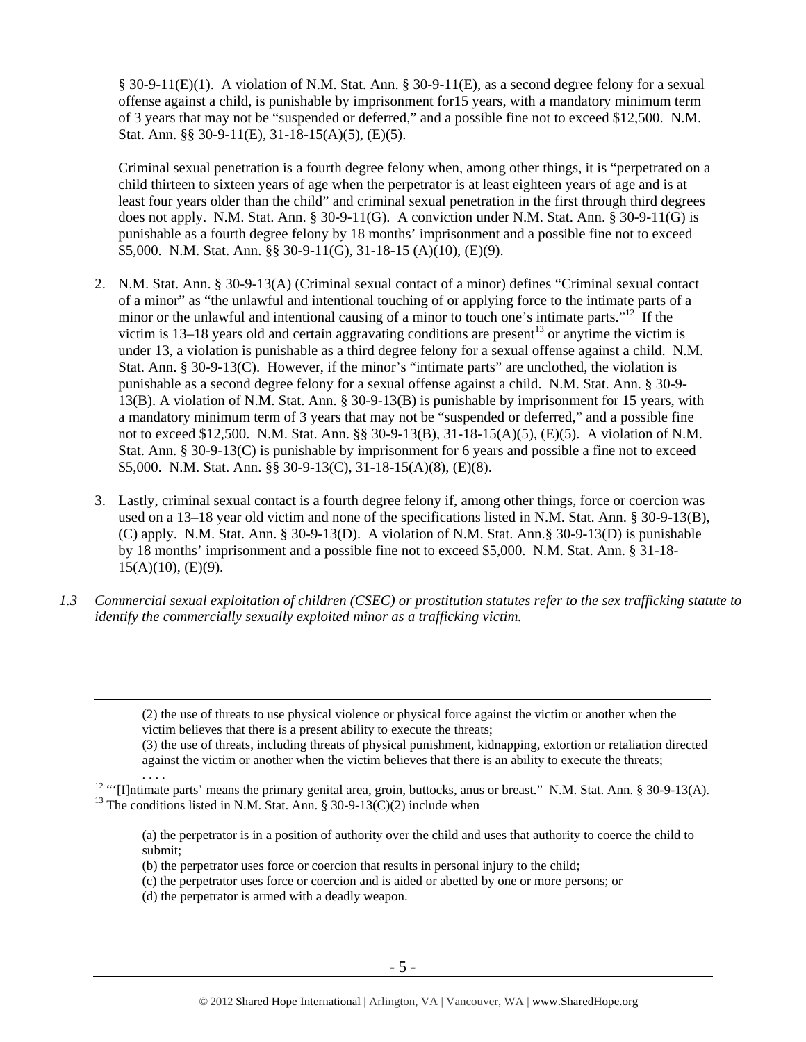§ 30-9-11(E)(1). A violation of N.M. Stat. Ann. § 30-9-11(E), as a second degree felony for a sexual offense against a child, is punishable by imprisonment for15 years, with a mandatory minimum term of 3 years that may not be "suspended or deferred," and a possible fine not to exceed $12,500. N.M. Stat. Ann. §§ 30-9-11(E), 31-18-15(A)(5), (E)(5).

Criminal sexual penetration is a fourth degree felony when, among other things, it is "perpetrated on a child thirteen to sixteen years of age when the perpetrator is at least eighteen years of age and is at least four years older than the child" and criminal sexual penetration in the first through third degrees does not apply. N.M. Stat. Ann. § 30-9-11(G). A conviction under N.M. Stat. Ann. § 30-9-11(G) is punishable as a fourth degree felony by 18 months' imprisonment and a possible fine not to exceed $5,000. N.M. Stat. Ann. §§ 30-9-11(G), 31-18-15 (A)(10), (E)(9).

2. N.M. Stat. Ann. § 30-9-13(A) (Criminal sexual contact of a minor) defines "Criminal sexual contact of a minor" as "the unlawful and intentional touching of or applying force to the intimate parts of a minor or the unlawful and intentional causing of a minor to touch one's intimate parts."[12] If the victim is 13–18 years old and certain aggravating conditions are present[13] or anytime the victim is under 13, a violation is punishable as a third degree felony for a sexual offense against a child. N.M. Stat. Ann. § 30-9-13(C). However, if the minor's "intimate parts" are unclothed, the violation is punishable as a second degree felony for a sexual offense against a child. N.M. Stat. Ann. § 30-9-13(B). A violation of N.M. Stat. Ann. § 30-9-13(B) is punishable by imprisonment for 15 years, with a mandatory minimum term of 3 years that may not be "suspended or deferred," and a possible fine not to exceed $12,500. N.M. Stat. Ann. §§ 30-9-13(B), 31-18-15(A)(5), (E)(5). A violation of N.M. Stat. Ann. § 30-9-13(C) is punishable by imprisonment for 6 years and possible a fine not to exceed $5,000. N.M. Stat. Ann. §§ 30-9-13(C), 31-18-15(A)(8), (E)(8).

3. Lastly, criminal sexual contact is a fourth degree felony if, among other things, force or coercion was used on a 13–18 year old victim and none of the specifications listed in N.M. Stat. Ann. § 30-9-13(B), (C) apply. N.M. Stat. Ann. § 30-9-13(D). A violation of N.M. Stat. Ann.§ 30-9-13(D) is punishable by 18 months' imprisonment and a possible fine not to exceed $5,000. N.M. Stat. Ann. § 31-18-15(A)(10), (E)(9).

*1.3 Commercial sexual exploitation of children (CSEC) or prostitution statutes refer to the sex trafficking statute to identify the commercially sexually exploited minor as a trafficking victim.*

---

(2) the use of threats to use physical violence or physical force against the victim or another when the victim believes that there is a present ability to execute the threats;

(3) the use of threats, including threats of physical punishment, kidnapping, extortion or retaliation directed against the victim or another when the victim believes that there is an ability to execute the threats;

. . . .

[12] "'[I]ntimate parts' means the primary genital area, groin, buttocks, anus or breast." N.M. Stat. Ann. § 30-9-13(A).

[13] The conditions listed in N.M. Stat. Ann. § 30-9-13(C)(2) include when

(a) the perpetrator is in a position of authority over the child and uses that authority to coerce the child to submit;

(b) the perpetrator uses force or coercion that results in personal injury to the child;

(c) the perpetrator uses force or coercion and is aided or abetted by one or more persons; or

(d) the perpetrator is armed with a deadly weapon.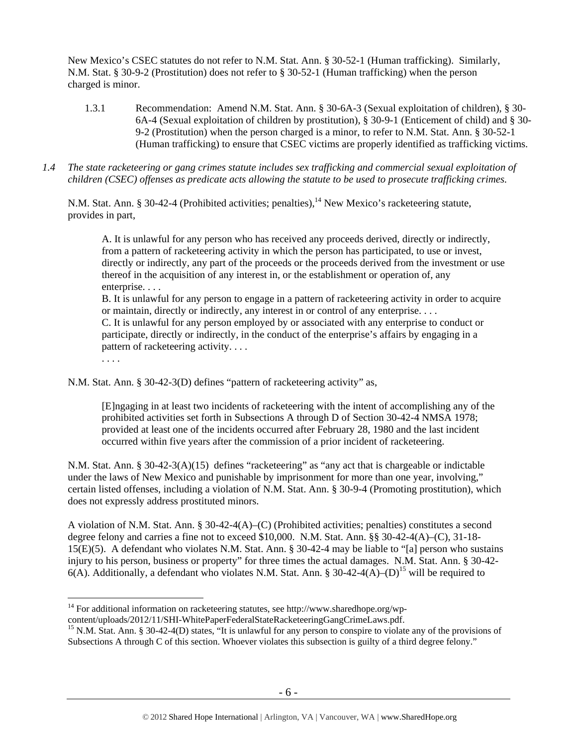New Mexico's CSEC statutes do not refer to N.M. Stat. Ann. § 30-52-1 (Human trafficking). Similarly, N.M. Stat. § 30-9-2 (Prostitution) does not refer to § 30-52-1 (Human trafficking) when the person charged is minor.

1.3.1 Recommendation: Amend N.M. Stat. Ann. § 30-6A-3 (Sexual exploitation of children), § 30-6A-4 (Sexual exploitation of children by prostitution), § 30-9-1 (Enticement of child) and § 30-9-2 (Prostitution) when the person charged is a minor, to refer to N.M. Stat. Ann. § 30-52-1 (Human trafficking) to ensure that CSEC victims are properly identified as trafficking victims.

*1.4 The state racketeering or gang crimes statute includes sex trafficking and commercial sexual exploitation of children (CSEC) offenses as predicate acts allowing the statute to be used to prosecute trafficking crimes.*

N.M. Stat. Ann. § 30-42-4 (Prohibited activities; penalties),[14] New Mexico's racketeering statute, provides in part,

> A. It is unlawful for any person who has received any proceeds derived, directly or indirectly, from a pattern of racketeering activity in which the person has participated, to use or invest, directly or indirectly, any part of the proceeds or the proceeds derived from the investment or use thereof in the acquisition of any interest in, or the establishment or operation of, any enterprise. . . .
> B. It is unlawful for any person to engage in a pattern of racketeering activity in order to acquire or maintain, directly or indirectly, any interest in or control of any enterprise. . . .
> C. It is unlawful for any person employed by or associated with any enterprise to conduct or participate, directly or indirectly, in the conduct of the enterprise's affairs by engaging in a pattern of racketeering activity. . . .
> . . . .

N.M. Stat. Ann. § 30-42-3(D) defines "pattern of racketeering activity" as,

> [E]ngaging in at least two incidents of racketeering with the intent of accomplishing any of the prohibited activities set forth in Subsections A through D of Section 30-42-4 NMSA 1978; provided at least one of the incidents occurred after February 28, 1980 and the last incident occurred within five years after the commission of a prior incident of racketeering.

N.M. Stat. Ann. § 30-42-3(A)(15) defines "racketeering" as "any act that is chargeable or indictable under the laws of New Mexico and punishable by imprisonment for more than one year, involving," certain listed offenses, including a violation of N.M. Stat. Ann. § 30-9-4 (Promoting prostitution), which does not expressly address prostituted minors.

A violation of N.M. Stat. Ann. § 30-42-4(A)–(C) (Prohibited activities; penalties) constitutes a second degree felony and carries a fine not to exceed $10,000. N.M. Stat. Ann. §§ 30-42-4(A)–(C), 31-18-15(E)(5). A defendant who violates N.M. Stat. Ann. § 30-42-4 may be liable to "[a] person who sustains injury to his person, business or property" for three times the actual damages. N.M. Stat. Ann. § 30-42-6(A). Additionally, a defendant who violates N.M. Stat. Ann. § 30-42-4(A)–(D)[15] will be required to

---

[14] For additional information on racketeering statutes, see http://www.sharedhope.org/wp-content/uploads/2012/11/SHI-WhitePaperFederalStateRacketeeringGangCrimeLaws.pdf.

[15] N.M. Stat. Ann. § 30-42-4(D) states, "It is unlawful for any person to conspire to violate any of the provisions of Subsections A through C of this section. Whoever violates this subsection is guilty of a third degree felony."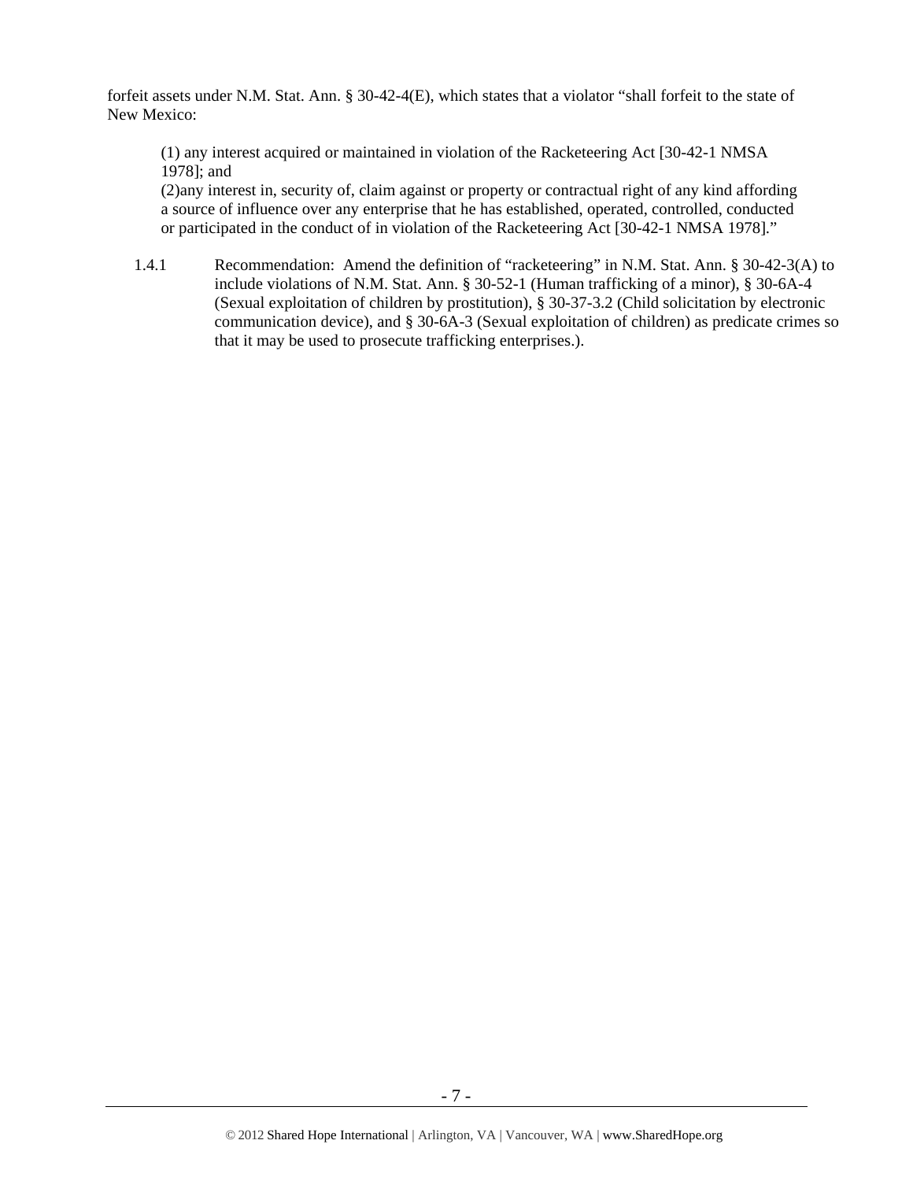forfeit assets under N.M. Stat. Ann. § 30-42-4(E), which states that a violator "shall forfeit to the state of New Mexico:

> (1) any interest acquired or maintained in violation of the Racketeering Act [30-42-1 NMSA 1978]; and
> (2)any interest in, security of, claim against or property or contractual right of any kind affording a source of influence over any enterprise that he has established, operated, controlled, conducted or participated in the conduct of in violation of the Racketeering Act [30-42-1 NMSA 1978]."

1.4.1 Recommendation: Amend the definition of "racketeering" in N.M. Stat. Ann. § 30-42-3(A) to include violations of N.M. Stat. Ann. § 30-52-1 (Human trafficking of a minor), § 30-6A-4 (Sexual exploitation of children by prostitution), § 30-37-3.2 (Child solicitation by electronic communication device), and § 30-6A-3 (Sexual exploitation of children) as predicate crimes so that it may be used to prosecute trafficking enterprises.).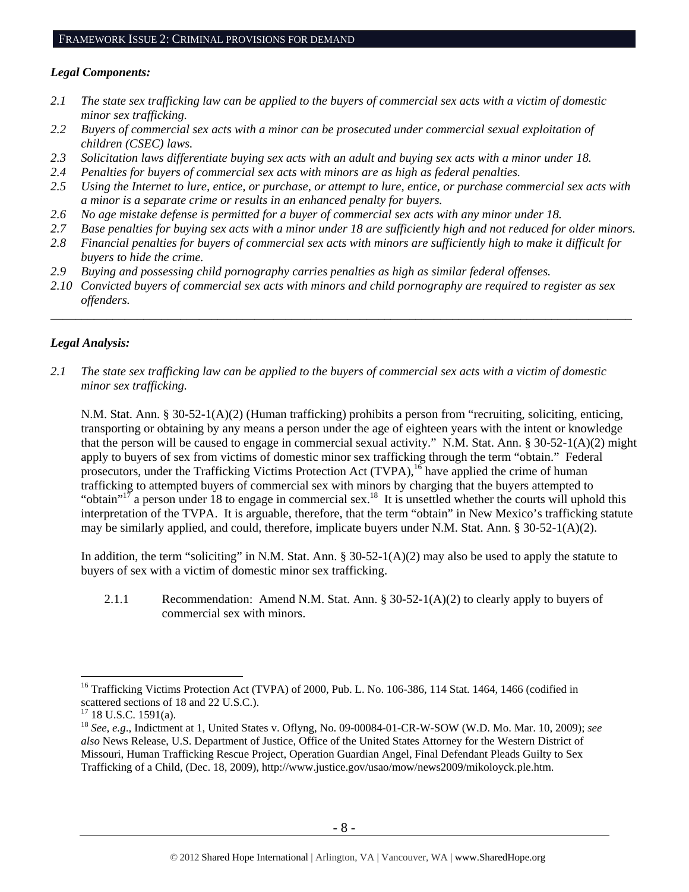## FRAMEWORK ISSUE 2: CRIMINAL PROVISIONS FOR DEMAND

### *Legal Components:*

*2.1 The state sex trafficking law can be applied to the buyers of commercial sex acts with a victim of domestic minor sex trafficking.*

*2.2 Buyers of commercial sex acts with a minor can be prosecuted under commercial sexual exploitation of children (CSEC) laws.*

*2.3 Solicitation laws differentiate buying sex acts with an adult and buying sex acts with a minor under 18.*

*2.4 Penalties for buyers of commercial sex acts with minors are as high as federal penalties.*

*2.5 Using the Internet to lure, entice, or purchase, or attempt to lure, entice, or purchase commercial sex acts with a minor is a separate crime or results in an enhanced penalty for buyers.*

*2.6 No age mistake defense is permitted for a buyer of commercial sex acts with any minor under 18.*

*2.7 Base penalties for buying sex acts with a minor under 18 are sufficiently high and not reduced for older minors.*

*2.8 Financial penalties for buyers of commercial sex acts with minors are sufficiently high to make it difficult for buyers to hide the crime.*

*2.9 Buying and possessing child pornography carries penalties as high as similar federal offenses.*

*2.10 Convicted buyers of commercial sex acts with minors and child pornography are required to register as sex offenders.*

---

### *Legal Analysis:*

*2.1 The state sex trafficking law can be applied to the buyers of commercial sex acts with a victim of domestic minor sex trafficking.*

N.M. Stat. Ann. § 30-52-1(A)(2) (Human trafficking) prohibits a person from "recruiting, soliciting, enticing, transporting or obtaining by any means a person under the age of eighteen years with the intent or knowledge that the person will be caused to engage in commercial sexual activity." N.M. Stat. Ann. § 30-52-1(A)(2) might apply to buyers of sex from victims of domestic minor sex trafficking through the term "obtain." Federal prosecutors, under the Trafficking Victims Protection Act (TVPA),[16] have applied the crime of human trafficking to attempted buyers of commercial sex with minors by charging that the buyers attempted to "obtain"[17] a person under 18 to engage in commercial sex.[18] It is unsettled whether the courts will uphold this interpretation of the TVPA. It is arguable, therefore, that the term "obtain" in New Mexico's trafficking statute may be similarly applied, and could, therefore, implicate buyers under N.M. Stat. Ann. § 30-52-1(A)(2).

In addition, the term "soliciting" in N.M. Stat. Ann. § 30-52-1(A)(2) may also be used to apply the statute to buyers of sex with a victim of domestic minor sex trafficking.

2.1.1 Recommendation: Amend N.M. Stat. Ann. § 30-52-1(A)(2) to clearly apply to buyers of commercial sex with minors.

---

[16] Trafficking Victims Protection Act (TVPA) of 2000, Pub. L. No. 106-386, 114 Stat. 1464, 1466 (codified in scattered sections of 18 and 22 U.S.C.).

[17] 18 U.S.C. 1591(a).

[18] *See, e.g.*, Indictment at 1, United States v. Oflyng, No. 09-00084-01-CR-W-SOW (W.D. Mo. Mar. 10, 2009); *see also* News Release, U.S. Department of Justice, Office of the United States Attorney for the Western District of Missouri, Human Trafficking Rescue Project, Operation Guardian Angel, Final Defendant Pleads Guilty to Sex Trafficking of a Child, (Dec. 18, 2009), http://www.justice.gov/usao/mow/news2009/mikoloyck.ple.htm.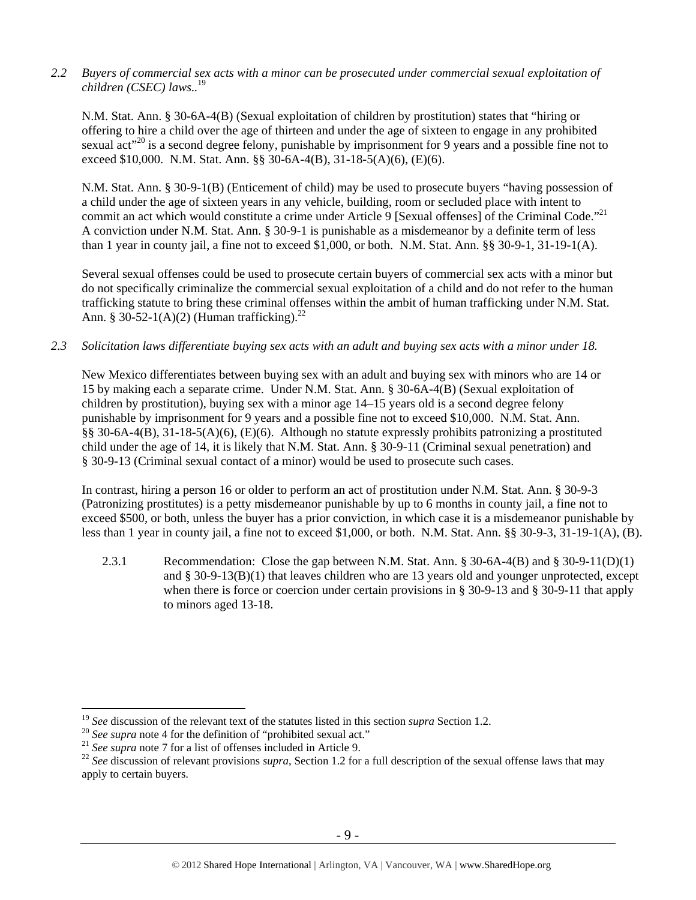*2.2 Buyers of commercial sex acts with a minor can be prosecuted under commercial sexual exploitation of children (CSEC) laws..*[19]

N.M. Stat. Ann. § 30-6A-4(B) (Sexual exploitation of children by prostitution) states that "hiring or offering to hire a child over the age of thirteen and under the age of sixteen to engage in any prohibited sexual act"[20] is a second degree felony, punishable by imprisonment for 9 years and a possible fine not to exceed $10,000. N.M. Stat. Ann. §§ 30-6A-4(B), 31-18-5(A)(6), (E)(6).

N.M. Stat. Ann. § 30-9-1(B) (Enticement of child) may be used to prosecute buyers "having possession of a child under the age of sixteen years in any vehicle, building, room or secluded place with intent to commit an act which would constitute a crime under Article 9 [Sexual offenses] of the Criminal Code."[21] A conviction under N.M. Stat. Ann. § 30-9-1 is punishable as a misdemeanor by a definite term of less than 1 year in county jail, a fine not to exceed $1,000, or both. N.M. Stat. Ann. §§ 30-9-1, 31-19-1(A).

Several sexual offenses could be used to prosecute certain buyers of commercial sex acts with a minor but do not specifically criminalize the commercial sexual exploitation of a child and do not refer to the human trafficking statute to bring these criminal offenses within the ambit of human trafficking under N.M. Stat. Ann. § 30-52-1(A)(2) (Human trafficking).[22]

*2.3 Solicitation laws differentiate buying sex acts with an adult and buying sex acts with a minor under 18.*

New Mexico differentiates between buying sex with an adult and buying sex with minors who are 14 or 15 by making each a separate crime. Under N.M. Stat. Ann. § 30-6A-4(B) (Sexual exploitation of children by prostitution), buying sex with a minor age 14–15 years old is a second degree felony punishable by imprisonment for 9 years and a possible fine not to exceed $10,000. N.M. Stat. Ann. §§ 30-6A-4(B), 31-18-5(A)(6), (E)(6). Although no statute expressly prohibits patronizing a prostituted child under the age of 14, it is likely that N.M. Stat. Ann. § 30-9-11 (Criminal sexual penetration) and § 30-9-13 (Criminal sexual contact of a minor) would be used to prosecute such cases.

In contrast, hiring a person 16 or older to perform an act of prostitution under N.M. Stat. Ann. § 30-9-3 (Patronizing prostitutes) is a petty misdemeanor punishable by up to 6 months in county jail, a fine not to exceed $500, or both, unless the buyer has a prior conviction, in which case it is a misdemeanor punishable by less than 1 year in county jail, a fine not to exceed $1,000, or both. N.M. Stat. Ann. §§ 30-9-3, 31-19-1(A), (B).

2.3.1 Recommendation: Close the gap between N.M. Stat. Ann. § 30-6A-4(B) and § 30-9-11(D)(1) and § 30-9-13(B)(1) that leaves children who are 13 years old and younger unprotected, except when there is force or coercion under certain provisions in § 30-9-13 and § 30-9-11 that apply to minors aged 13-18.

---

[19] *See* discussion of the relevant text of the statutes listed in this section *supra* Section 1.2.

[20] *See supra* note 4 for the definition of "prohibited sexual act."

[21] *See supra* note 7 for a list of offenses included in Article 9.

[22] *See* discussion of relevant provisions *supra*, Section 1.2 for a full description of the sexual offense laws that may apply to certain buyers.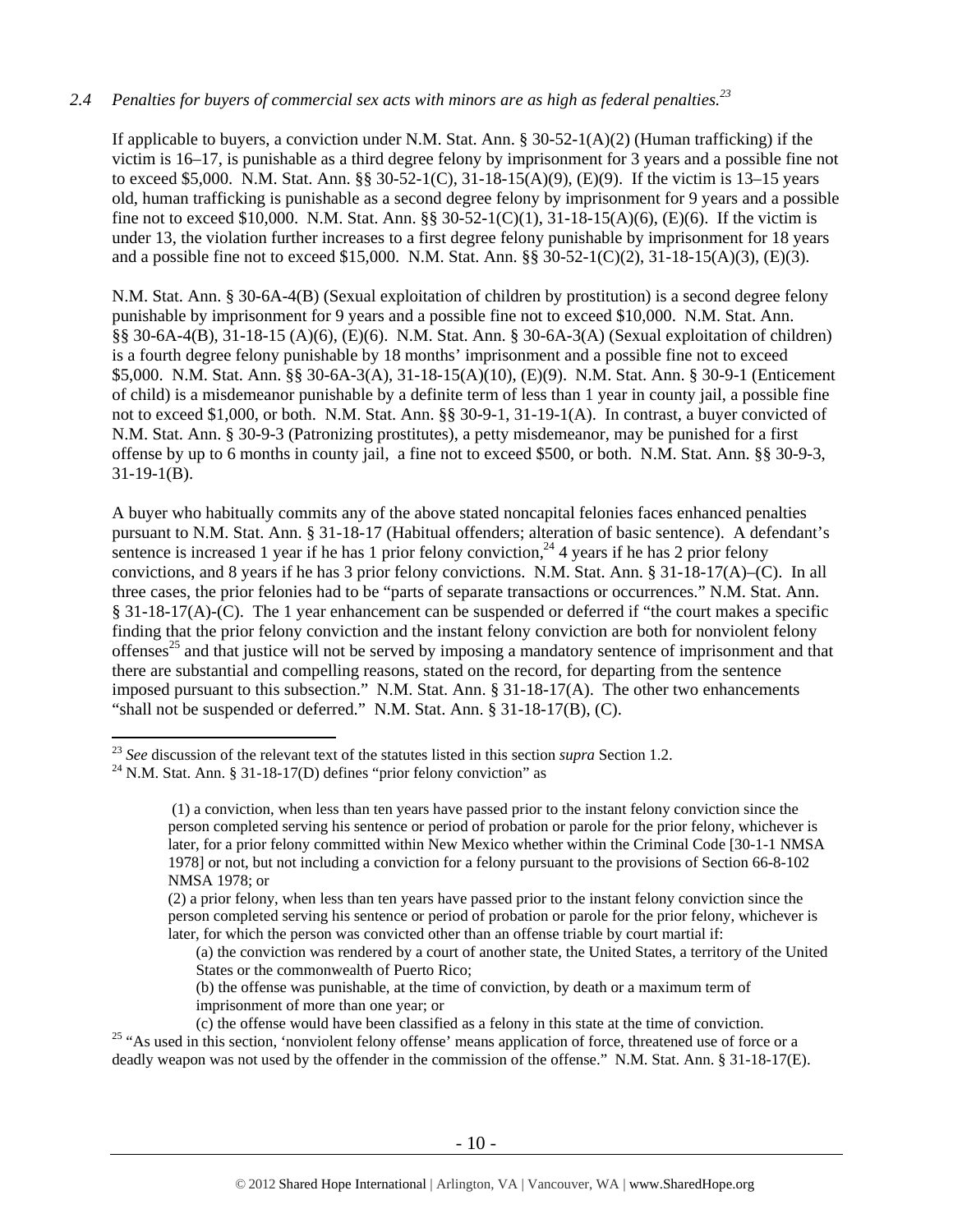*2.4 Penalties for buyers of commercial sex acts with minors are as high as federal penalties.*[23]

If applicable to buyers, a conviction under N.M. Stat. Ann. § 30-52-1(A)(2) (Human trafficking) if the victim is 16–17, is punishable as a third degree felony by imprisonment for 3 years and a possible fine not to exceed $5,000. N.M. Stat. Ann. §§ 30-52-1(C), 31-18-15(A)(9), (E)(9). If the victim is 13–15 years old, human trafficking is punishable as a second degree felony by imprisonment for 9 years and a possible fine not to exceed $10,000. N.M. Stat. Ann. §§ 30-52-1(C)(1), 31-18-15(A)(6), (E)(6). If the victim is under 13, the violation further increases to a first degree felony punishable by imprisonment for 18 years and a possible fine not to exceed $15,000. N.M. Stat. Ann. §§ 30-52-1(C)(2), 31-18-15(A)(3), (E)(3).

N.M. Stat. Ann. § 30-6A-4(B) (Sexual exploitation of children by prostitution) is a second degree felony punishable by imprisonment for 9 years and a possible fine not to exceed $10,000. N.M. Stat. Ann. §§ 30-6A-4(B), 31-18-15 (A)(6), (E)(6). N.M. Stat. Ann. § 30-6A-3(A) (Sexual exploitation of children) is a fourth degree felony punishable by 18 months' imprisonment and a possible fine not to exceed $5,000. N.M. Stat. Ann. §§ 30-6A-3(A), 31-18-15(A)(10), (E)(9). N.M. Stat. Ann. § 30-9-1 (Enticement of child) is a misdemeanor punishable by a definite term of less than 1 year in county jail, a possible fine not to exceed $1,000, or both. N.M. Stat. Ann. §§ 30-9-1, 31-19-1(A). In contrast, a buyer convicted of N.M. Stat. Ann. § 30-9-3 (Patronizing prostitutes), a petty misdemeanor, may be punished for a first offense by up to 6 months in county jail, a fine not to exceed $500, or both. N.M. Stat. Ann. §§ 30-9-3, 31-19-1(B).

A buyer who habitually commits any of the above stated noncapital felonies faces enhanced penalties pursuant to N.M. Stat. Ann. § 31-18-17 (Habitual offenders; alteration of basic sentence). A defendant's sentence is increased 1 year if he has 1 prior felony conviction,[24] 4 years if he has 2 prior felony convictions, and 8 years if he has 3 prior felony convictions. N.M. Stat. Ann. § 31-18-17(A)–(C). In all three cases, the prior felonies had to be "parts of separate transactions or occurrences." N.M. Stat. Ann. § 31-18-17(A)-(C). The 1 year enhancement can be suspended or deferred if "the court makes a specific finding that the prior felony conviction and the instant felony conviction are both for nonviolent felony offenses[25] and that justice will not be served by imposing a mandatory sentence of imprisonment and that there are substantial and compelling reasons, stated on the record, for departing from the sentence imposed pursuant to this subsection." N.M. Stat. Ann. § 31-18-17(A). The other two enhancements "shall not be suspended or deferred." N.M. Stat. Ann. § 31-18-17(B), (C).

---

[23] *See* discussion of the relevant text of the statutes listed in this section *supra* Section 1.2.

[24] N.M. Stat. Ann. § 31-18-17(D) defines "prior felony conviction" as

> (1) a conviction, when less than ten years have passed prior to the instant felony conviction since the person completed serving his sentence or period of probation or parole for the prior felony, whichever is later, for a prior felony committed within New Mexico whether within the Criminal Code [30-1-1 NMSA 1978] or not, but not including a conviction for a felony pursuant to the provisions of Section 66-8-102 NMSA 1978; or
>
> (2) a prior felony, when less than ten years have passed prior to the instant felony conviction since the person completed serving his sentence or period of probation or parole for the prior felony, whichever is later, for which the person was convicted other than an offense triable by court martial if:
>
> (a) the conviction was rendered by a court of another state, the United States, a territory of the United States or the commonwealth of Puerto Rico;
>
> (b) the offense was punishable, at the time of conviction, by death or a maximum term of imprisonment of more than one year; or
>
> (c) the offense would have been classified as a felony in this state at the time of conviction.

[25] "As used in this section, 'nonviolent felony offense' means application of force, threatened use of force or a deadly weapon was not used by the offender in the commission of the offense." N.M. Stat. Ann. § 31-18-17(E).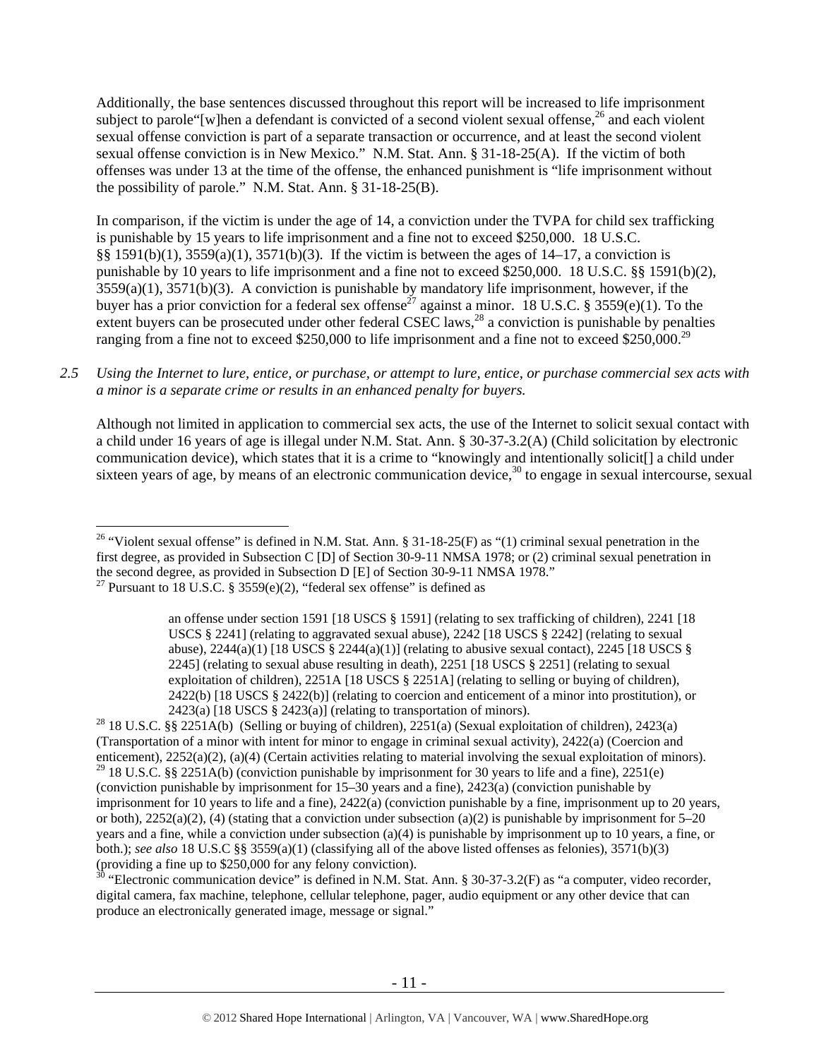Additionally, the base sentences discussed throughout this report will be increased to life imprisonment subject to parole"[w]hen a defendant is convicted of a second violent sexual offense,[26] and each violent sexual offense conviction is part of a separate transaction or occurrence, and at least the second violent sexual offense conviction is in New Mexico." N.M. Stat. Ann. § 31-18-25(A). If the victim of both offenses was under 13 at the time of the offense, the enhanced punishment is "life imprisonment without the possibility of parole." N.M. Stat. Ann. § 31-18-25(B).

In comparison, if the victim is under the age of 14, a conviction under the TVPA for child sex trafficking is punishable by 15 years to life imprisonment and a fine not to exceed $250,000. 18 U.S.C. §§ 1591(b)(1), 3559(a)(1), 3571(b)(3). If the victim is between the ages of 14–17, a conviction is punishable by 10 years to life imprisonment and a fine not to exceed $250,000. 18 U.S.C. §§ 1591(b)(2), 3559(a)(1), 3571(b)(3). A conviction is punishable by mandatory life imprisonment, however, if the buyer has a prior conviction for a federal sex offense[27] against a minor. 18 U.S.C. § 3559(e)(1). To the extent buyers can be prosecuted under other federal CSEC laws,[28] a conviction is punishable by penalties ranging from a fine not to exceed $250,000 to life imprisonment and a fine not to exceed $250,000.[29]

*2.5 Using the Internet to lure, entice, or purchase, or attempt to lure, entice, or purchase commercial sex acts with a minor is a separate crime or results in an enhanced penalty for buyers.*

Although not limited in application to commercial sex acts, the use of the Internet to solicit sexual contact with a child under 16 years of age is illegal under N.M. Stat. Ann. § 30-37-3.2(A) (Child solicitation by electronic communication device), which states that it is a crime to "knowingly and intentionally solicit[] a child under sixteen years of age, by means of an electronic communication device,[30] to engage in sexual intercourse, sexual

---

[26] "Violent sexual offense" is defined in N.M. Stat. Ann. § 31-18-25(F) as "(1) criminal sexual penetration in the first degree, as provided in Subsection C [D] of Section 30-9-11 NMSA 1978; or (2) criminal sexual penetration in the second degree, as provided in Subsection D [E] of Section 30-9-11 NMSA 1978."

[27] Pursuant to 18 U.S.C. § 3559(e)(2), "federal sex offense" is defined as

> an offense under section 1591 [18 USCS § 1591] (relating to sex trafficking of children), 2241 [18 USCS § 2241] (relating to aggravated sexual abuse), 2242 [18 USCS § 2242] (relating to sexual abuse), 2244(a)(1) [18 USCS § 2244(a)(1)] (relating to abusive sexual contact), 2245 [18 USCS § 2245] (relating to sexual abuse resulting in death), 2251 [18 USCS § 2251] (relating to sexual exploitation of children), 2251A [18 USCS § 2251A] (relating to selling or buying of children), 2422(b) [18 USCS § 2422(b)] (relating to coercion and enticement of a minor into prostitution), or 2423(a) [18 USCS § 2423(a)] (relating to transportation of minors).

[28] 18 U.S.C. §§ 2251A(b) (Selling or buying of children), 2251(a) (Sexual exploitation of children), 2423(a) (Transportation of a minor with intent for minor to engage in criminal sexual activity), 2422(a) (Coercion and enticement), 2252(a)(2), (a)(4) (Certain activities relating to material involving the sexual exploitation of minors).

[29] 18 U.S.C. §§ 2251A(b) (conviction punishable by imprisonment for 30 years to life and a fine), 2251(e) (conviction punishable by imprisonment for 15–30 years and a fine), 2423(a) (conviction punishable by imprisonment for 10 years to life and a fine), 2422(a) (conviction punishable by a fine, imprisonment up to 20 years, or both), 2252(a)(2), (4) (stating that a conviction under subsection (a)(2) is punishable by imprisonment for 5–20 years and a fine, while a conviction under subsection (a)(4) is punishable by imprisonment up to 10 years, a fine, or both.); *see also* 18 U.S.C §§ 3559(a)(1) (classifying all of the above listed offenses as felonies), 3571(b)(3) (providing a fine up to $250,000 for any felony conviction).

[30] "Electronic communication device" is defined in N.M. Stat. Ann. § 30-37-3.2(F) as "a computer, video recorder, digital camera, fax machine, telephone, cellular telephone, pager, audio equipment or any other device that can produce an electronically generated image, message or signal."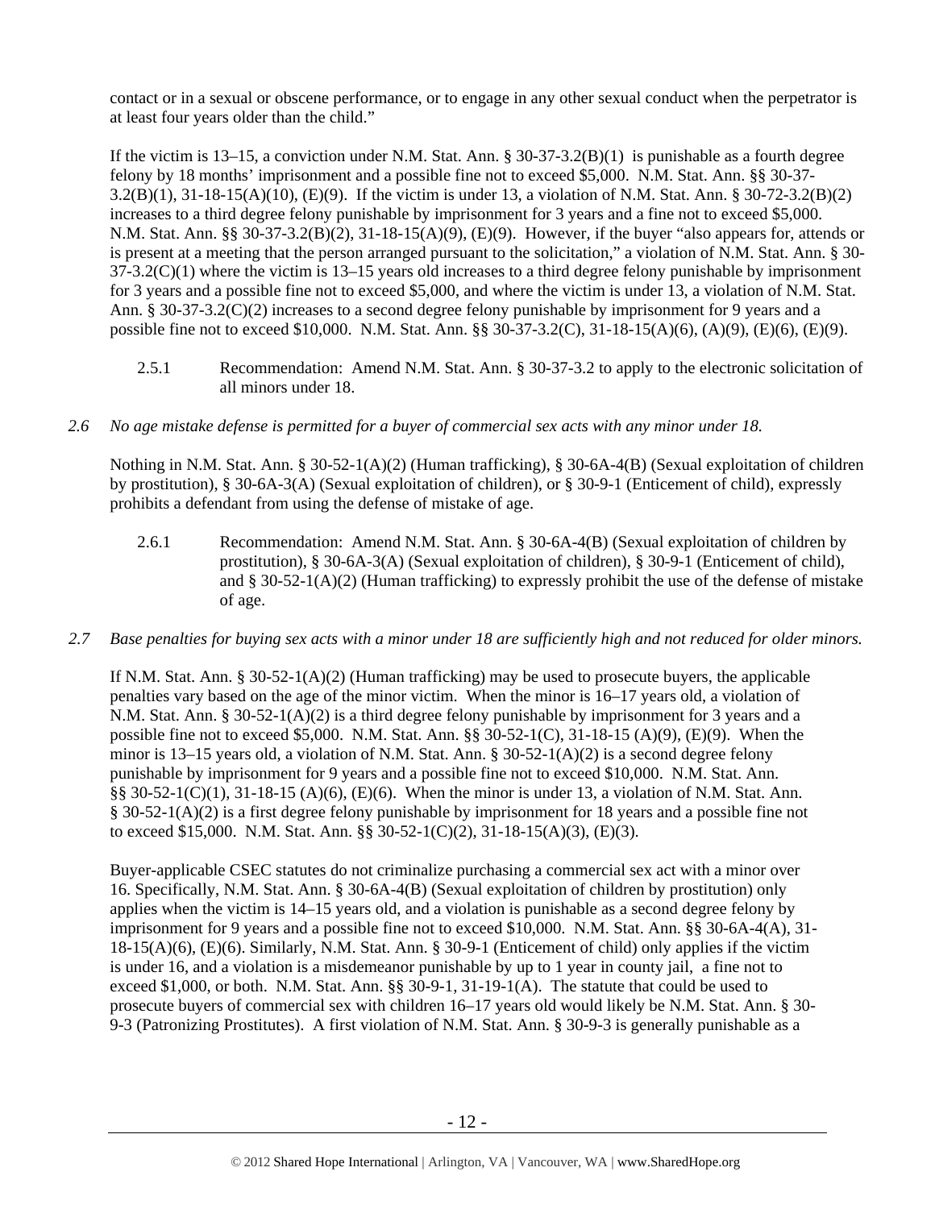contact or in a sexual or obscene performance, or to engage in any other sexual conduct when the perpetrator is at least four years older than the child."

If the victim is 13–15, a conviction under N.M. Stat. Ann. § 30-37-3.2(B)(1) is punishable as a fourth degree felony by 18 months' imprisonment and a possible fine not to exceed $5,000. N.M. Stat. Ann. §§ 30-37-3.2(B)(1), 31-18-15(A)(10), (E)(9). If the victim is under 13, a violation of N.M. Stat. Ann. § 30-72-3.2(B)(2) increases to a third degree felony punishable by imprisonment for 3 years and a fine not to exceed $5,000. N.M. Stat. Ann. §§ 30-37-3.2(B)(2), 31-18-15(A)(9), (E)(9). However, if the buyer "also appears for, attends or is present at a meeting that the person arranged pursuant to the solicitation," a violation of N.M. Stat. Ann. § 30-37-3.2(C)(1) where the victim is 13–15 years old increases to a third degree felony punishable by imprisonment for 3 years and a possible fine not to exceed $5,000, and where the victim is under 13, a violation of N.M. Stat. Ann. § 30-37-3.2(C)(2) increases to a second degree felony punishable by imprisonment for 9 years and a possible fine not to exceed $10,000. N.M. Stat. Ann. §§ 30-37-3.2(C), 31-18-15(A)(6), (A)(9), (E)(6), (E)(9).

2.5.1 Recommendation: Amend N.M. Stat. Ann. § 30-37-3.2 to apply to the electronic solicitation of all minors under 18.

*2.6 No age mistake defense is permitted for a buyer of commercial sex acts with any minor under 18.*

Nothing in N.M. Stat. Ann. § 30-52-1(A)(2) (Human trafficking), § 30-6A-4(B) (Sexual exploitation of children by prostitution), § 30-6A-3(A) (Sexual exploitation of children), or § 30-9-1 (Enticement of child), expressly prohibits a defendant from using the defense of mistake of age.

2.6.1 Recommendation: Amend N.M. Stat. Ann. § 30-6A-4(B) (Sexual exploitation of children by prostitution), § 30-6A-3(A) (Sexual exploitation of children), § 30-9-1 (Enticement of child), and § 30-52-1(A)(2) (Human trafficking) to expressly prohibit the use of the defense of mistake of age.

*2.7 Base penalties for buying sex acts with a minor under 18 are sufficiently high and not reduced for older minors.*

If N.M. Stat. Ann. § 30-52-1(A)(2) (Human trafficking) may be used to prosecute buyers, the applicable penalties vary based on the age of the minor victim. When the minor is 16–17 years old, a violation of N.M. Stat. Ann. § 30-52-1(A)(2) is a third degree felony punishable by imprisonment for 3 years and a possible fine not to exceed $5,000. N.M. Stat. Ann. §§ 30-52-1(C), 31-18-15 (A)(9), (E)(9). When the minor is 13–15 years old, a violation of N.M. Stat. Ann. § 30-52-1(A)(2) is a second degree felony punishable by imprisonment for 9 years and a possible fine not to exceed $10,000. N.M. Stat. Ann. §§ 30-52-1(C)(1), 31-18-15 (A)(6), (E)(6). When the minor is under 13, a violation of N.M. Stat. Ann. § 30-52-1(A)(2) is a first degree felony punishable by imprisonment for 18 years and a possible fine not to exceed $15,000. N.M. Stat. Ann. §§ 30-52-1(C)(2), 31-18-15(A)(3), (E)(3).

Buyer-applicable CSEC statutes do not criminalize purchasing a commercial sex act with a minor over 16. Specifically, N.M. Stat. Ann. § 30-6A-4(B) (Sexual exploitation of children by prostitution) only applies when the victim is 14–15 years old, and a violation is punishable as a second degree felony by imprisonment for 9 years and a possible fine not to exceed $10,000. N.M. Stat. Ann. §§ 30-6A-4(A), 31-18-15(A)(6), (E)(6). Similarly, N.M. Stat. Ann. § 30-9-1 (Enticement of child) only applies if the victim is under 16, and a violation is a misdemeanor punishable by up to 1 year in county jail, a fine not to exceed $1,000, or both. N.M. Stat. Ann. §§ 30-9-1, 31-19-1(A). The statute that could be used to prosecute buyers of commercial sex with children 16–17 years old would likely be N.M. Stat. Ann. § 30-9-3 (Patronizing Prostitutes). A first violation of N.M. Stat. Ann. § 30-9-3 is generally punishable as a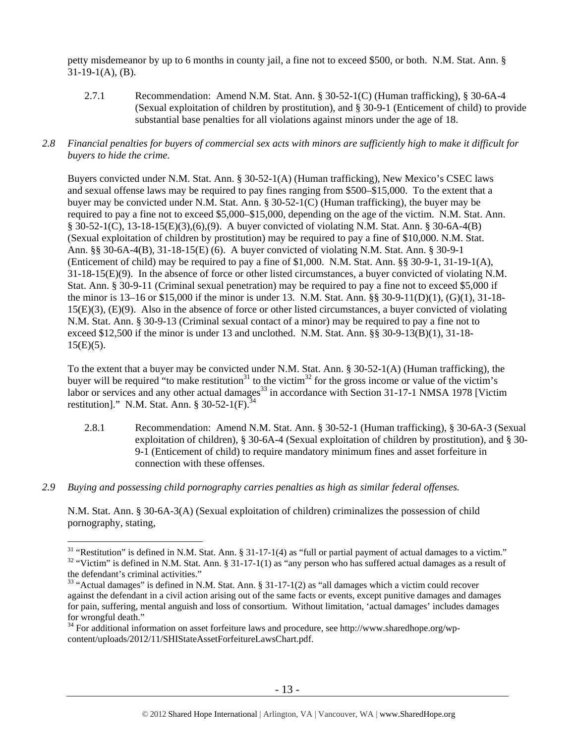petty misdemeanor by up to 6 months in county jail, a fine not to exceed $500, or both. N.M. Stat. Ann. § 31-19-1(A), (B).

2.7.1 Recommendation: Amend N.M. Stat. Ann. § 30-52-1(C) (Human trafficking), § 30-6A-4 (Sexual exploitation of children by prostitution), and § 30-9-1 (Enticement of child) to provide substantial base penalties for all violations against minors under the age of 18.

*2.8 Financial penalties for buyers of commercial sex acts with minors are sufficiently high to make it difficult for buyers to hide the crime.*

Buyers convicted under N.M. Stat. Ann. § 30-52-1(A) (Human trafficking), New Mexico's CSEC laws and sexual offense laws may be required to pay fines ranging from $500–$15,000. To the extent that a buyer may be convicted under N.M. Stat. Ann. § 30-52-1(C) (Human trafficking), the buyer may be required to pay a fine not to exceed $5,000–$15,000, depending on the age of the victim. N.M. Stat. Ann. § 30-52-1(C), 13-18-15(E)(3),(6),(9). A buyer convicted of violating N.M. Stat. Ann. § 30-6A-4(B) (Sexual exploitation of children by prostitution) may be required to pay a fine of $10,000. N.M. Stat. Ann. §§ 30-6A-4(B), 31-18-15(E) (6). A buyer convicted of violating N.M. Stat. Ann. § 30-9-1 (Enticement of child) may be required to pay a fine of $1,000. N.M. Stat. Ann. §§ 30-9-1, 31-19-1(A), 31-18-15(E)(9). In the absence of force or other listed circumstances, a buyer convicted of violating N.M. Stat. Ann. § 30-9-11 (Criminal sexual penetration) may be required to pay a fine not to exceed $5,000 if the minor is 13–16 or $15,000 if the minor is under 13. N.M. Stat. Ann. §§ 30-9-11(D)(1), (G)(1), 31-18-15(E)(3), (E)(9). Also in the absence of force or other listed circumstances, a buyer convicted of violating N.M. Stat. Ann. § 30-9-13 (Criminal sexual contact of a minor) may be required to pay a fine not to exceed $12,500 if the minor is under 13 and unclothed. N.M. Stat. Ann. §§ 30-9-13(B)(1), 31-18-15(E)(5).

To the extent that a buyer may be convicted under N.M. Stat. Ann. § 30-52-1(A) (Human trafficking), the buyer will be required "to make restitution[31] to the victim[32] for the gross income or value of the victim's labor or services and any other actual damages[33] in accordance with Section 31-17-1 NMSA 1978 [Victim restitution]." N.M. Stat. Ann. § 30-52-1(F).[34]

2.8.1 Recommendation: Amend N.M. Stat. Ann. § 30-52-1 (Human trafficking), § 30-6A-3 (Sexual exploitation of children), § 30-6A-4 (Sexual exploitation of children by prostitution), and § 30-9-1 (Enticement of child) to require mandatory minimum fines and asset forfeiture in connection with these offenses.

*2.9 Buying and possessing child pornography carries penalties as high as similar federal offenses.*

N.M. Stat. Ann. § 30-6A-3(A) (Sexual exploitation of children) criminalizes the possession of child pornography, stating,

---

[31] "Restitution" is defined in N.M. Stat. Ann. § 31-17-1(4) as "full or partial payment of actual damages to a victim."

[32] "Victim" is defined in N.M. Stat. Ann. § 31-17-1(1) as "any person who has suffered actual damages as a result of the defendant's criminal activities."

[33] "Actual damages" is defined in N.M. Stat. Ann. § 31-17-1(2) as "all damages which a victim could recover against the defendant in a civil action arising out of the same facts or events, except punitive damages and damages for pain, suffering, mental anguish and loss of consortium. Without limitation, 'actual damages' includes damages for wrongful death."

[34] For additional information on asset forfeiture laws and procedure, see http://www.sharedhope.org/wp-content/uploads/2012/11/SHIStateAssetForfeitureLawsChart.pdf.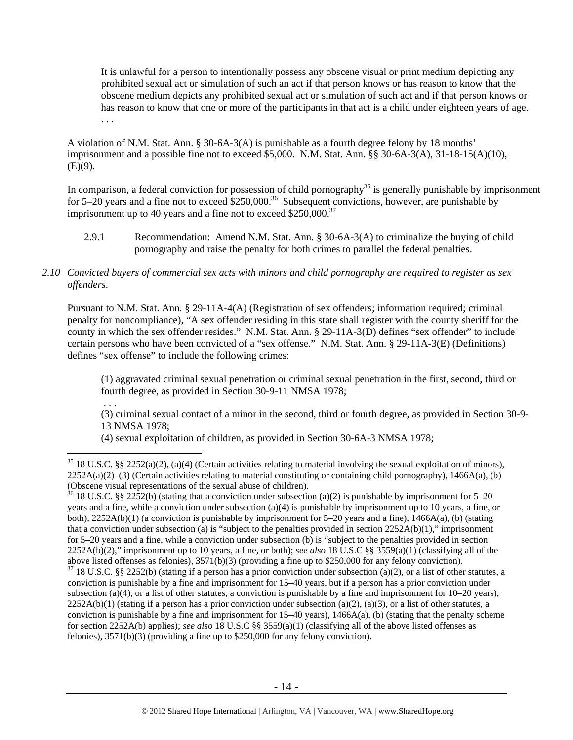> It is unlawful for a person to intentionally possess any obscene visual or print medium depicting any prohibited sexual act or simulation of such an act if that person knows or has reason to know that the obscene medium depicts any prohibited sexual act or simulation of such act and if that person knows or has reason to know that one or more of the participants in that act is a child under eighteen years of age. . . .

A violation of N.M. Stat. Ann. § 30-6A-3(A) is punishable as a fourth degree felony by 18 months' imprisonment and a possible fine not to exceed $5,000. N.M. Stat. Ann. §§ 30-6A-3(A), 31-18-15(A)(10), (E)(9).

In comparison, a federal conviction for possession of child pornography[35] is generally punishable by imprisonment for 5–20 years and a fine not to exceed $250,000.[36] Subsequent convictions, however, are punishable by imprisonment up to 40 years and a fine not to exceed $250,000.[37]

2.9.1 Recommendation: Amend N.M. Stat. Ann. § 30-6A-3(A) to criminalize the buying of child pornography and raise the penalty for both crimes to parallel the federal penalties.

*2.10 Convicted buyers of commercial sex acts with minors and child pornography are required to register as sex offenders.*

Pursuant to N.M. Stat. Ann. § 29-11A-4(A) (Registration of sex offenders; information required; criminal penalty for noncompliance), "A sex offender residing in this state shall register with the county sheriff for the county in which the sex offender resides." N.M. Stat. Ann. § 29-11A-3(D) defines "sex offender" to include certain persons who have been convicted of a "sex offense." N.M. Stat. Ann. § 29-11A-3(E) (Definitions) defines "sex offense" to include the following crimes:

> (1) aggravated criminal sexual penetration or criminal sexual penetration in the first, second, third or fourth degree, as provided in Section 30-9-11 NMSA 1978;
> . . .
> (3) criminal sexual contact of a minor in the second, third or fourth degree, as provided in Section 30-9-13 NMSA 1978;
> (4) sexual exploitation of children, as provided in Section 30-6A-3 NMSA 1978;

---

[35] 18 U.S.C. §§ 2252(a)(2), (a)(4) (Certain activities relating to material involving the sexual exploitation of minors), 2252A(a)(2)–(3) (Certain activities relating to material constituting or containing child pornography), 1466A(a), (b) (Obscene visual representations of the sexual abuse of children).

[36] 18 U.S.C. §§ 2252(b) (stating that a conviction under subsection (a)(2) is punishable by imprisonment for 5–20 years and a fine, while a conviction under subsection (a)(4) is punishable by imprisonment up to 10 years, a fine, or both), 2252A(b)(1) (a conviction is punishable by imprisonment for 5–20 years and a fine), 1466A(a), (b) (stating that a conviction under subsection (a) is "subject to the penalties provided in section 2252A(b)(1)," imprisonment for 5–20 years and a fine, while a conviction under subsection (b) is "subject to the penalties provided in section 2252A(b)(2)," imprisonment up to 10 years, a fine, or both); *see also* 18 U.S.C §§ 3559(a)(1) (classifying all of the above listed offenses as felonies), 3571(b)(3) (providing a fine up to $250,000 for any felony conviction).

[37] 18 U.S.C. §§ 2252(b) (stating if a person has a prior conviction under subsection (a)(2), or a list of other statutes, a conviction is punishable by a fine and imprisonment for 15–40 years, but if a person has a prior conviction under subsection (a)(4), or a list of other statutes, a conviction is punishable by a fine and imprisonment for 10–20 years), 2252A(b)(1) (stating if a person has a prior conviction under subsection (a)(2), (a)(3), or a list of other statutes, a conviction is punishable by a fine and imprisonment for 15–40 years), 1466A(a), (b) (stating that the penalty scheme for section 2252A(b) applies); *see also* 18 U.S.C §§ 3559(a)(1) (classifying all of the above listed offenses as felonies), 3571(b)(3) (providing a fine up to $250,000 for any felony conviction).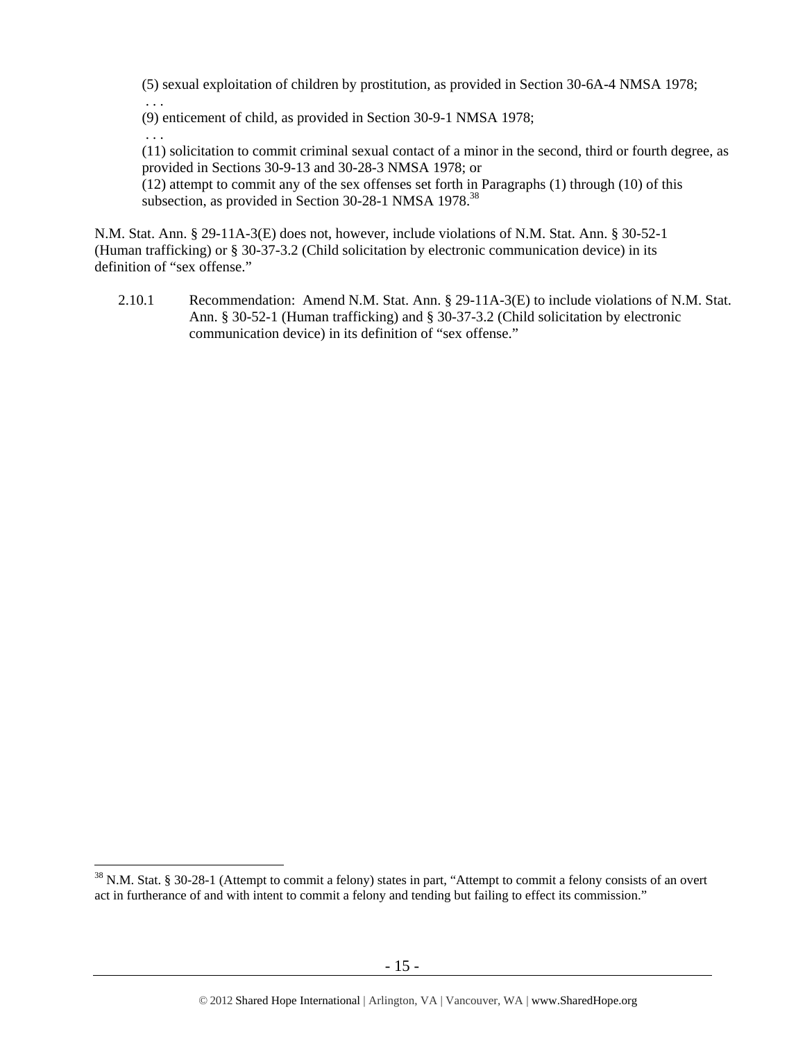(5) sexual exploitation of children by prostitution, as provided in Section 30-6A-4 NMSA 1978;
. . .
(9) enticement of child, as provided in Section 30-9-1 NMSA 1978;
. . .
(11) solicitation to commit criminal sexual contact of a minor in the second, third or fourth degree, as provided in Sections 30-9-13 and 30-28-3 NMSA 1978; or
(12) attempt to commit any of the sex offenses set forth in Paragraphs (1) through (10) of this subsection, as provided in Section 30-28-1 NMSA 1978.[38]

N.M. Stat. Ann. § 29-11A-3(E) does not, however, include violations of N.M. Stat. Ann. § 30-52-1 (Human trafficking) or § 30-37-3.2 (Child solicitation by electronic communication device) in its definition of "sex offense."

2.10.1 Recommendation: Amend N.M. Stat. Ann. § 29-11A-3(E) to include violations of N.M. Stat. Ann. § 30-52-1 (Human trafficking) and § 30-37-3.2 (Child solicitation by electronic communication device) in its definition of "sex offense."

[38] N.M. Stat. § 30-28-1 (Attempt to commit a felony) states in part, "Attempt to commit a felony consists of an overt act in furtherance of and with intent to commit a felony and tending but failing to effect its commission."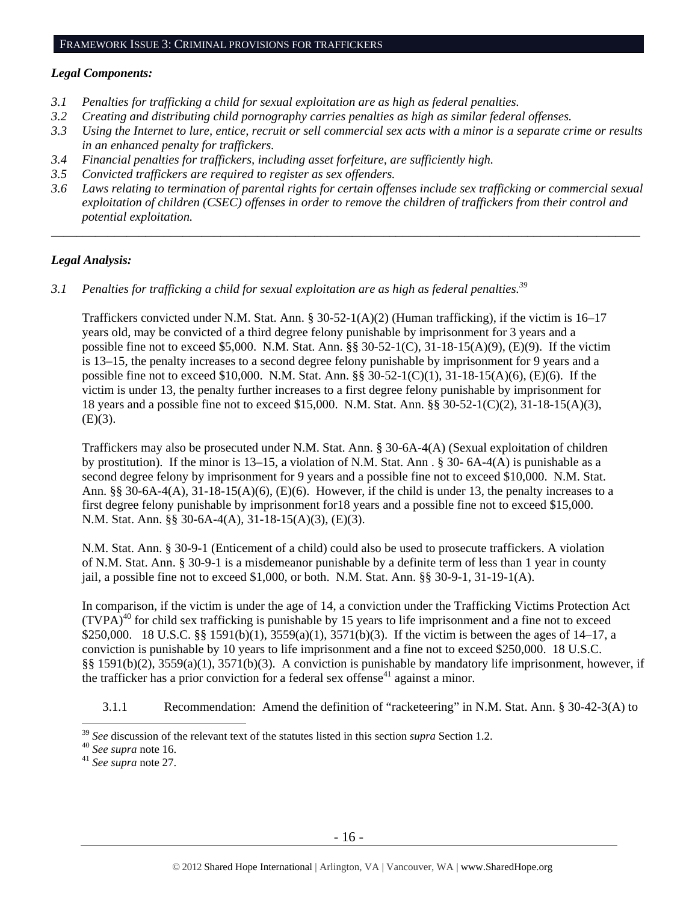## FRAMEWORK ISSUE 3: CRIMINAL PROVISIONS FOR TRAFFICKERS

***Legal Components:***

- *3.1 Penalties for trafficking a child for sexual exploitation are as high as federal penalties.*
- *3.2 Creating and distributing child pornography carries penalties as high as similar federal offenses.*
- *3.3 Using the Internet to lure, entice, recruit or sell commercial sex acts with a minor is a separate crime or results in an enhanced penalty for traffickers.*
- *3.4 Financial penalties for traffickers, including asset forfeiture, are sufficiently high.*
- *3.5 Convicted traffickers are required to register as sex offenders.*
- *3.6 Laws relating to termination of parental rights for certain offenses include sex trafficking or commercial sexual exploitation of children (CSEC) offenses in order to remove the children of traffickers from their control and potential exploitation.*

---

***Legal Analysis:***

*3.1 Penalties for trafficking a child for sexual exploitation are as high as federal penalties.*[39]

Traffickers convicted under N.M. Stat. Ann. § 30-52-1(A)(2) (Human trafficking), if the victim is 16–17 years old, may be convicted of a third degree felony punishable by imprisonment for 3 years and a possible fine not to exceed $5,000. N.M. Stat. Ann. §§ 30-52-1(C), 31-18-15(A)(9), (E)(9). If the victim is 13–15, the penalty increases to a second degree felony punishable by imprisonment for 9 years and a possible fine not to exceed $10,000. N.M. Stat. Ann. §§ 30-52-1(C)(1), 31-18-15(A)(6), (E)(6). If the victim is under 13, the penalty further increases to a first degree felony punishable by imprisonment for 18 years and a possible fine not to exceed $15,000. N.M. Stat. Ann. §§ 30-52-1(C)(2), 31-18-15(A)(3), (E)(3).

Traffickers may also be prosecuted under N.M. Stat. Ann. § 30-6A-4(A) (Sexual exploitation of children by prostitution). If the minor is 13–15, a violation of N.M. Stat. Ann . § 30- 6A-4(A) is punishable as a second degree felony by imprisonment for 9 years and a possible fine not to exceed $10,000. N.M. Stat. Ann. §§ 30-6A-4(A), 31-18-15(A)(6), (E)(6). However, if the child is under 13, the penalty increases to a first degree felony punishable by imprisonment for18 years and a possible fine not to exceed $15,000. N.M. Stat. Ann. §§ 30-6A-4(A), 31-18-15(A)(3), (E)(3).

N.M. Stat. Ann. § 30-9-1 (Enticement of a child) could also be used to prosecute traffickers. A violation of N.M. Stat. Ann. § 30-9-1 is a misdemeanor punishable by a definite term of less than 1 year in county jail, a possible fine not to exceed $1,000, or both. N.M. Stat. Ann. §§ 30-9-1, 31-19-1(A).

In comparison, if the victim is under the age of 14, a conviction under the Trafficking Victims Protection Act (TVPA)[40] for child sex trafficking is punishable by 15 years to life imprisonment and a fine not to exceed $250,000. 18 U.S.C. §§ 1591(b)(1), 3559(a)(1), 3571(b)(3). If the victim is between the ages of 14–17, a conviction is punishable by 10 years to life imprisonment and a fine not to exceed $250,000. 18 U.S.C. §§ 1591(b)(2), 3559(a)(1), 3571(b)(3). A conviction is punishable by mandatory life imprisonment, however, if the trafficker has a prior conviction for a federal sex offense[41] against a minor.

3.1.1 Recommendation: Amend the definition of "racketeering" in N.M. Stat. Ann. § 30-42-3(A) to

---

[39] *See* discussion of the relevant text of the statutes listed in this section *supra* Section 1.2.

[40] *See supra* note 16.

[41] *See supra* note 27.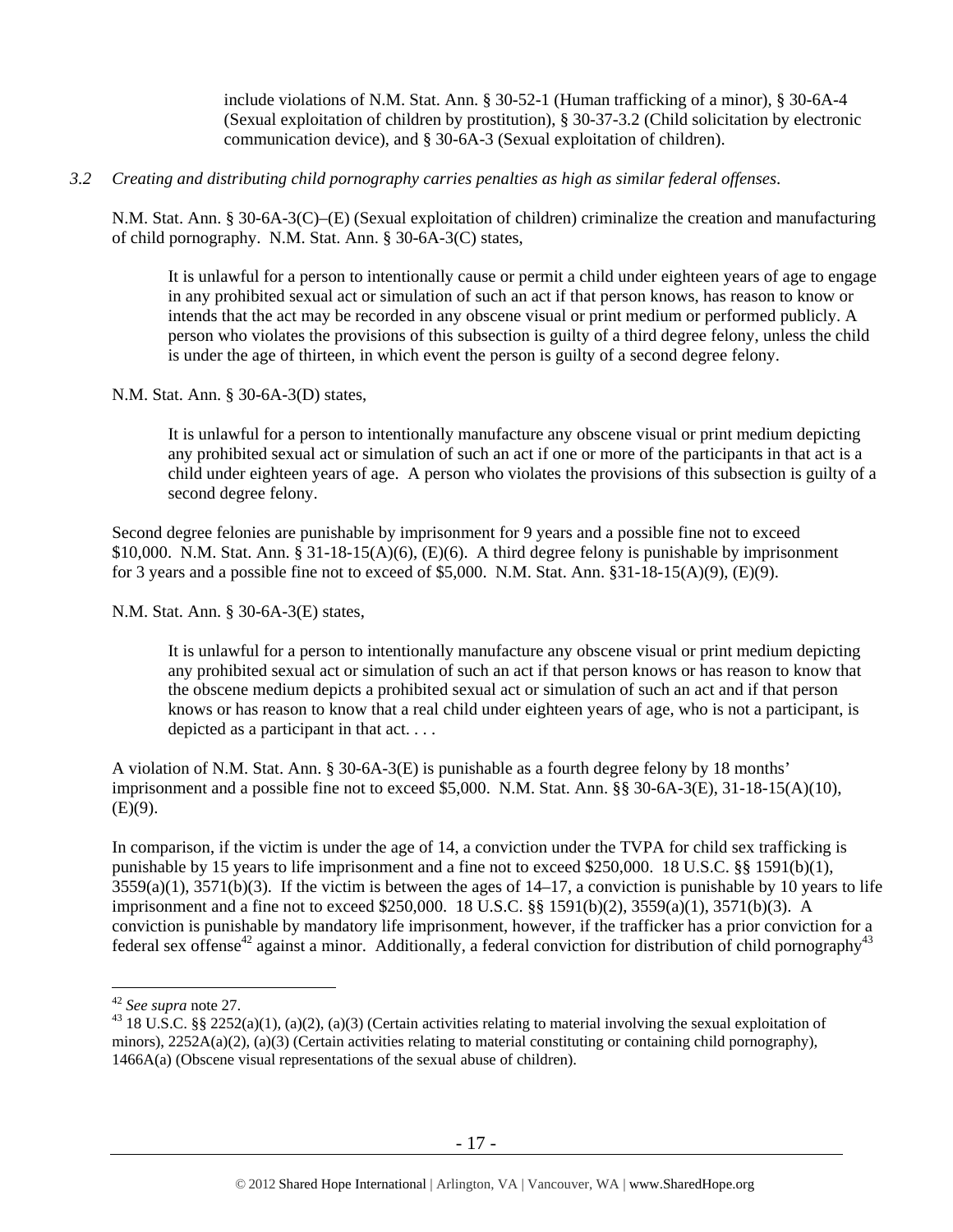include violations of N.M. Stat. Ann. § 30-52-1 (Human trafficking of a minor), § 30-6A-4 (Sexual exploitation of children by prostitution), § 30-37-3.2 (Child solicitation by electronic communication device), and § 30-6A-3 (Sexual exploitation of children).

*3.2 Creating and distributing child pornography carries penalties as high as similar federal offenses.*

N.M. Stat. Ann. § 30-6A-3(C)–(E) (Sexual exploitation of children) criminalize the creation and manufacturing of child pornography. N.M. Stat. Ann. § 30-6A-3(C) states,

> It is unlawful for a person to intentionally cause or permit a child under eighteen years of age to engage in any prohibited sexual act or simulation of such an act if that person knows, has reason to know or intends that the act may be recorded in any obscene visual or print medium or performed publicly. A person who violates the provisions of this subsection is guilty of a third degree felony, unless the child is under the age of thirteen, in which event the person is guilty of a second degree felony.

N.M. Stat. Ann. § 30-6A-3(D) states,

> It is unlawful for a person to intentionally manufacture any obscene visual or print medium depicting any prohibited sexual act or simulation of such an act if one or more of the participants in that act is a child under eighteen years of age. A person who violates the provisions of this subsection is guilty of a second degree felony.

Second degree felonies are punishable by imprisonment for 9 years and a possible fine not to exceed $10,000. N.M. Stat. Ann. § 31-18-15(A)(6), (E)(6). A third degree felony is punishable by imprisonment for 3 years and a possible fine not to exceed of $5,000. N.M. Stat. Ann. §31-18-15(A)(9), (E)(9).

N.M. Stat. Ann. § 30-6A-3(E) states,

> It is unlawful for a person to intentionally manufacture any obscene visual or print medium depicting any prohibited sexual act or simulation of such an act if that person knows or has reason to know that the obscene medium depicts a prohibited sexual act or simulation of such an act and if that person knows or has reason to know that a real child under eighteen years of age, who is not a participant, is depicted as a participant in that act. . . .

A violation of N.M. Stat. Ann. § 30-6A-3(E) is punishable as a fourth degree felony by 18 months' imprisonment and a possible fine not to exceed $5,000. N.M. Stat. Ann. §§ 30-6A-3(E), 31-18-15(A)(10), (E)(9).

In comparison, if the victim is under the age of 14, a conviction under the TVPA for child sex trafficking is punishable by 15 years to life imprisonment and a fine not to exceed $250,000. 18 U.S.C. §§ 1591(b)(1), 3559(a)(1), 3571(b)(3). If the victim is between the ages of 14–17, a conviction is punishable by 10 years to life imprisonment and a fine not to exceed $250,000. 18 U.S.C. §§ 1591(b)(2), 3559(a)(1), 3571(b)(3). A conviction is punishable by mandatory life imprisonment, however, if the trafficker has a prior conviction for a federal sex offense[42] against a minor. Additionally, a federal conviction for distribution of child pornography[43]

---

[42] *See supra* note 27.

[43] 18 U.S.C. §§ 2252(a)(1), (a)(2), (a)(3) (Certain activities relating to material involving the sexual exploitation of minors), 2252A(a)(2), (a)(3) (Certain activities relating to material constituting or containing child pornography), 1466A(a) (Obscene visual representations of the sexual abuse of children).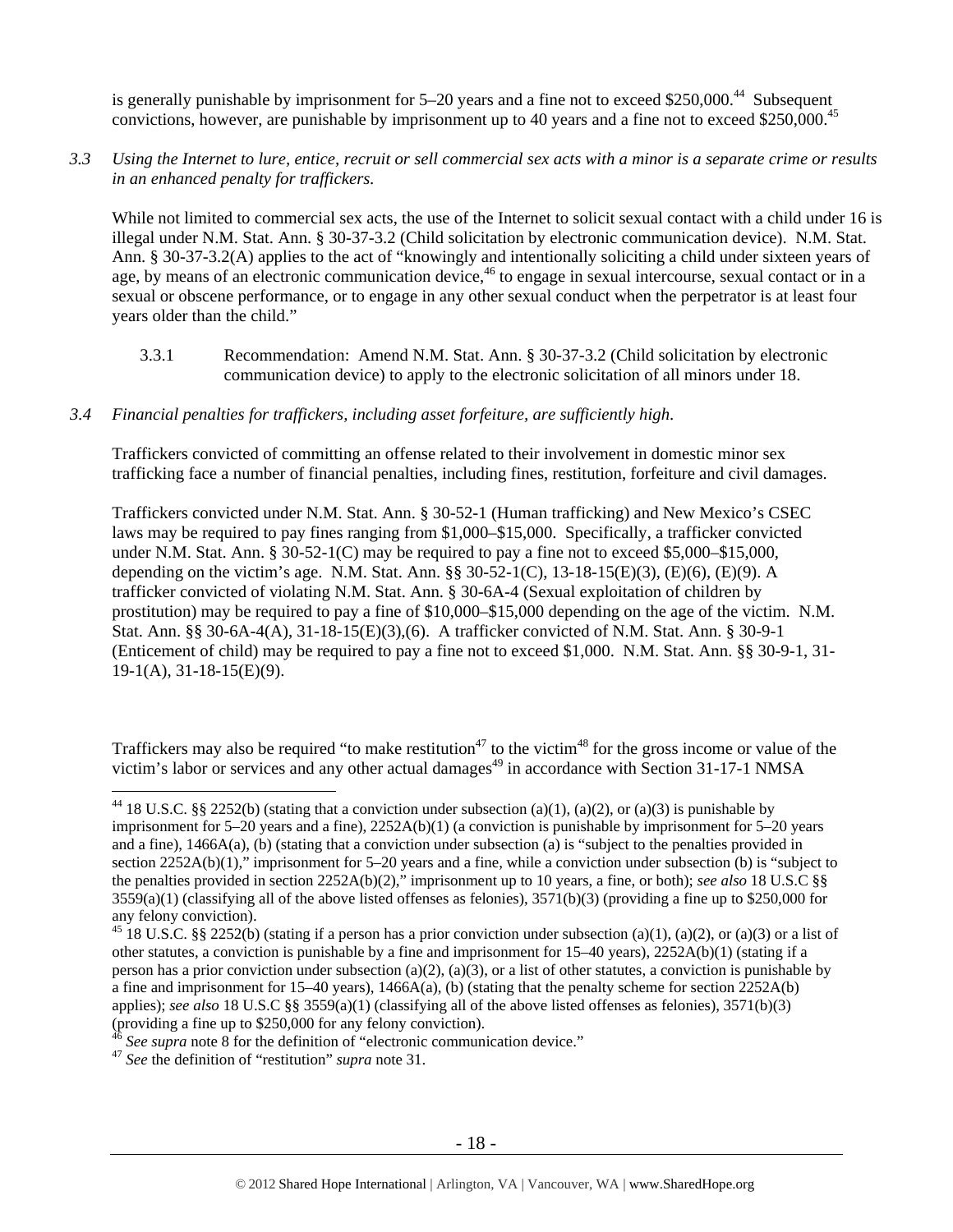is generally punishable by imprisonment for 5–20 years and a fine not to exceed $250,000.[44] Subsequent convictions, however, are punishable by imprisonment up to 40 years and a fine not to exceed $250,000.[45]

*3.3 Using the Internet to lure, entice, recruit or sell commercial sex acts with a minor is a separate crime or results in an enhanced penalty for traffickers.*

While not limited to commercial sex acts, the use of the Internet to solicit sexual contact with a child under 16 is illegal under N.M. Stat. Ann. § 30-37-3.2 (Child solicitation by electronic communication device). N.M. Stat. Ann. § 30-37-3.2(A) applies to the act of "knowingly and intentionally soliciting a child under sixteen years of age, by means of an electronic communication device,[46] to engage in sexual intercourse, sexual contact or in a sexual or obscene performance, or to engage in any other sexual conduct when the perpetrator is at least four years older than the child."

3.3.1 Recommendation: Amend N.M. Stat. Ann. § 30-37-3.2 (Child solicitation by electronic communication device) to apply to the electronic solicitation of all minors under 18.

*3.4 Financial penalties for traffickers, including asset forfeiture, are sufficiently high.*

Traffickers convicted of committing an offense related to their involvement in domestic minor sex trafficking face a number of financial penalties, including fines, restitution, forfeiture and civil damages.

Traffickers convicted under N.M. Stat. Ann. § 30-52-1 (Human trafficking) and New Mexico's CSEC laws may be required to pay fines ranging from $1,000–$15,000. Specifically, a trafficker convicted under N.M. Stat. Ann. § 30-52-1(C) may be required to pay a fine not to exceed $5,000–$15,000, depending on the victim's age. N.M. Stat. Ann. §§ 30-52-1(C), 13-18-15(E)(3), (E)(6), (E)(9). A trafficker convicted of violating N.M. Stat. Ann. § 30-6A-4 (Sexual exploitation of children by prostitution) may be required to pay a fine of $10,000–$15,000 depending on the age of the victim. N.M. Stat. Ann. §§ 30-6A-4(A), 31-18-15(E)(3),(6). A trafficker convicted of N.M. Stat. Ann. § 30-9-1 (Enticement of child) may be required to pay a fine not to exceed $1,000. N.M. Stat. Ann. §§ 30-9-1, 31-19-1(A), 31-18-15(E)(9).

Traffickers may also be required "to make restitution[47] to the victim[48] for the gross income or value of the victim's labor or services and any other actual damages[49] in accordance with Section 31-17-1 NMSA

---

[44] 18 U.S.C. §§ 2252(b) (stating that a conviction under subsection (a)(1), (a)(2), or (a)(3) is punishable by imprisonment for 5–20 years and a fine), 2252A(b)(1) (a conviction is punishable by imprisonment for 5–20 years and a fine), 1466A(a), (b) (stating that a conviction under subsection (a) is "subject to the penalties provided in section 2252A(b)(1)," imprisonment for 5–20 years and a fine, while a conviction under subsection (b) is "subject to the penalties provided in section 2252A(b)(2)," imprisonment up to 10 years, a fine, or both); *see also* 18 U.S.C §§ 3559(a)(1) (classifying all of the above listed offenses as felonies), 3571(b)(3) (providing a fine up to $250,000 for any felony conviction).

[45] 18 U.S.C. §§ 2252(b) (stating if a person has a prior conviction under subsection (a)(1), (a)(2), or (a)(3) or a list of other statutes, a conviction is punishable by a fine and imprisonment for 15–40 years), 2252A(b)(1) (stating if a person has a prior conviction under subsection (a)(2), (a)(3), or a list of other statutes, a conviction is punishable by a fine and imprisonment for 15–40 years), 1466A(a), (b) (stating that the penalty scheme for section 2252A(b) applies); *see also* 18 U.S.C §§ 3559(a)(1) (classifying all of the above listed offenses as felonies), 3571(b)(3) (providing a fine up to $250,000 for any felony conviction).

[46] *See supra* note 8 for the definition of "electronic communication device."

[47] *See* the definition of "restitution" *supra* note 31.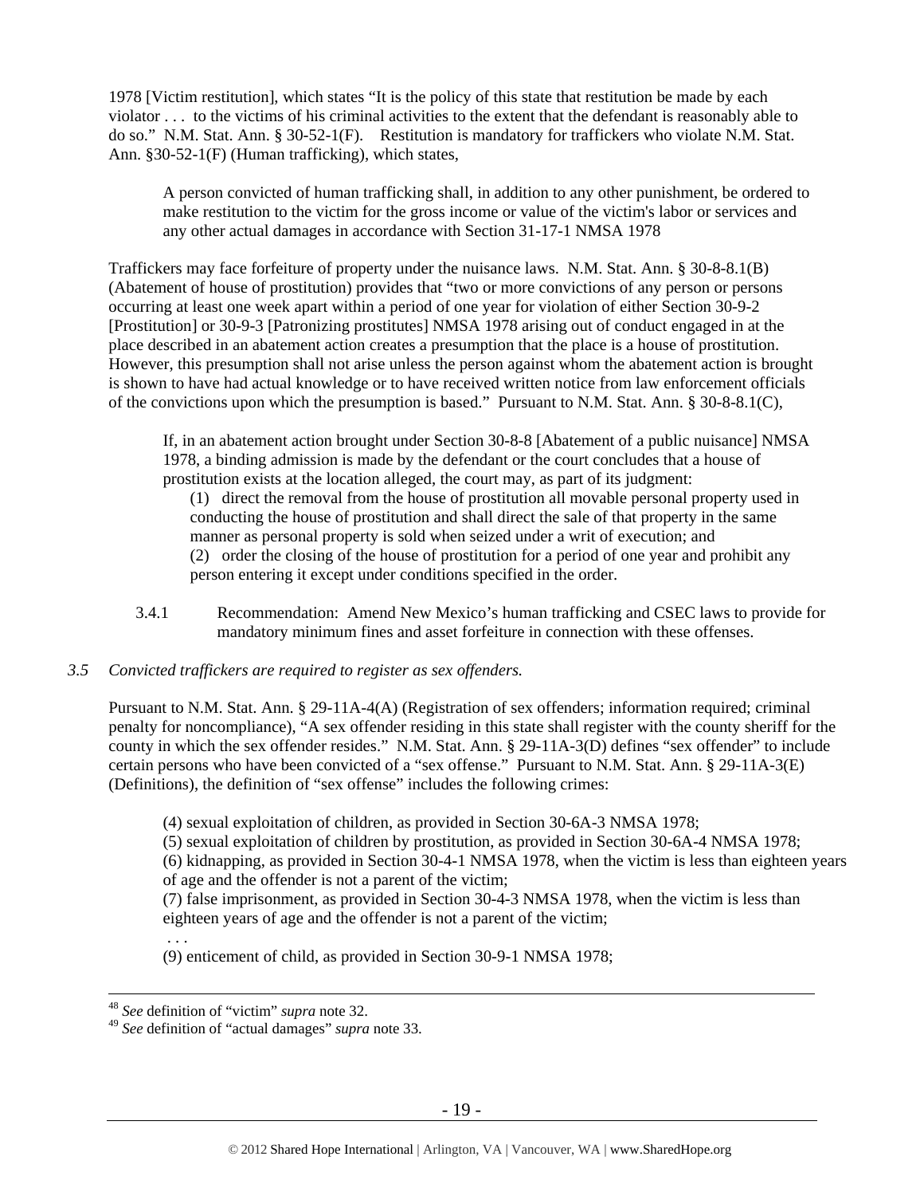1978 [Victim restitution], which states "It is the policy of this state that restitution be made by each violator . . . to the victims of his criminal activities to the extent that the defendant is reasonably able to do so." N.M. Stat. Ann. § 30-52-1(F). Restitution is mandatory for traffickers who violate N.M. Stat. Ann. §30-52-1(F) (Human trafficking), which states,

> A person convicted of human trafficking shall, in addition to any other punishment, be ordered to make restitution to the victim for the gross income or value of the victim's labor or services and any other actual damages in accordance with Section 31-17-1 NMSA 1978

Traffickers may face forfeiture of property under the nuisance laws. N.M. Stat. Ann. § 30-8-8.1(B) (Abatement of house of prostitution) provides that "two or more convictions of any person or persons occurring at least one week apart within a period of one year for violation of either Section 30-9-2 [Prostitution] or 30-9-3 [Patronizing prostitutes] NMSA 1978 arising out of conduct engaged in at the place described in an abatement action creates a presumption that the place is a house of prostitution. However, this presumption shall not arise unless the person against whom the abatement action is brought is shown to have had actual knowledge or to have received written notice from law enforcement officials of the convictions upon which the presumption is based." Pursuant to N.M. Stat. Ann. § 30-8-8.1(C),

> If, in an abatement action brought under Section 30-8-8 [Abatement of a public nuisance] NMSA 1978, a binding admission is made by the defendant or the court concludes that a house of prostitution exists at the location alleged, the court may, as part of its judgment:
>
> (1) direct the removal from the house of prostitution all movable personal property used in conducting the house of prostitution and shall direct the sale of that property in the same manner as personal property is sold when seized under a writ of execution; and
>
> (2) order the closing of the house of prostitution for a period of one year and prohibit any person entering it except under conditions specified in the order.

3.4.1 Recommendation: Amend New Mexico's human trafficking and CSEC laws to provide for mandatory minimum fines and asset forfeiture in connection with these offenses.

*3.5 Convicted traffickers are required to register as sex offenders.*

Pursuant to N.M. Stat. Ann. § 29-11A-4(A) (Registration of sex offenders; information required; criminal penalty for noncompliance), "A sex offender residing in this state shall register with the county sheriff for the county in which the sex offender resides." N.M. Stat. Ann. § 29-11A-3(D) defines "sex offender" to include certain persons who have been convicted of a "sex offense." Pursuant to N.M. Stat. Ann. § 29-11A-3(E) (Definitions), the definition of "sex offense" includes the following crimes:

> (4) sexual exploitation of children, as provided in Section 30-6A-3 NMSA 1978;
>
> (5) sexual exploitation of children by prostitution, as provided in Section 30-6A-4 NMSA 1978;
>
> (6) kidnapping, as provided in Section 30-4-1 NMSA 1978, when the victim is less than eighteen years of age and the offender is not a parent of the victim;
>
> (7) false imprisonment, as provided in Section 30-4-3 NMSA 1978, when the victim is less than eighteen years of age and the offender is not a parent of the victim;
>
> . . .
>
> (9) enticement of child, as provided in Section 30-9-1 NMSA 1978;

---

[48] *See* definition of "victim" *supra* note 32.

[49] *See* definition of "actual damages" *supra* note 33.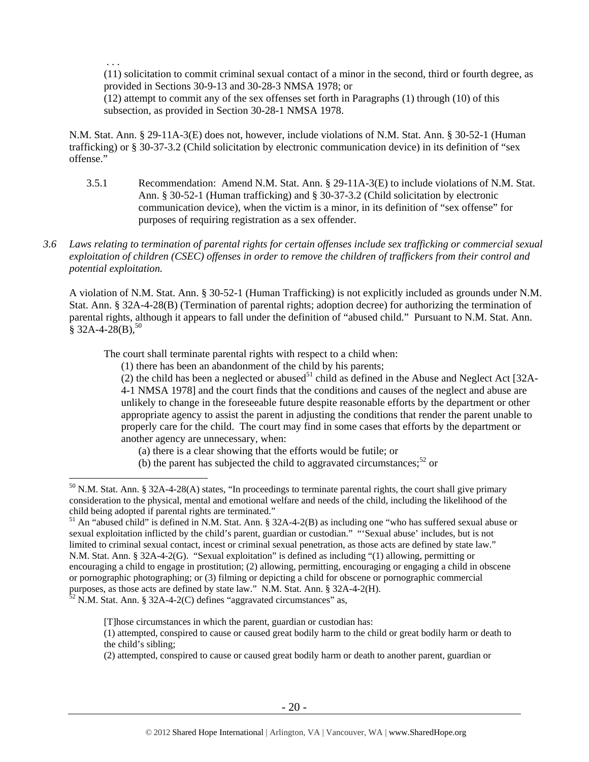. . .

(11) solicitation to commit criminal sexual contact of a minor in the second, third or fourth degree, as provided in Sections 30-9-13 and 30-28-3 NMSA 1978; or

(12) attempt to commit any of the sex offenses set forth in Paragraphs (1) through (10) of this subsection, as provided in Section 30-28-1 NMSA 1978.

N.M. Stat. Ann. § 29-11A-3(E) does not, however, include violations of N.M. Stat. Ann. § 30-52-1 (Human trafficking) or § 30-37-3.2 (Child solicitation by electronic communication device) in its definition of "sex offense."

3.5.1 Recommendation: Amend N.M. Stat. Ann. § 29-11A-3(E) to include violations of N.M. Stat. Ann. § 30-52-1 (Human trafficking) and § 30-37-3.2 (Child solicitation by electronic communication device), when the victim is a minor, in its definition of "sex offense" for purposes of requiring registration as a sex offender.

*3.6 Laws relating to termination of parental rights for certain offenses include sex trafficking or commercial sexual exploitation of children (CSEC) offenses in order to remove the children of traffickers from their control and potential exploitation.*

A violation of N.M. Stat. Ann. § 30-52-1 (Human Trafficking) is not explicitly included as grounds under N.M. Stat. Ann. § 32A-4-28(B) (Termination of parental rights; adoption decree) for authorizing the termination of parental rights, although it appears to fall under the definition of "abused child." Pursuant to N.M. Stat. Ann. § 32A-4-28(B),[50]

> The court shall terminate parental rights with respect to a child when:
>
> (1) there has been an abandonment of the child by his parents;
>
> (2) the child has been a neglected or abused[51] child as defined in the Abuse and Neglect Act [32A-4-1 NMSA 1978] and the court finds that the conditions and causes of the neglect and abuse are unlikely to change in the foreseeable future despite reasonable efforts by the department or other appropriate agency to assist the parent in adjusting the conditions that render the parent unable to properly care for the child. The court may find in some cases that efforts by the department or another agency are unnecessary, when:
>
> (a) there is a clear showing that the efforts would be futile; or
>
> (b) the parent has subjected the child to aggravated circumstances;[52] or

---

[50] N.M. Stat. Ann. § 32A-4-28(A) states, "In proceedings to terminate parental rights, the court shall give primary consideration to the physical, mental and emotional welfare and needs of the child, including the likelihood of the child being adopted if parental rights are terminated."

[51] An "abused child" is defined in N.M. Stat. Ann. § 32A-4-2(B) as including one "who has suffered sexual abuse or sexual exploitation inflicted by the child's parent, guardian or custodian." "'Sexual abuse' includes, but is not limited to criminal sexual contact, incest or criminal sexual penetration, as those acts are defined by state law." N.M. Stat. Ann. § 32A-4-2(G). "Sexual exploitation" is defined as including "(1) allowing, permitting or encouraging a child to engage in prostitution; (2) allowing, permitting, encouraging or engaging a child in obscene or pornographic photographing; or (3) filming or depicting a child for obscene or pornographic commercial purposes, as those acts are defined by state law." N.M. Stat. Ann. § 32A-4-2(H).

[52] N.M. Stat. Ann. § 32A-4-2(C) defines "aggravated circumstances" as,

> [T]hose circumstances in which the parent, guardian or custodian has:
>
> (1) attempted, conspired to cause or caused great bodily harm to the child or great bodily harm or death to the child's sibling;
>
> (2) attempted, conspired to cause or caused great bodily harm or death to another parent, guardian or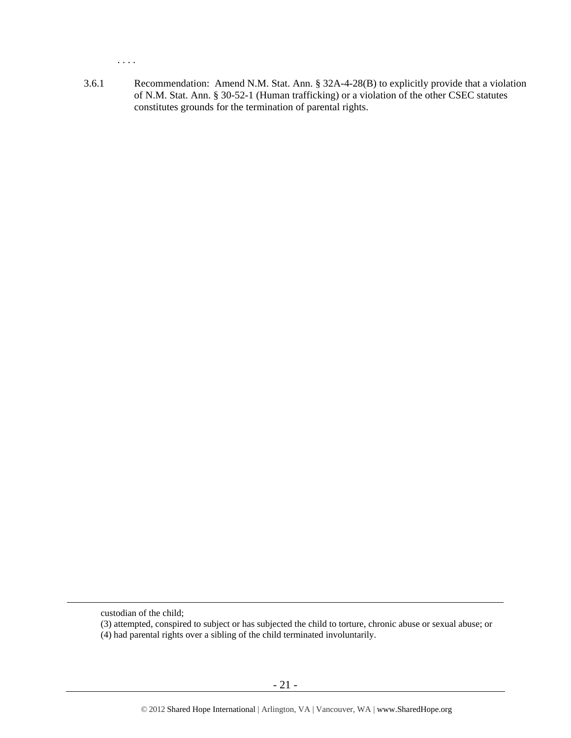. . . .

3.6.1 Recommendation: Amend N.M. Stat. Ann. § 32A-4-28(B) to explicitly provide that a violation of N.M. Stat. Ann. § 30-52-1 (Human trafficking) or a violation of the other CSEC statutes constitutes grounds for the termination of parental rights.

---

custodian of the child;

(3) attempted, conspired to subject or has subjected the child to torture, chronic abuse or sexual abuse; or

(4) had parental rights over a sibling of the child terminated involuntarily.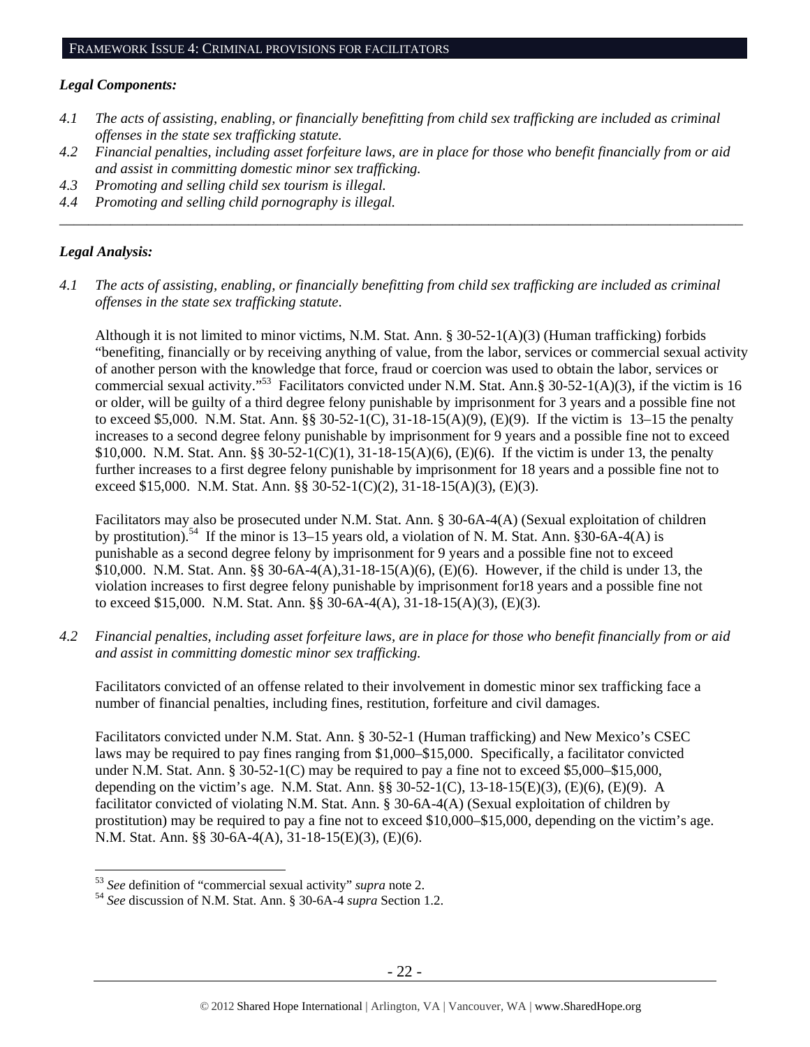## FRAMEWORK ISSUE 4: CRIMINAL PROVISIONS FOR FACILITATORS

***Legal Components:***

*4.1 The acts of assisting, enabling, or financially benefitting from child sex trafficking are included as criminal offenses in the state sex trafficking statute.*

*4.2 Financial penalties, including asset forfeiture laws, are in place for those who benefit financially from or aid and assist in committing domestic minor sex trafficking.*

*4.3 Promoting and selling child sex tourism is illegal.*

*4.4 Promoting and selling child pornography is illegal.*

---

***Legal Analysis:***

*4.1 The acts of assisting, enabling, or financially benefitting from child sex trafficking are included as criminal offenses in the state sex trafficking statute.*

Although it is not limited to minor victims, N.M. Stat. Ann. § 30-52-1(A)(3) (Human trafficking) forbids "benefiting, financially or by receiving anything of value, from the labor, services or commercial sexual activity of another person with the knowledge that force, fraud or coercion was used to obtain the labor, services or commercial sexual activity."[53] Facilitators convicted under N.M. Stat. Ann.§ 30-52-1(A)(3), if the victim is 16 or older, will be guilty of a third degree felony punishable by imprisonment for 3 years and a possible fine not to exceed $5,000. N.M. Stat. Ann. §§ 30-52-1(C), 31-18-15(A)(9), (E)(9). If the victim is 13–15 the penalty increases to a second degree felony punishable by imprisonment for 9 years and a possible fine not to exceed $10,000. N.M. Stat. Ann. §§ 30-52-1(C)(1), 31-18-15(A)(6), (E)(6). If the victim is under 13, the penalty further increases to a first degree felony punishable by imprisonment for 18 years and a possible fine not to exceed $15,000. N.M. Stat. Ann. §§ 30-52-1(C)(2), 31-18-15(A)(3), (E)(3).

Facilitators may also be prosecuted under N.M. Stat. Ann. § 30-6A-4(A) (Sexual exploitation of children by prostitution).[54] If the minor is 13–15 years old, a violation of N. M. Stat. Ann. §30-6A-4(A) is punishable as a second degree felony by imprisonment for 9 years and a possible fine not to exceed $10,000. N.M. Stat. Ann. §§ 30-6A-4(A),31-18-15(A)(6), (E)(6). However, if the child is under 13, the violation increases to first degree felony punishable by imprisonment for18 years and a possible fine not to exceed $15,000. N.M. Stat. Ann. §§ 30-6A-4(A), 31-18-15(A)(3), (E)(3).

*4.2 Financial penalties, including asset forfeiture laws, are in place for those who benefit financially from or aid and assist in committing domestic minor sex trafficking.*

Facilitators convicted of an offense related to their involvement in domestic minor sex trafficking face a number of financial penalties, including fines, restitution, forfeiture and civil damages.

Facilitators convicted under N.M. Stat. Ann. § 30-52-1 (Human trafficking) and New Mexico's CSEC laws may be required to pay fines ranging from $1,000–$15,000. Specifically, a facilitator convicted under N.M. Stat. Ann. § 30-52-1(C) may be required to pay a fine not to exceed $5,000–$15,000, depending on the victim's age. N.M. Stat. Ann. §§ 30-52-1(C), 13-18-15(E)(3), (E)(6), (E)(9). A facilitator convicted of violating N.M. Stat. Ann. § 30-6A-4(A) (Sexual exploitation of children by prostitution) may be required to pay a fine not to exceed $10,000–$15,000, depending on the victim's age. N.M. Stat. Ann. §§ 30-6A-4(A), 31-18-15(E)(3), (E)(6).

---

[53] *See* definition of "commercial sexual activity" *supra* note 2.

[54] *See* discussion of N.M. Stat. Ann. § 30-6A-4 *supra* Section 1.2.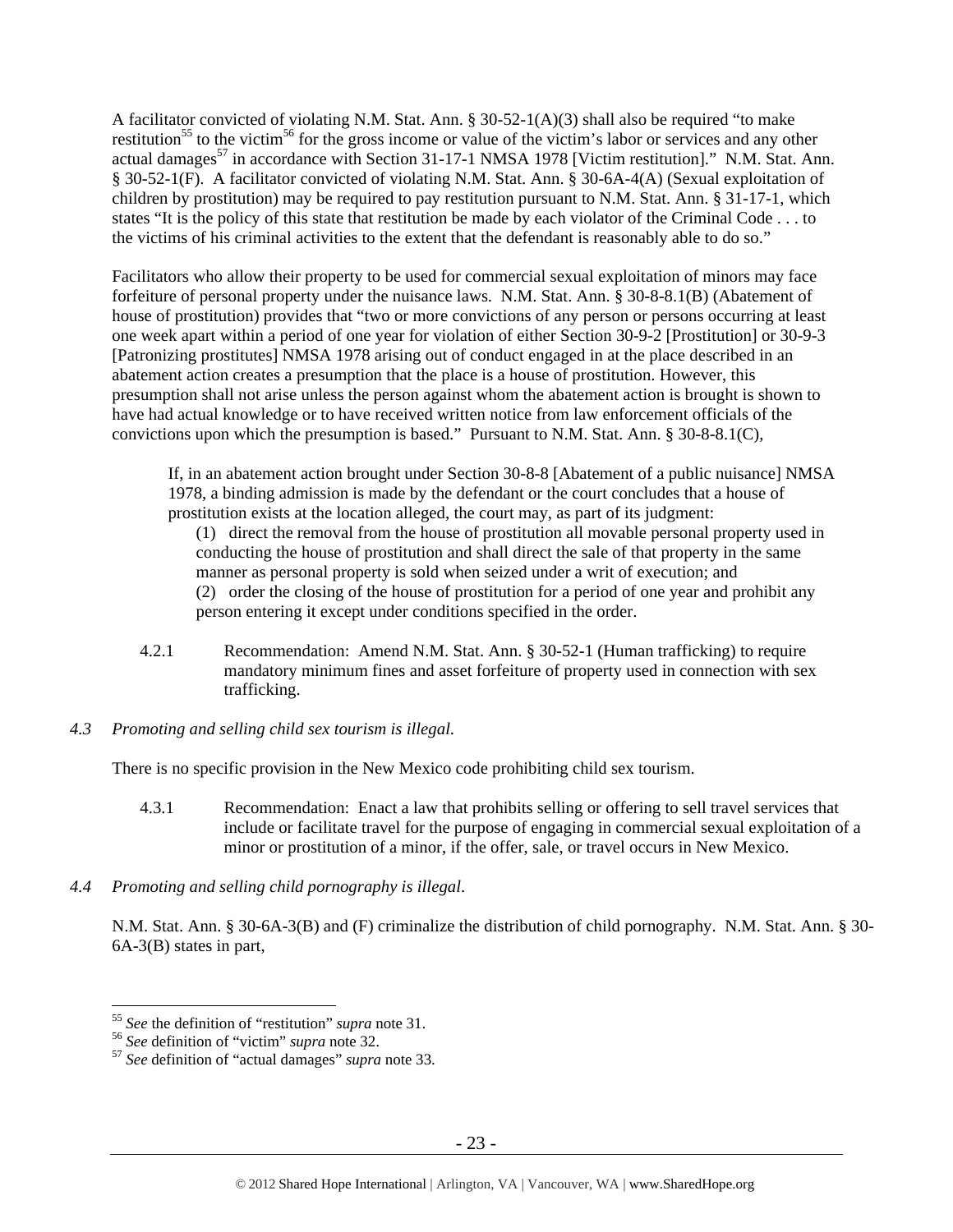A facilitator convicted of violating N.M. Stat. Ann. § 30-52-1(A)(3) shall also be required "to make restitution[55] to the victim[56] for the gross income or value of the victim's labor or services and any other actual damages[57] in accordance with Section 31-17-1 NMSA 1978 [Victim restitution]." N.M. Stat. Ann. § 30-52-1(F). A facilitator convicted of violating N.M. Stat. Ann. § 30-6A-4(A) (Sexual exploitation of children by prostitution) may be required to pay restitution pursuant to N.M. Stat. Ann. § 31-17-1, which states "It is the policy of this state that restitution be made by each violator of the Criminal Code . . . to the victims of his criminal activities to the extent that the defendant is reasonably able to do so."

Facilitators who allow their property to be used for commercial sexual exploitation of minors may face forfeiture of personal property under the nuisance laws. N.M. Stat. Ann. § 30-8-8.1(B) (Abatement of house of prostitution) provides that "two or more convictions of any person or persons occurring at least one week apart within a period of one year for violation of either Section 30-9-2 [Prostitution] or 30-9-3 [Patronizing prostitutes] NMSA 1978 arising out of conduct engaged in at the place described in an abatement action creates a presumption that the place is a house of prostitution. However, this presumption shall not arise unless the person against whom the abatement action is brought is shown to have had actual knowledge or to have received written notice from law enforcement officials of the convictions upon which the presumption is based." Pursuant to N.M. Stat. Ann. § 30-8-8.1(C),

> If, in an abatement action brought under Section 30-8-8 [Abatement of a public nuisance] NMSA 1978, a binding admission is made by the defendant or the court concludes that a house of prostitution exists at the location alleged, the court may, as part of its judgment:
>
> (1) direct the removal from the house of prostitution all movable personal property used in conducting the house of prostitution and shall direct the sale of that property in the same manner as personal property is sold when seized under a writ of execution; and
>
> (2) order the closing of the house of prostitution for a period of one year and prohibit any person entering it except under conditions specified in the order.

4.2.1 Recommendation: Amend N.M. Stat. Ann. § 30-52-1 (Human trafficking) to require mandatory minimum fines and asset forfeiture of property used in connection with sex trafficking.

*4.3 Promoting and selling child sex tourism is illegal.*

There is no specific provision in the New Mexico code prohibiting child sex tourism.

4.3.1 Recommendation: Enact a law that prohibits selling or offering to sell travel services that include or facilitate travel for the purpose of engaging in commercial sexual exploitation of a minor or prostitution of a minor, if the offer, sale, or travel occurs in New Mexico.

*4.4 Promoting and selling child pornography is illegal.*

N.M. Stat. Ann. § 30-6A-3(B) and (F) criminalize the distribution of child pornography. N.M. Stat. Ann. § 30-6A-3(B) states in part,

---

[55] *See* the definition of "restitution" *supra* note 31.

[56] *See* definition of "victim" *supra* note 32.

[57] *See* definition of "actual damages" *supra* note 33.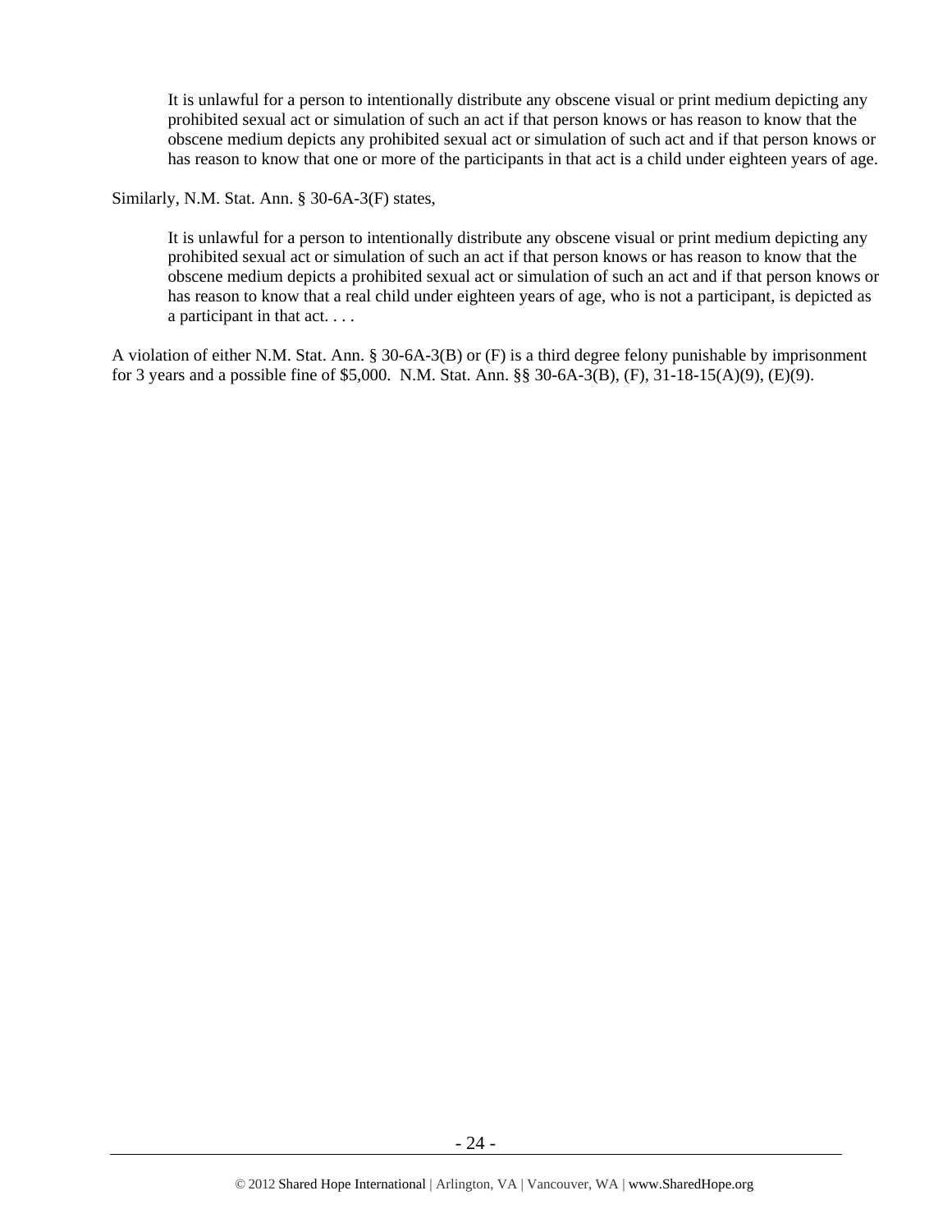> It is unlawful for a person to intentionally distribute any obscene visual or print medium depicting any prohibited sexual act or simulation of such an act if that person knows or has reason to know that the obscene medium depicts any prohibited sexual act or simulation of such act and if that person knows or has reason to know that one or more of the participants in that act is a child under eighteen years of age.

Similarly, N.M. Stat. Ann. § 30-6A-3(F) states,

> It is unlawful for a person to intentionally distribute any obscene visual or print medium depicting any prohibited sexual act or simulation of such an act if that person knows or has reason to know that the obscene medium depicts a prohibited sexual act or simulation of such an act and if that person knows or has reason to know that a real child under eighteen years of age, who is not a participant, is depicted as a participant in that act. . . .

A violation of either N.M. Stat. Ann. § 30-6A-3(B) or (F) is a third degree felony punishable by imprisonment for 3 years and a possible fine of $5,000. N.M. Stat. Ann. §§ 30-6A-3(B), (F), 31-18-15(A)(9), (E)(9).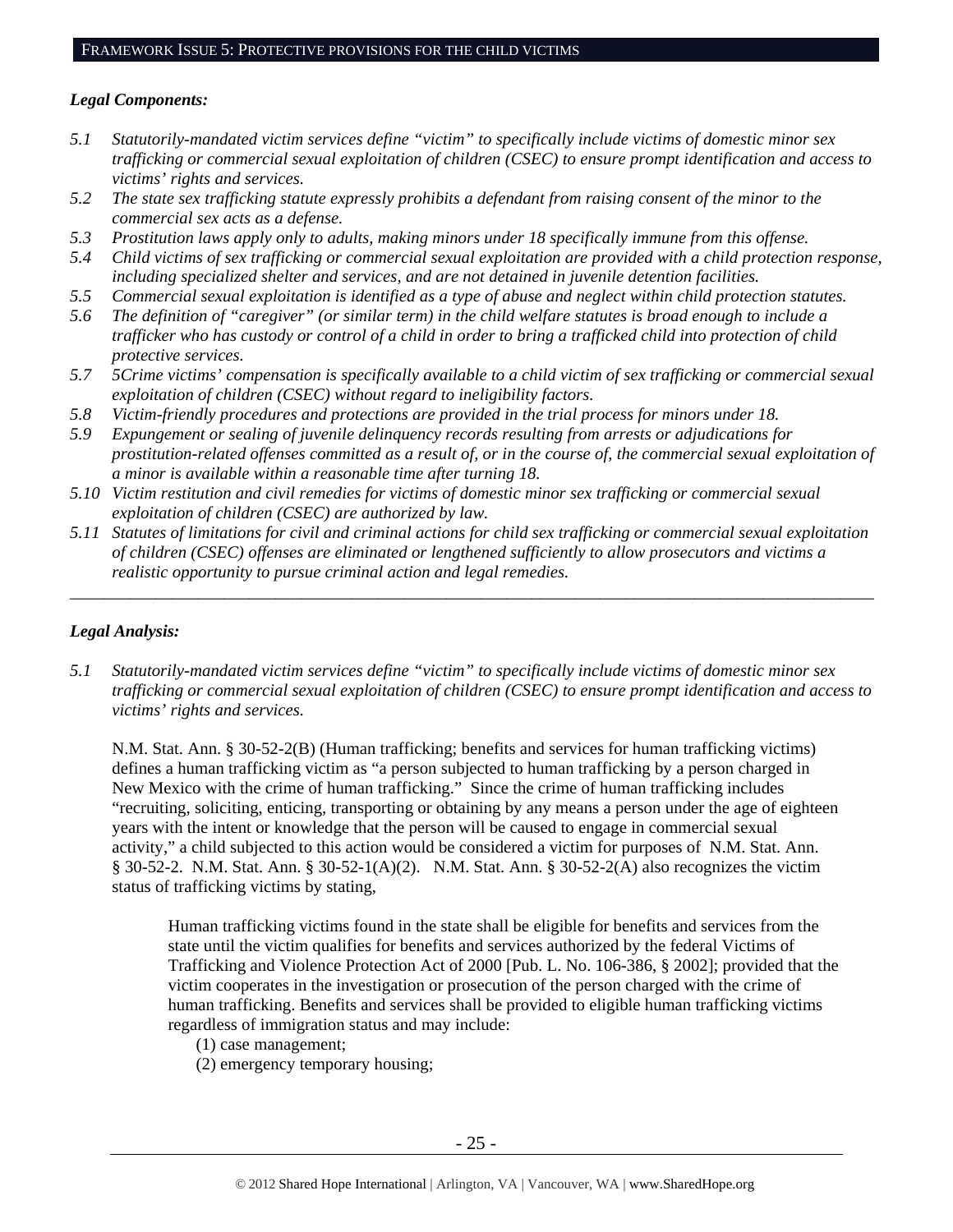## FRAMEWORK ISSUE 5: PROTECTIVE PROVISIONS FOR THE CHILD VICTIMS

***Legal Components:***

*5.1 Statutorily-mandated victim services define "victim" to specifically include victims of domestic minor sex trafficking or commercial sexual exploitation of children (CSEC) to ensure prompt identification and access to victims' rights and services.*

*5.2 The state sex trafficking statute expressly prohibits a defendant from raising consent of the minor to the commercial sex acts as a defense.*

*5.3 Prostitution laws apply only to adults, making minors under 18 specifically immune from this offense.*

*5.4 Child victims of sex trafficking or commercial sexual exploitation are provided with a child protection response, including specialized shelter and services, and are not detained in juvenile detention facilities.*

*5.5 Commercial sexual exploitation is identified as a type of abuse and neglect within child protection statutes.*

*5.6 The definition of "caregiver" (or similar term) in the child welfare statutes is broad enough to include a trafficker who has custody or control of a child in order to bring a trafficked child into protection of child protective services.*

*5.7 5Crime victims' compensation is specifically available to a child victim of sex trafficking or commercial sexual exploitation of children (CSEC) without regard to ineligibility factors.*

*5.8 Victim-friendly procedures and protections are provided in the trial process for minors under 18.*

*5.9 Expungement or sealing of juvenile delinquency records resulting from arrests or adjudications for prostitution-related offenses committed as a result of, or in the course of, the commercial sexual exploitation of a minor is available within a reasonable time after turning 18.*

*5.10 Victim restitution and civil remedies for victims of domestic minor sex trafficking or commercial sexual exploitation of children (CSEC) are authorized by law.*

*5.11 Statutes of limitations for civil and criminal actions for child sex trafficking or commercial sexual exploitation of children (CSEC) offenses are eliminated or lengthened sufficiently to allow prosecutors and victims a realistic opportunity to pursue criminal action and legal remedies.*

---

***Legal Analysis:***

*5.1 Statutorily-mandated victim services define "victim" to specifically include victims of domestic minor sex trafficking or commercial sexual exploitation of children (CSEC) to ensure prompt identification and access to victims' rights and services.*

N.M. Stat. Ann. § 30-52-2(B) (Human trafficking; benefits and services for human trafficking victims) defines a human trafficking victim as "a person subjected to human trafficking by a person charged in New Mexico with the crime of human trafficking." Since the crime of human trafficking includes "recruiting, soliciting, enticing, transporting or obtaining by any means a person under the age of eighteen years with the intent or knowledge that the person will be caused to engage in commercial sexual activity," a child subjected to this action would be considered a victim for purposes of N.M. Stat. Ann. § 30-52-2. N.M. Stat. Ann. § 30-52-1(A)(2). N.M. Stat. Ann. § 30-52-2(A) also recognizes the victim status of trafficking victims by stating,

> Human trafficking victims found in the state shall be eligible for benefits and services from the state until the victim qualifies for benefits and services authorized by the federal Victims of Trafficking and Violence Protection Act of 2000 [Pub. L. No. 106-386, § 2002]; provided that the victim cooperates in the investigation or prosecution of the person charged with the crime of human trafficking. Benefits and services shall be provided to eligible human trafficking victims regardless of immigration status and may include:
>
> (1) case management;
>
> (2) emergency temporary housing;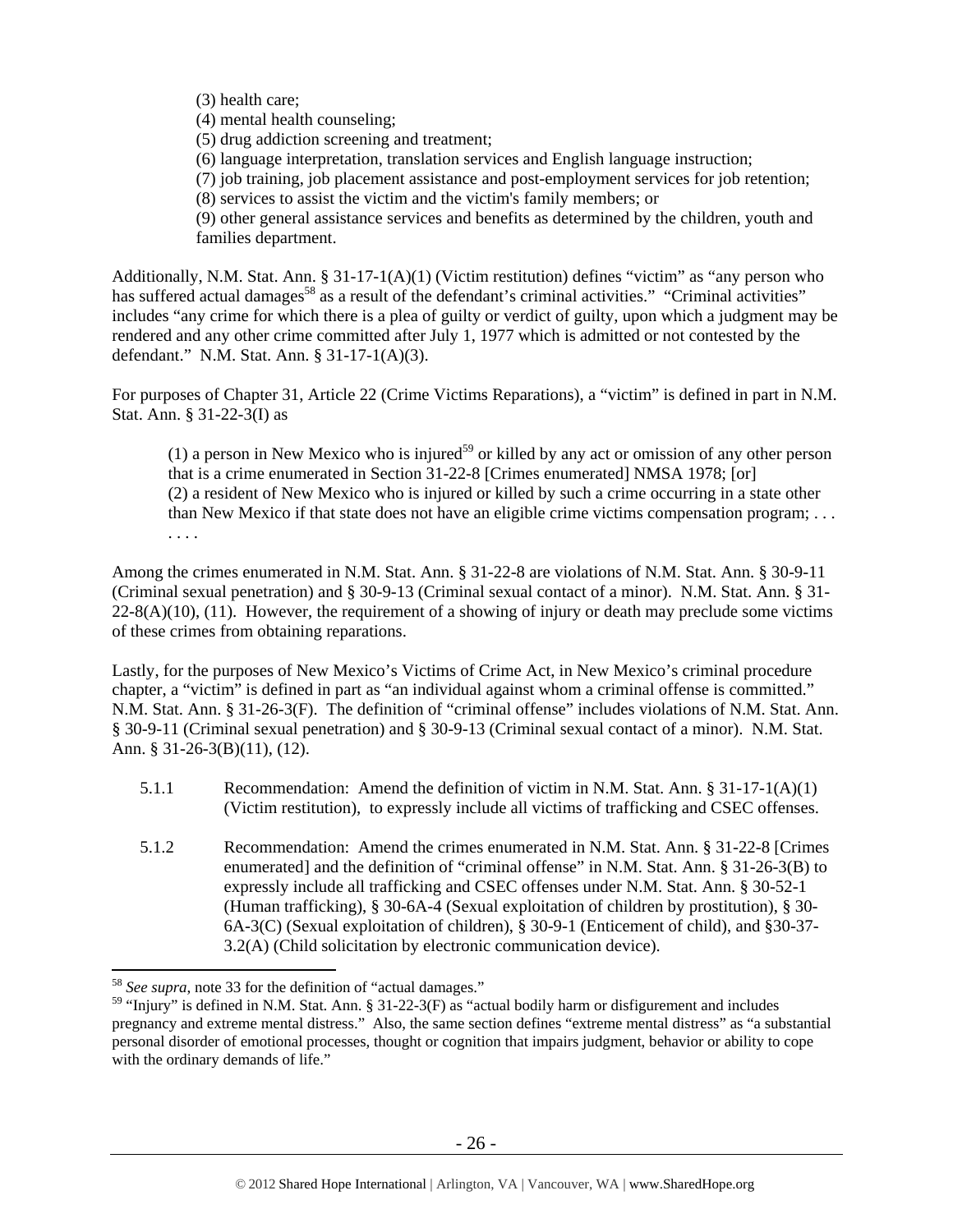(3) health care;
(4) mental health counseling;
(5) drug addiction screening and treatment;
(6) language interpretation, translation services and English language instruction;
(7) job training, job placement assistance and post-employment services for job retention;
(8) services to assist the victim and the victim's family members; or
(9) other general assistance services and benefits as determined by the children, youth and families department.

Additionally, N.M. Stat. Ann. § 31-17-1(A)(1) (Victim restitution) defines "victim" as "any person who has suffered actual damages[58] as a result of the defendant's criminal activities." "Criminal activities" includes "any crime for which there is a plea of guilty or verdict of guilty, upon which a judgment may be rendered and any other crime committed after July 1, 1977 which is admitted or not contested by the defendant." N.M. Stat. Ann. § 31-17-1(A)(3).

For purposes of Chapter 31, Article 22 (Crime Victims Reparations), a "victim" is defined in part in N.M. Stat. Ann. § 31-22-3(I) as

> (1) a person in New Mexico who is injured[59] or killed by any act or omission of any other person that is a crime enumerated in Section 31-22-8 [Crimes enumerated] NMSA 1978; [or]
> (2) a resident of New Mexico who is injured or killed by such a crime occurring in a state other than New Mexico if that state does not have an eligible crime victims compensation program; . . . . . . .

Among the crimes enumerated in N.M. Stat. Ann. § 31-22-8 are violations of N.M. Stat. Ann. § 30-9-11 (Criminal sexual penetration) and § 30-9-13 (Criminal sexual contact of a minor). N.M. Stat. Ann. § 31-22-8(A)(10), (11). However, the requirement of a showing of injury or death may preclude some victims of these crimes from obtaining reparations.

Lastly, for the purposes of New Mexico's Victims of Crime Act, in New Mexico's criminal procedure chapter, a "victim" is defined in part as "an individual against whom a criminal offense is committed." N.M. Stat. Ann. § 31-26-3(F). The definition of "criminal offense" includes violations of N.M. Stat. Ann. § 30-9-11 (Criminal sexual penetration) and § 30-9-13 (Criminal sexual contact of a minor). N.M. Stat. Ann. § 31-26-3(B)(11), (12).

5.1.1 Recommendation: Amend the definition of victim in N.M. Stat. Ann. § 31-17-1(A)(1) (Victim restitution), to expressly include all victims of trafficking and CSEC offenses.

5.1.2 Recommendation: Amend the crimes enumerated in N.M. Stat. Ann. § 31-22-8 [Crimes enumerated] and the definition of "criminal offense" in N.M. Stat. Ann. § 31-26-3(B) to expressly include all trafficking and CSEC offenses under N.M. Stat. Ann. § 30-52-1 (Human trafficking), § 30-6A-4 (Sexual exploitation of children by prostitution), § 30-6A-3(C) (Sexual exploitation of children), § 30-9-1 (Enticement of child), and §30-37-3.2(A) (Child solicitation by electronic communication device).

---

[58] *See supra*, note 33 for the definition of "actual damages."

[59] "Injury" is defined in N.M. Stat. Ann. § 31-22-3(F) as "actual bodily harm or disfigurement and includes pregnancy and extreme mental distress." Also, the same section defines "extreme mental distress" as "a substantial personal disorder of emotional processes, thought or cognition that impairs judgment, behavior or ability to cope with the ordinary demands of life."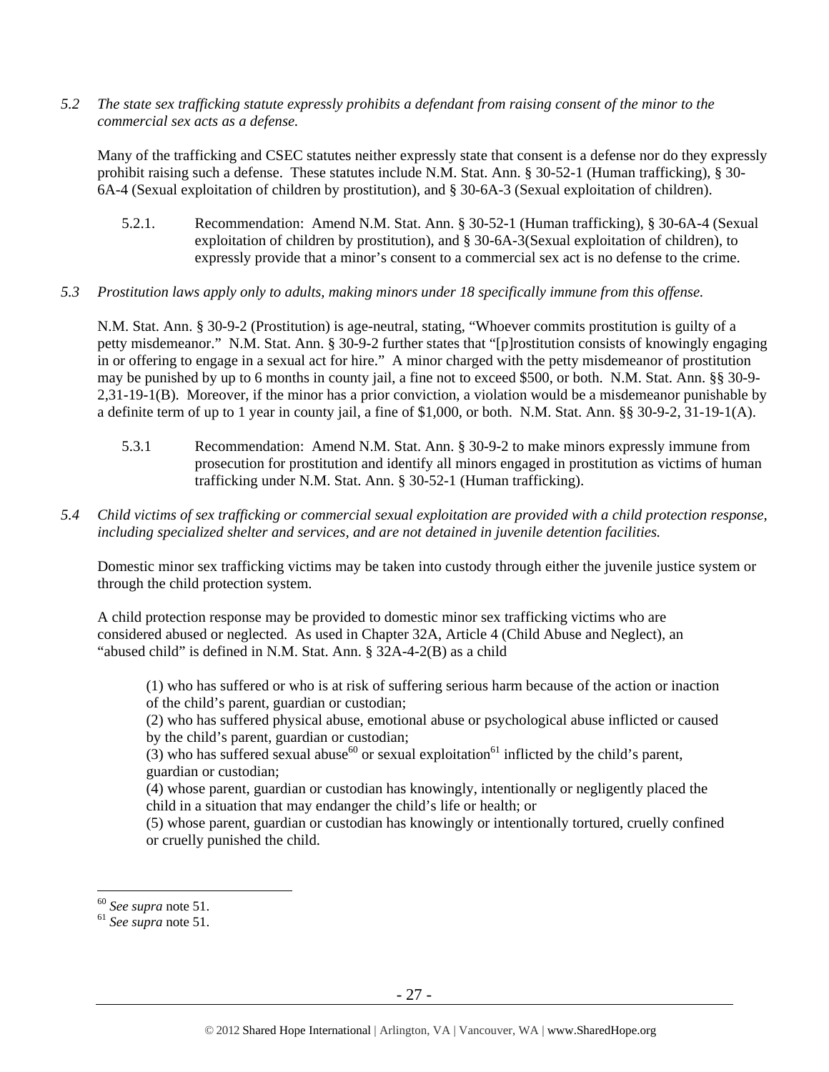*5.2 The state sex trafficking statute expressly prohibits a defendant from raising consent of the minor to the commercial sex acts as a defense.*

Many of the trafficking and CSEC statutes neither expressly state that consent is a defense nor do they expressly prohibit raising such a defense. These statutes include N.M. Stat. Ann. § 30-52-1 (Human trafficking), § 30-6A-4 (Sexual exploitation of children by prostitution), and § 30-6A-3 (Sexual exploitation of children).

5.2.1. Recommendation: Amend N.M. Stat. Ann. § 30-52-1 (Human trafficking), § 30-6A-4 (Sexual exploitation of children by prostitution), and § 30-6A-3(Sexual exploitation of children), to expressly provide that a minor's consent to a commercial sex act is no defense to the crime.

*5.3 Prostitution laws apply only to adults, making minors under 18 specifically immune from this offense.*

N.M. Stat. Ann. § 30-9-2 (Prostitution) is age-neutral, stating, "Whoever commits prostitution is guilty of a petty misdemeanor." N.M. Stat. Ann. § 30-9-2 further states that "[p]rostitution consists of knowingly engaging in or offering to engage in a sexual act for hire." A minor charged with the petty misdemeanor of prostitution may be punished by up to 6 months in county jail, a fine not to exceed $500, or both. N.M. Stat. Ann. §§ 30-9-2,31-19-1(B). Moreover, if the minor has a prior conviction, a violation would be a misdemeanor punishable by a definite term of up to 1 year in county jail, a fine of $1,000, or both. N.M. Stat. Ann. §§ 30-9-2, 31-19-1(A).

5.3.1 Recommendation: Amend N.M. Stat. Ann. § 30-9-2 to make minors expressly immune from prosecution for prostitution and identify all minors engaged in prostitution as victims of human trafficking under N.M. Stat. Ann. § 30-52-1 (Human trafficking).

*5.4 Child victims of sex trafficking or commercial sexual exploitation are provided with a child protection response, including specialized shelter and services, and are not detained in juvenile detention facilities.*

Domestic minor sex trafficking victims may be taken into custody through either the juvenile justice system or through the child protection system.

A child protection response may be provided to domestic minor sex trafficking victims who are considered abused or neglected. As used in Chapter 32A, Article 4 (Child Abuse and Neglect), an "abused child" is defined in N.M. Stat. Ann. § 32A-4-2(B) as a child

> (1) who has suffered or who is at risk of suffering serious harm because of the action or inaction of the child's parent, guardian or custodian;
> (2) who has suffered physical abuse, emotional abuse or psychological abuse inflicted or caused by the child's parent, guardian or custodian;
> (3) who has suffered sexual abuse[60] or sexual exploitation[61] inflicted by the child's parent, guardian or custodian;
> (4) whose parent, guardian or custodian has knowingly, intentionally or negligently placed the child in a situation that may endanger the child's life or health; or
> (5) whose parent, guardian or custodian has knowingly or intentionally tortured, cruelly confined or cruelly punished the child.

---

[60] *See supra* note 51.
[61] *See supra* note 51.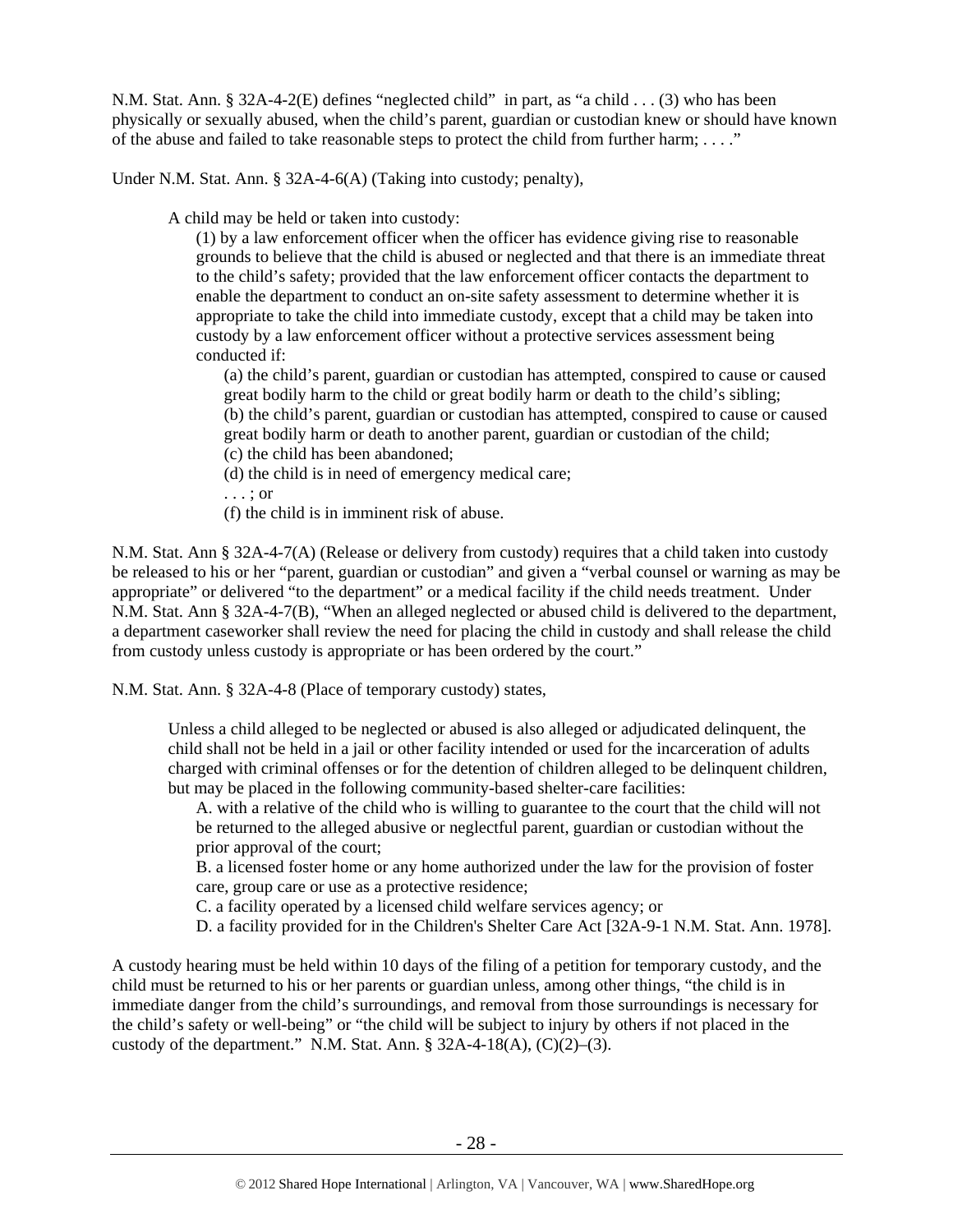N.M. Stat. Ann. § 32A-4-2(E) defines "neglected child" in part, as "a child . . . (3) who has been physically or sexually abused, when the child's parent, guardian or custodian knew or should have known of the abuse and failed to take reasonable steps to protect the child from further harm; . . . ."

Under N.M. Stat. Ann. § 32A-4-6(A) (Taking into custody; penalty),

> A child may be held or taken into custody:
>
> (1) by a law enforcement officer when the officer has evidence giving rise to reasonable grounds to believe that the child is abused or neglected and that there is an immediate threat to the child's safety; provided that the law enforcement officer contacts the department to enable the department to conduct an on-site safety assessment to determine whether it is appropriate to take the child into immediate custody, except that a child may be taken into custody by a law enforcement officer without a protective services assessment being conducted if:
>
> (a) the child's parent, guardian or custodian has attempted, conspired to cause or caused great bodily harm to the child or great bodily harm or death to the child's sibling;
> (b) the child's parent, guardian or custodian has attempted, conspired to cause or caused great bodily harm or death to another parent, guardian or custodian of the child;
> (c) the child has been abandoned;
> (d) the child is in need of emergency medical care;
> . . . ; or
> (f) the child is in imminent risk of abuse.

N.M. Stat. Ann § 32A-4-7(A) (Release or delivery from custody) requires that a child taken into custody be released to his or her "parent, guardian or custodian" and given a "verbal counsel or warning as may be appropriate" or delivered "to the department" or a medical facility if the child needs treatment. Under N.M. Stat. Ann § 32A-4-7(B), "When an alleged neglected or abused child is delivered to the department, a department caseworker shall review the need for placing the child in custody and shall release the child from custody unless custody is appropriate or has been ordered by the court."

N.M. Stat. Ann. § 32A-4-8 (Place of temporary custody) states,

> Unless a child alleged to be neglected or abused is also alleged or adjudicated delinquent, the child shall not be held in a jail or other facility intended or used for the incarceration of adults charged with criminal offenses or for the detention of children alleged to be delinquent children, but may be placed in the following community-based shelter-care facilities:
>
> A. with a relative of the child who is willing to guarantee to the court that the child will not be returned to the alleged abusive or neglectful parent, guardian or custodian without the prior approval of the court;
> B. a licensed foster home or any home authorized under the law for the provision of foster care, group care or use as a protective residence;
> C. a facility operated by a licensed child welfare services agency; or
> D. a facility provided for in the Children's Shelter Care Act [32A-9-1 N.M. Stat. Ann. 1978].

A custody hearing must be held within 10 days of the filing of a petition for temporary custody, and the child must be returned to his or her parents or guardian unless, among other things, "the child is in immediate danger from the child's surroundings, and removal from those surroundings is necessary for the child's safety or well-being" or "the child will be subject to injury by others if not placed in the custody of the department." N.M. Stat. Ann. § 32A-4-18(A), (C)(2)–(3).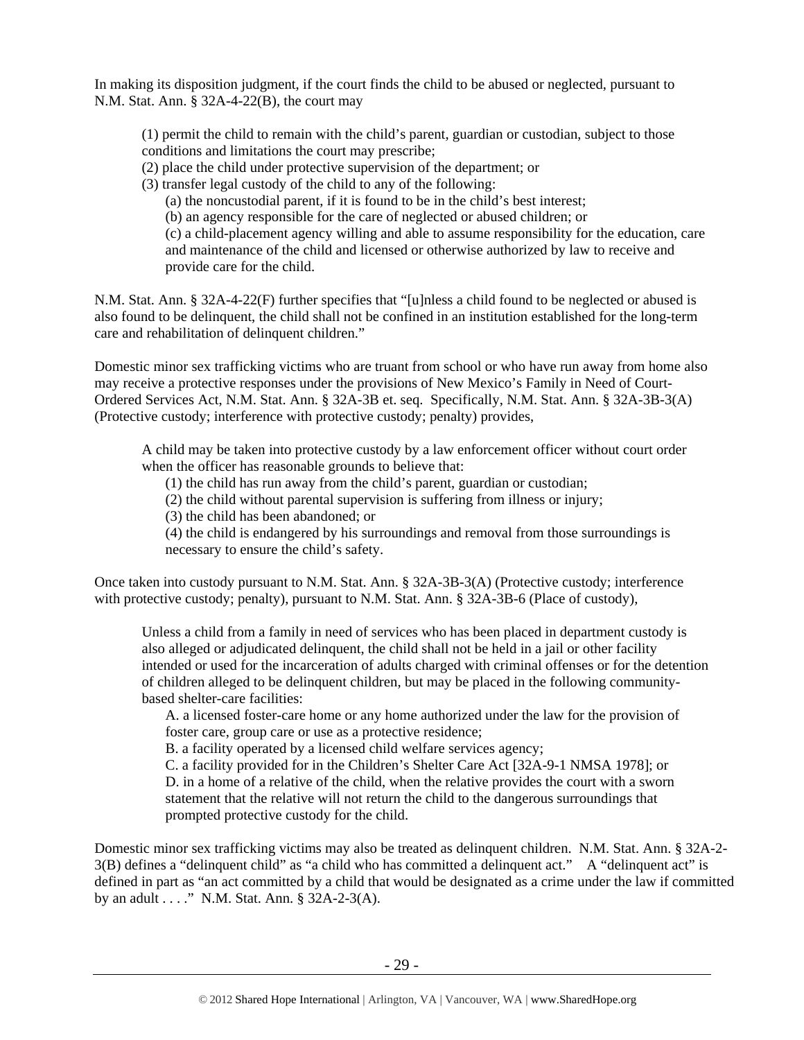In making its disposition judgment, if the court finds the child to be abused or neglected, pursuant to N.M. Stat. Ann. § 32A-4-22(B), the court may

> (1) permit the child to remain with the child's parent, guardian or custodian, subject to those conditions and limitations the court may prescribe;
> (2) place the child under protective supervision of the department; or
> (3) transfer legal custody of the child to any of the following:
> > (a) the noncustodial parent, if it is found to be in the child's best interest;
> > (b) an agency responsible for the care of neglected or abused children; or
> > (c) a child-placement agency willing and able to assume responsibility for the education, care and maintenance of the child and licensed or otherwise authorized by law to receive and provide care for the child.

N.M. Stat. Ann. § 32A-4-22(F) further specifies that "[u]nless a child found to be neglected or abused is also found to be delinquent, the child shall not be confined in an institution established for the long-term care and rehabilitation of delinquent children."

Domestic minor sex trafficking victims who are truant from school or who have run away from home also may receive a protective responses under the provisions of New Mexico's Family in Need of Court-Ordered Services Act, N.M. Stat. Ann. § 32A-3B et. seq. Specifically, N.M. Stat. Ann. § 32A-3B-3(A) (Protective custody; interference with protective custody; penalty) provides,

> A child may be taken into protective custody by a law enforcement officer without court order when the officer has reasonable grounds to believe that:
> > (1) the child has run away from the child's parent, guardian or custodian;
> > (2) the child without parental supervision is suffering from illness or injury;
> > (3) the child has been abandoned; or
> > (4) the child is endangered by his surroundings and removal from those surroundings is necessary to ensure the child's safety.

Once taken into custody pursuant to N.M. Stat. Ann. § 32A-3B-3(A) (Protective custody; interference with protective custody; penalty), pursuant to N.M. Stat. Ann. § 32A-3B-6 (Place of custody),

> Unless a child from a family in need of services who has been placed in department custody is also alleged or adjudicated delinquent, the child shall not be held in a jail or other facility intended or used for the incarceration of adults charged with criminal offenses or for the detention of children alleged to be delinquent children, but may be placed in the following community-based shelter-care facilities:
> > A. a licensed foster-care home or any home authorized under the law for the provision of foster care, group care or use as a protective residence;
> > B. a facility operated by a licensed child welfare services agency;
> > C. a facility provided for in the Children's Shelter Care Act [32A-9-1 NMSA 1978]; or
> > D. in a home of a relative of the child, when the relative provides the court with a sworn statement that the relative will not return the child to the dangerous surroundings that prompted protective custody for the child.

Domestic minor sex trafficking victims may also be treated as delinquent children. N.M. Stat. Ann. § 32A-2-3(B) defines a "delinquent child" as "a child who has committed a delinquent act." A "delinquent act" is defined in part as "an act committed by a child that would be designated as a crime under the law if committed by an adult . . . ." N.M. Stat. Ann. § 32A-2-3(A).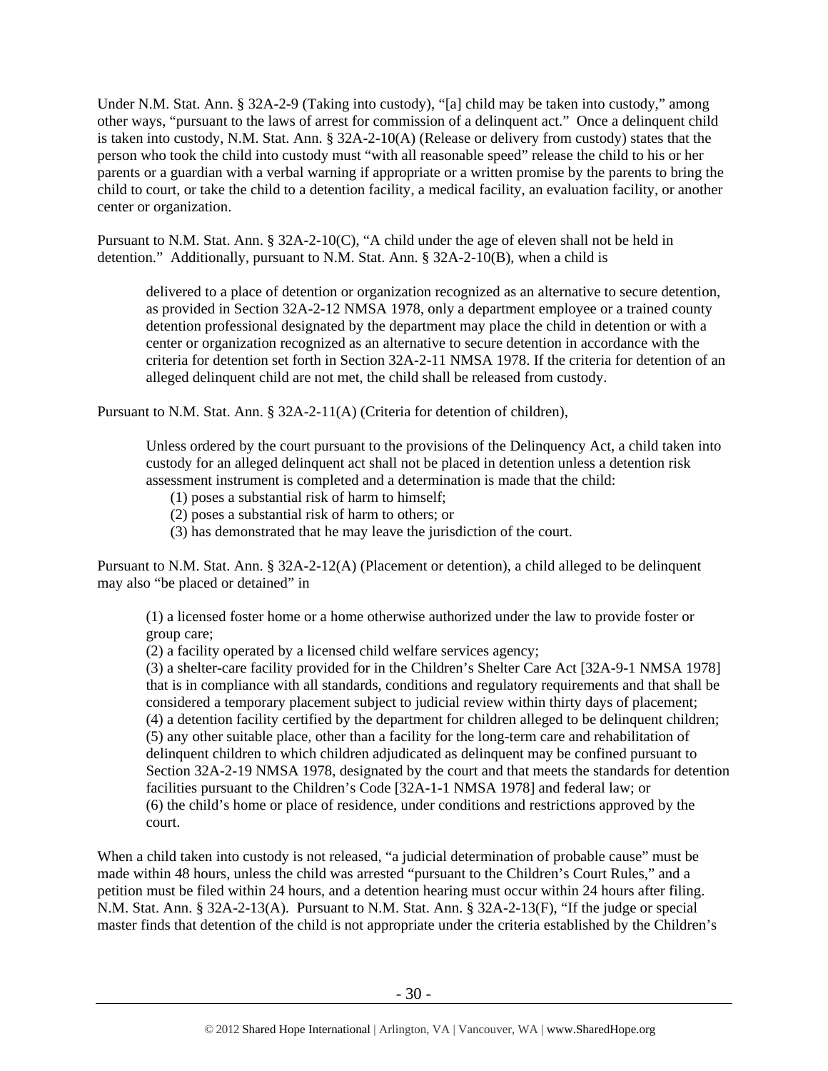Under N.M. Stat. Ann. § 32A-2-9 (Taking into custody), "[a] child may be taken into custody," among other ways, "pursuant to the laws of arrest for commission of a delinquent act." Once a delinquent child is taken into custody, N.M. Stat. Ann. § 32A-2-10(A) (Release or delivery from custody) states that the person who took the child into custody must "with all reasonable speed" release the child to his or her parents or a guardian with a verbal warning if appropriate or a written promise by the parents to bring the child to court, or take the child to a detention facility, a medical facility, an evaluation facility, or another center or organization.

Pursuant to N.M. Stat. Ann. § 32A-2-10(C), "A child under the age of eleven shall not be held in detention." Additionally, pursuant to N.M. Stat. Ann. § 32A-2-10(B), when a child is

> delivered to a place of detention or organization recognized as an alternative to secure detention, as provided in Section 32A-2-12 NMSA 1978, only a department employee or a trained county detention professional designated by the department may place the child in detention or with a center or organization recognized as an alternative to secure detention in accordance with the criteria for detention set forth in Section 32A-2-11 NMSA 1978. If the criteria for detention of an alleged delinquent child are not met, the child shall be released from custody.

Pursuant to N.M. Stat. Ann. § 32A-2-11(A) (Criteria for detention of children),

> Unless ordered by the court pursuant to the provisions of the Delinquency Act, a child taken into custody for an alleged delinquent act shall not be placed in detention unless a detention risk assessment instrument is completed and a determination is made that the child:
>
> (1) poses a substantial risk of harm to himself;
> (2) poses a substantial risk of harm to others; or
> (3) has demonstrated that he may leave the jurisdiction of the court.

Pursuant to N.M. Stat. Ann. § 32A-2-12(A) (Placement or detention), a child alleged to be delinquent may also "be placed or detained" in

> (1) a licensed foster home or a home otherwise authorized under the law to provide foster or group care;
> (2) a facility operated by a licensed child welfare services agency;
> (3) a shelter-care facility provided for in the Children's Shelter Care Act [32A-9-1 NMSA 1978] that is in compliance with all standards, conditions and regulatory requirements and that shall be considered a temporary placement subject to judicial review within thirty days of placement;
> (4) a detention facility certified by the department for children alleged to be delinquent children;
> (5) any other suitable place, other than a facility for the long-term care and rehabilitation of delinquent children to which children adjudicated as delinquent may be confined pursuant to Section 32A-2-19 NMSA 1978, designated by the court and that meets the standards for detention facilities pursuant to the Children's Code [32A-1-1 NMSA 1978] and federal law; or
> (6) the child's home or place of residence, under conditions and restrictions approved by the court.

When a child taken into custody is not released, "a judicial determination of probable cause" must be made within 48 hours, unless the child was arrested "pursuant to the Children's Court Rules," and a petition must be filed within 24 hours, and a detention hearing must occur within 24 hours after filing. N.M. Stat. Ann. § 32A-2-13(A). Pursuant to N.M. Stat. Ann. § 32A-2-13(F), "If the judge or special master finds that detention of the child is not appropriate under the criteria established by the Children's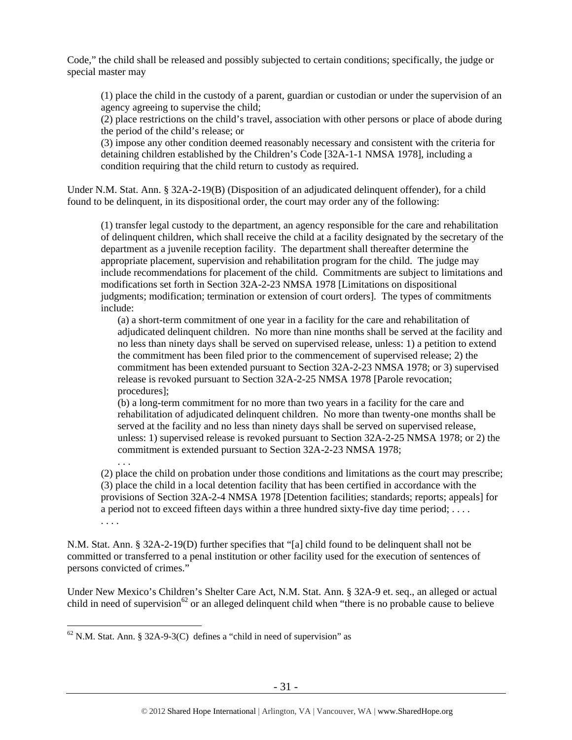Code," the child shall be released and possibly subjected to certain conditions; specifically, the judge or special master may

> (1) place the child in the custody of a parent, guardian or custodian or under the supervision of an agency agreeing to supervise the child;
> (2) place restrictions on the child's travel, association with other persons or place of abode during the period of the child's release; or
> (3) impose any other condition deemed reasonably necessary and consistent with the criteria for detaining children established by the Children's Code [32A-1-1 NMSA 1978], including a condition requiring that the child return to custody as required.

Under N.M. Stat. Ann. § 32A-2-19(B) (Disposition of an adjudicated delinquent offender), for a child found to be delinquent, in its dispositional order, the court may order any of the following:

> (1) transfer legal custody to the department, an agency responsible for the care and rehabilitation of delinquent children, which shall receive the child at a facility designated by the secretary of the department as a juvenile reception facility. The department shall thereafter determine the appropriate placement, supervision and rehabilitation program for the child. The judge may include recommendations for placement of the child. Commitments are subject to limitations and modifications set forth in Section 32A-2-23 NMSA 1978 [Limitations on dispositional judgments; modification; termination or extension of court orders]. The types of commitments include:
>
> > (a) a short-term commitment of one year in a facility for the care and rehabilitation of adjudicated delinquent children. No more than nine months shall be served at the facility and no less than ninety days shall be served on supervised release, unless: 1) a petition to extend the commitment has been filed prior to the commencement of supervised release; 2) the commitment has been extended pursuant to Section 32A-2-23 NMSA 1978; or 3) supervised release is revoked pursuant to Section 32A-2-25 NMSA 1978 [Parole revocation; procedures];
> > (b) a long-term commitment for no more than two years in a facility for the care and rehabilitation of adjudicated delinquent children. No more than twenty-one months shall be served at the facility and no less than ninety days shall be served on supervised release, unless: 1) supervised release is revoked pursuant to Section 32A-2-25 NMSA 1978; or 2) the commitment is extended pursuant to Section 32A-2-23 NMSA 1978;
> > . . .
>
> (2) place the child on probation under those conditions and limitations as the court may prescribe;
> (3) place the child in a local detention facility that has been certified in accordance with the provisions of Section 32A-2-4 NMSA 1978 [Detention facilities; standards; reports; appeals] for a period not to exceed fifteen days within a three hundred sixty-five day time period; . . . .
> . . . .

N.M. Stat. Ann. § 32A-2-19(D) further specifies that "[a] child found to be delinquent shall not be committed or transferred to a penal institution or other facility used for the execution of sentences of persons convicted of crimes."

Under New Mexico's Children's Shelter Care Act, N.M. Stat. Ann. § 32A-9 et. seq., an alleged or actual child in need of supervision[62] or an alleged delinquent child when "there is no probable cause to believe

---

[62] N.M. Stat. Ann. § 32A-9-3(C) defines a "child in need of supervision" as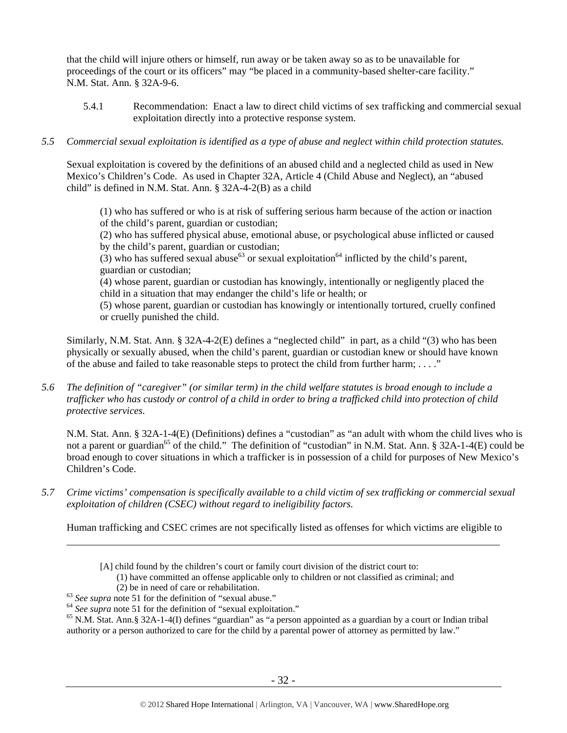that the child will injure others or himself, run away or be taken away so as to be unavailable for proceedings of the court or its officers" may "be placed in a community-based shelter-care facility." N.M. Stat. Ann. § 32A-9-6.

5.4.1 Recommendation: Enact a law to direct child victims of sex trafficking and commercial sexual exploitation directly into a protective response system.

*5.5 Commercial sexual exploitation is identified as a type of abuse and neglect within child protection statutes.*

Sexual exploitation is covered by the definitions of an abused child and a neglected child as used in New Mexico's Children's Code. As used in Chapter 32A, Article 4 (Child Abuse and Neglect), an "abused child" is defined in N.M. Stat. Ann. § 32A-4-2(B) as a child

> (1) who has suffered or who is at risk of suffering serious harm because of the action or inaction of the child's parent, guardian or custodian;
> (2) who has suffered physical abuse, emotional abuse, or psychological abuse inflicted or caused by the child's parent, guardian or custodian;
> (3) who has suffered sexual abuse[63] or sexual exploitation[64] inflicted by the child's parent, guardian or custodian;
> (4) whose parent, guardian or custodian has knowingly, intentionally or negligently placed the child in a situation that may endanger the child's life or health; or
> (5) whose parent, guardian or custodian has knowingly or intentionally tortured, cruelly confined or cruelly punished the child.

Similarly, N.M. Stat. Ann. § 32A-4-2(E) defines a "neglected child" in part, as a child "(3) who has been physically or sexually abused, when the child's parent, guardian or custodian knew or should have known of the abuse and failed to take reasonable steps to protect the child from further harm; . . . ."

*5.6 The definition of "caregiver" (or similar term) in the child welfare statutes is broad enough to include a trafficker who has custody or control of a child in order to bring a trafficked child into protection of child protective services.*

N.M. Stat. Ann. § 32A-1-4(E) (Definitions) defines a "custodian" as "an adult with whom the child lives who is not a parent or guardian[65] of the child." The definition of "custodian" in N.M. Stat. Ann. § 32A-1-4(E) could be broad enough to cover situations in which a trafficker is in possession of a child for purposes of New Mexico's Children's Code.

*5.7 Crime victims' compensation is specifically available to a child victim of sex trafficking or commercial sexual exploitation of children (CSEC) without regard to ineligibility factors.*

Human trafficking and CSEC crimes are not specifically listed as offenses for which victims are eligible to

---

> [A] child found by the children's court or family court division of the district court to:
> (1) have committed an offense applicable only to children or not classified as criminal; and
> (2) be in need of care or rehabilitation.

[63] *See supra* note 51 for the definition of "sexual abuse."

[64] *See supra* note 51 for the definition of "sexual exploitation."

[65] N.M. Stat. Ann.§ 32A-1-4(I) defines "guardian" as "a person appointed as a guardian by a court or Indian tribal authority or a person authorized to care for the child by a parental power of attorney as permitted by law."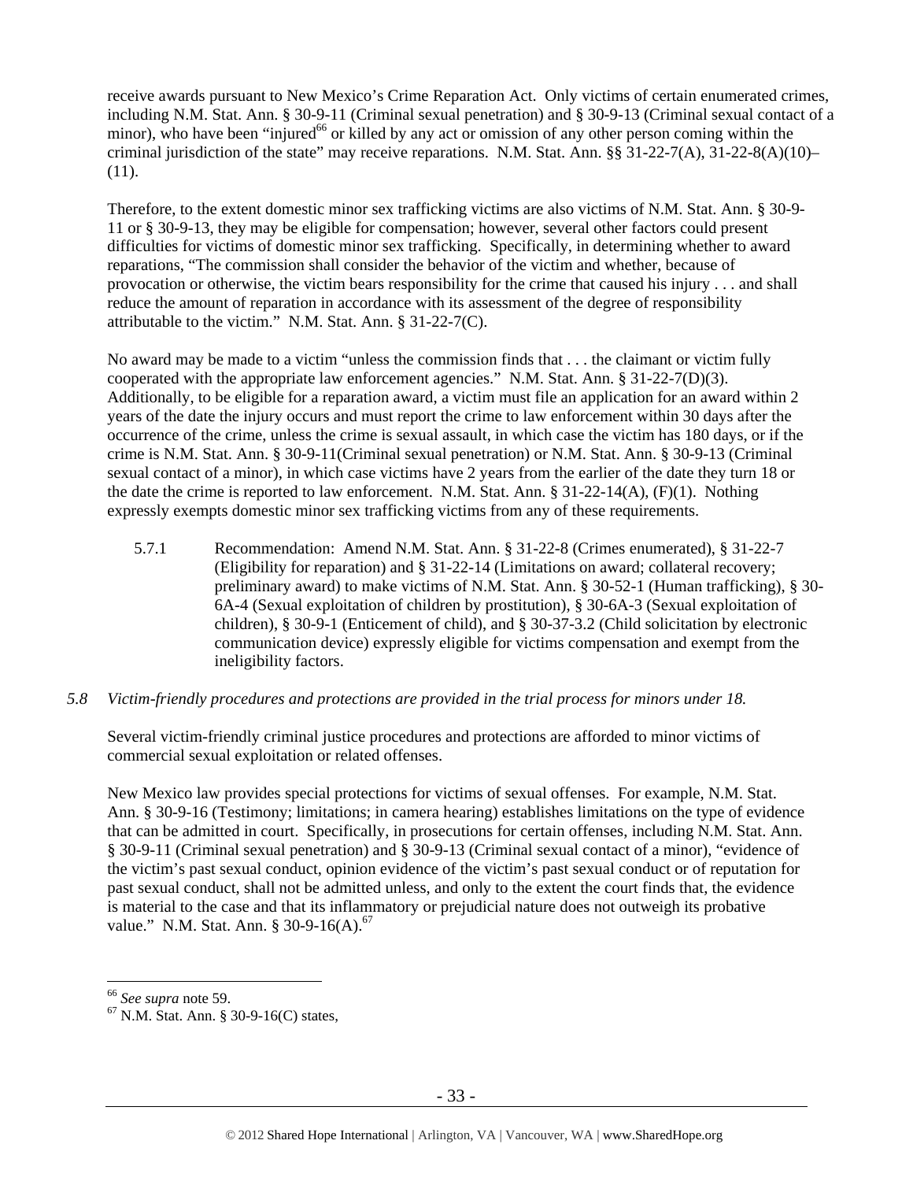receive awards pursuant to New Mexico's Crime Reparation Act. Only victims of certain enumerated crimes, including N.M. Stat. Ann. § 30-9-11 (Criminal sexual penetration) and § 30-9-13 (Criminal sexual contact of a minor), who have been "injured[66] or killed by any act or omission of any other person coming within the criminal jurisdiction of the state" may receive reparations. N.M. Stat. Ann. §§ 31-22-7(A), 31-22-8(A)(10)–(11).

Therefore, to the extent domestic minor sex trafficking victims are also victims of N.M. Stat. Ann. § 30-9-11 or § 30-9-13, they may be eligible for compensation; however, several other factors could present difficulties for victims of domestic minor sex trafficking. Specifically, in determining whether to award reparations, "The commission shall consider the behavior of the victim and whether, because of provocation or otherwise, the victim bears responsibility for the crime that caused his injury . . . and shall reduce the amount of reparation in accordance with its assessment of the degree of responsibility attributable to the victim." N.M. Stat. Ann. § 31-22-7(C).

No award may be made to a victim "unless the commission finds that . . . the claimant or victim fully cooperated with the appropriate law enforcement agencies." N.M. Stat. Ann. § 31-22-7(D)(3). Additionally, to be eligible for a reparation award, a victim must file an application for an award within 2 years of the date the injury occurs and must report the crime to law enforcement within 30 days after the occurrence of the crime, unless the crime is sexual assault, in which case the victim has 180 days, or if the crime is N.M. Stat. Ann. § 30-9-11(Criminal sexual penetration) or N.M. Stat. Ann. § 30-9-13 (Criminal sexual contact of a minor), in which case victims have 2 years from the earlier of the date they turn 18 or the date the crime is reported to law enforcement. N.M. Stat. Ann. § 31-22-14(A), (F)(1). Nothing expressly exempts domestic minor sex trafficking victims from any of these requirements.

5.7.1 Recommendation: Amend N.M. Stat. Ann. § 31-22-8 (Crimes enumerated), § 31-22-7 (Eligibility for reparation) and § 31-22-14 (Limitations on award; collateral recovery; preliminary award) to make victims of N.M. Stat. Ann. § 30-52-1 (Human trafficking), § 30-6A-4 (Sexual exploitation of children by prostitution), § 30-6A-3 (Sexual exploitation of children), § 30-9-1 (Enticement of child), and § 30-37-3.2 (Child solicitation by electronic communication device) expressly eligible for victims compensation and exempt from the ineligibility factors.

*5.8 Victim-friendly procedures and protections are provided in the trial process for minors under 18.*

Several victim-friendly criminal justice procedures and protections are afforded to minor victims of commercial sexual exploitation or related offenses.

New Mexico law provides special protections for victims of sexual offenses. For example, N.M. Stat. Ann. § 30-9-16 (Testimony; limitations; in camera hearing) establishes limitations on the type of evidence that can be admitted in court. Specifically, in prosecutions for certain offenses, including N.M. Stat. Ann. § 30-9-11 (Criminal sexual penetration) and § 30-9-13 (Criminal sexual contact of a minor), "evidence of the victim's past sexual conduct, opinion evidence of the victim's past sexual conduct or of reputation for past sexual conduct, shall not be admitted unless, and only to the extent the court finds that, the evidence is material to the case and that its inflammatory or prejudicial nature does not outweigh its probative value." N.M. Stat. Ann. § 30-9-16(A).[67]

---

[66] *See supra* note 59.

[67] N.M. Stat. Ann. § 30-9-16(C) states,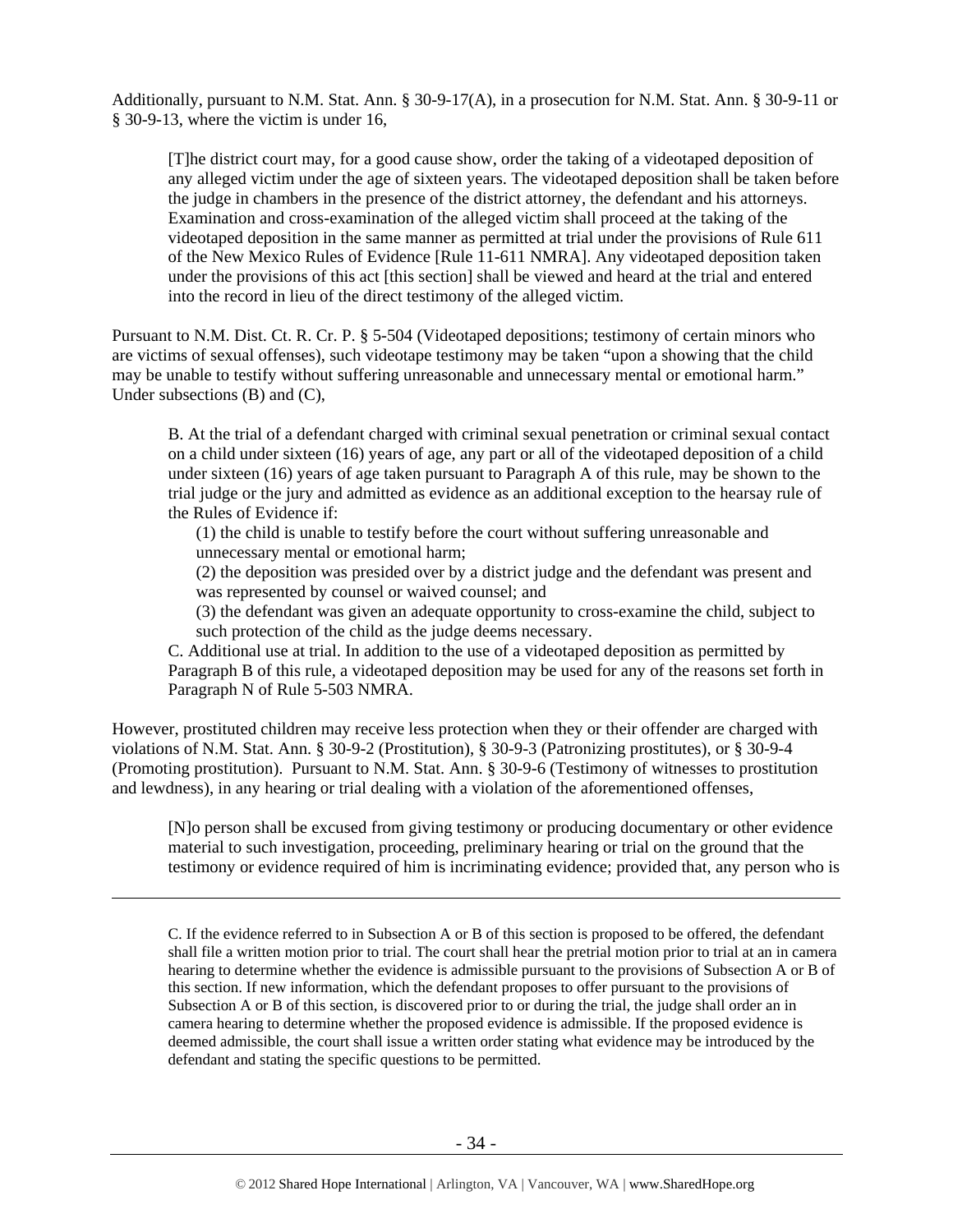Additionally, pursuant to N.M. Stat. Ann. § 30-9-17(A), in a prosecution for N.M. Stat. Ann. § 30-9-11 or § 30-9-13, where the victim is under 16,

> [T]he district court may, for a good cause show, order the taking of a videotaped deposition of any alleged victim under the age of sixteen years. The videotaped deposition shall be taken before the judge in chambers in the presence of the district attorney, the defendant and his attorneys. Examination and cross-examination of the alleged victim shall proceed at the taking of the videotaped deposition in the same manner as permitted at trial under the provisions of Rule 611 of the New Mexico Rules of Evidence [Rule 11-611 NMRA]. Any videotaped deposition taken under the provisions of this act [this section] shall be viewed and heard at the trial and entered into the record in lieu of the direct testimony of the alleged victim.

Pursuant to N.M. Dist. Ct. R. Cr. P. § 5-504 (Videotaped depositions; testimony of certain minors who are victims of sexual offenses), such videotape testimony may be taken "upon a showing that the child may be unable to testify without suffering unreasonable and unnecessary mental or emotional harm." Under subsections (B) and (C),

> B. At the trial of a defendant charged with criminal sexual penetration or criminal sexual contact on a child under sixteen (16) years of age, any part or all of the videotaped deposition of a child under sixteen (16) years of age taken pursuant to Paragraph A of this rule, may be shown to the trial judge or the jury and admitted as evidence as an additional exception to the hearsay rule of the Rules of Evidence if:
>
> (1) the child is unable to testify before the court without suffering unreasonable and unnecessary mental or emotional harm;
>
> (2) the deposition was presided over by a district judge and the defendant was present and was represented by counsel or waived counsel; and
>
> (3) the defendant was given an adequate opportunity to cross-examine the child, subject to such protection of the child as the judge deems necessary.
>
> C. Additional use at trial. In addition to the use of a videotaped deposition as permitted by Paragraph B of this rule, a videotaped deposition may be used for any of the reasons set forth in Paragraph N of Rule 5-503 NMRA.

However, prostituted children may receive less protection when they or their offender are charged with violations of N.M. Stat. Ann. § 30-9-2 (Prostitution), § 30-9-3 (Patronizing prostitutes), or § 30-9-4 (Promoting prostitution). Pursuant to N.M. Stat. Ann. § 30-9-6 (Testimony of witnesses to prostitution and lewdness), in any hearing or trial dealing with a violation of the aforementioned offenses,

> [N]o person shall be excused from giving testimony or producing documentary or other evidence material to such investigation, proceeding, preliminary hearing or trial on the ground that the testimony or evidence required of him is incriminating evidence; provided that, any person who is

---

C. If the evidence referred to in Subsection A or B of this section is proposed to be offered, the defendant shall file a written motion prior to trial. The court shall hear the pretrial motion prior to trial at an in camera hearing to determine whether the evidence is admissible pursuant to the provisions of Subsection A or B of this section. If new information, which the defendant proposes to offer pursuant to the provisions of Subsection A or B of this section, is discovered prior to or during the trial, the judge shall order an in camera hearing to determine whether the proposed evidence is admissible. If the proposed evidence is deemed admissible, the court shall issue a written order stating what evidence may be introduced by the defendant and stating the specific questions to be permitted.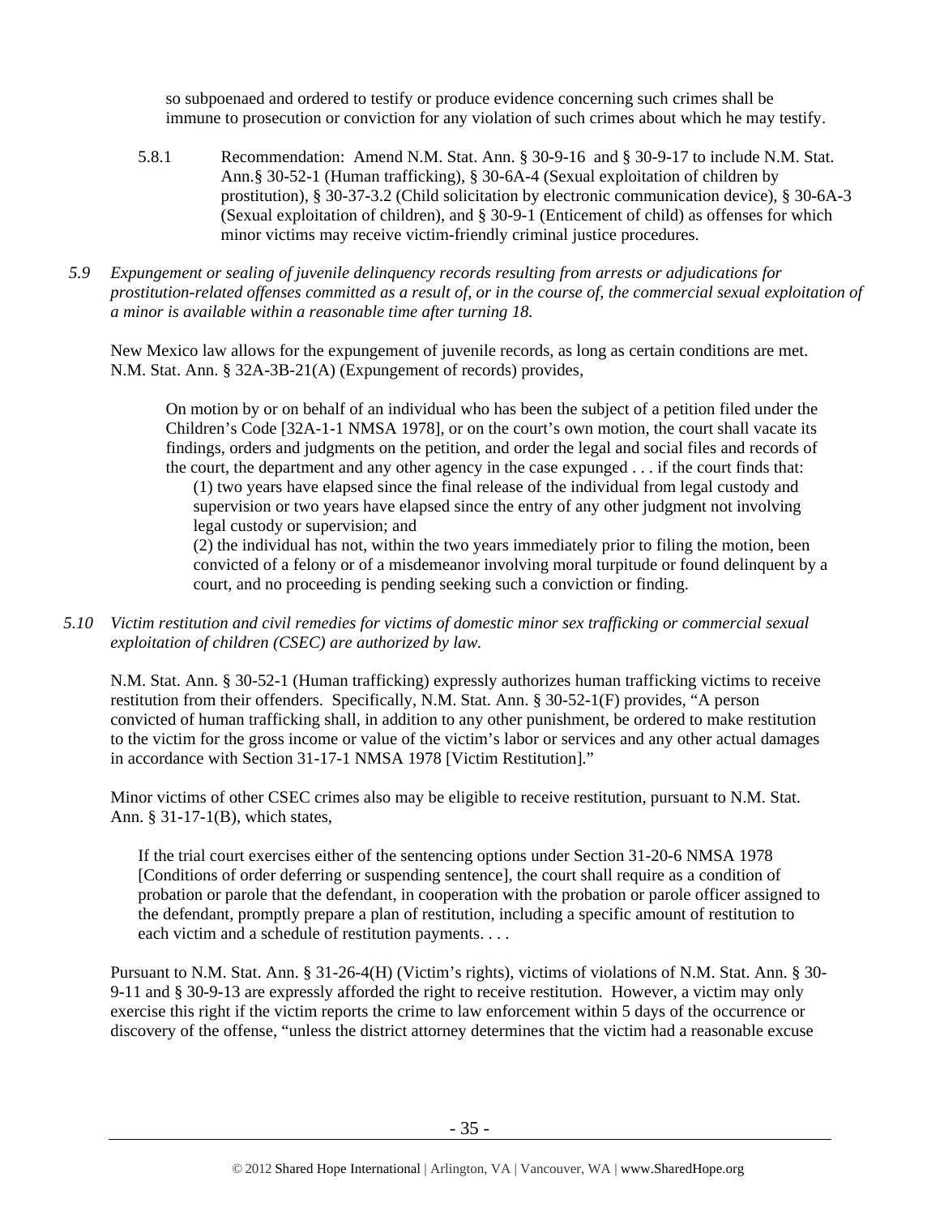so subpoenaed and ordered to testify or produce evidence concerning such crimes shall be immune to prosecution or conviction for any violation of such crimes about which he may testify.

5.8.1 Recommendation: Amend N.M. Stat. Ann. § 30-9-16 and § 30-9-17 to include N.M. Stat. Ann.§ 30-52-1 (Human trafficking), § 30-6A-4 (Sexual exploitation of children by prostitution), § 30-37-3.2 (Child solicitation by electronic communication device), § 30-6A-3 (Sexual exploitation of children), and § 30-9-1 (Enticement of child) as offenses for which minor victims may receive victim-friendly criminal justice procedures.

*5.9 Expungement or sealing of juvenile delinquency records resulting from arrests or adjudications for prostitution-related offenses committed as a result of, or in the course of, the commercial sexual exploitation of a minor is available within a reasonable time after turning 18.*

New Mexico law allows for the expungement of juvenile records, as long as certain conditions are met. N.M. Stat. Ann. § 32A-3B-21(A) (Expungement of records) provides,

> On motion by or on behalf of an individual who has been the subject of a petition filed under the Children's Code [32A-1-1 NMSA 1978], or on the court's own motion, the court shall vacate its findings, orders and judgments on the petition, and order the legal and social files and records of the court, the department and any other agency in the case expunged . . . if the court finds that:
>
> (1) two years have elapsed since the final release of the individual from legal custody and supervision or two years have elapsed since the entry of any other judgment not involving legal custody or supervision; and
>
> (2) the individual has not, within the two years immediately prior to filing the motion, been convicted of a felony or of a misdemeanor involving moral turpitude or found delinquent by a court, and no proceeding is pending seeking such a conviction or finding.

*5.10 Victim restitution and civil remedies for victims of domestic minor sex trafficking or commercial sexual exploitation of children (CSEC) are authorized by law.*

N.M. Stat. Ann. § 30-52-1 (Human trafficking) expressly authorizes human trafficking victims to receive restitution from their offenders. Specifically, N.M. Stat. Ann. § 30-52-1(F) provides, "A person convicted of human trafficking shall, in addition to any other punishment, be ordered to make restitution to the victim for the gross income or value of the victim's labor or services and any other actual damages in accordance with Section 31-17-1 NMSA 1978 [Victim Restitution]."

Minor victims of other CSEC crimes also may be eligible to receive restitution, pursuant to N.M. Stat. Ann. § 31-17-1(B), which states,

> If the trial court exercises either of the sentencing options under Section 31-20-6 NMSA 1978 [Conditions of order deferring or suspending sentence], the court shall require as a condition of probation or parole that the defendant, in cooperation with the probation or parole officer assigned to the defendant, promptly prepare a plan of restitution, including a specific amount of restitution to each victim and a schedule of restitution payments. . . .

Pursuant to N.M. Stat. Ann. § 31-26-4(H) (Victim's rights), victims of violations of N.M. Stat. Ann. § 30-9-11 and § 30-9-13 are expressly afforded the right to receive restitution. However, a victim may only exercise this right if the victim reports the crime to law enforcement within 5 days of the occurrence or discovery of the offense, "unless the district attorney determines that the victim had a reasonable excuse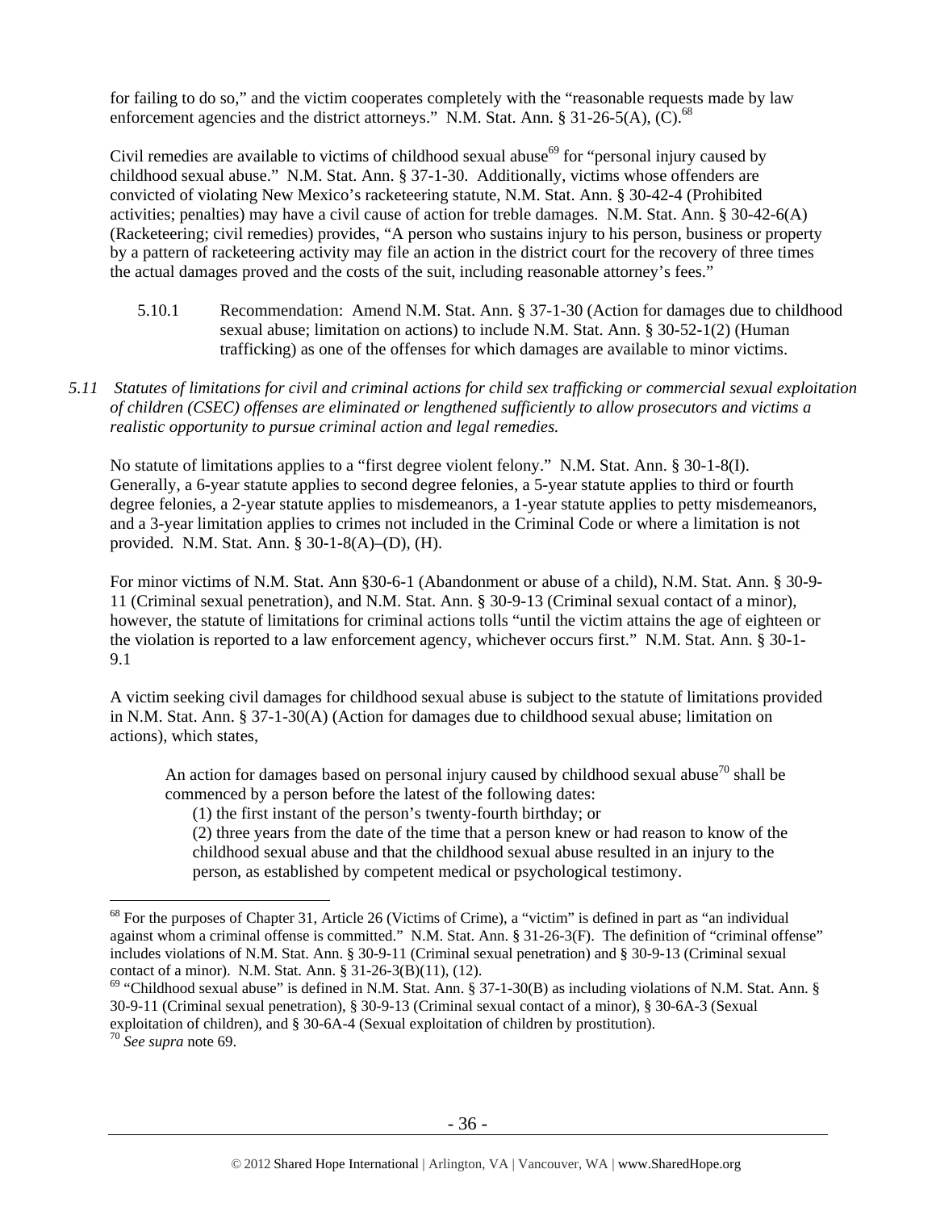for failing to do so," and the victim cooperates completely with the "reasonable requests made by law enforcement agencies and the district attorneys." N.M. Stat. Ann. § 31-26-5(A), (C).[68]

Civil remedies are available to victims of childhood sexual abuse[69] for "personal injury caused by childhood sexual abuse." N.M. Stat. Ann. § 37-1-30. Additionally, victims whose offenders are convicted of violating New Mexico's racketeering statute, N.M. Stat. Ann. § 30-42-4 (Prohibited activities; penalties) may have a civil cause of action for treble damages. N.M. Stat. Ann. § 30-42-6(A) (Racketeering; civil remedies) provides, "A person who sustains injury to his person, business or property by a pattern of racketeering activity may file an action in the district court for the recovery of three times the actual damages proved and the costs of the suit, including reasonable attorney's fees."

5.10.1 Recommendation: Amend N.M. Stat. Ann. § 37-1-30 (Action for damages due to childhood sexual abuse; limitation on actions) to include N.M. Stat. Ann. § 30-52-1(2) (Human trafficking) as one of the offenses for which damages are available to minor victims.

*5.11 Statutes of limitations for civil and criminal actions for child sex trafficking or commercial sexual exploitation of children (CSEC) offenses are eliminated or lengthened sufficiently to allow prosecutors and victims a realistic opportunity to pursue criminal action and legal remedies.*

No statute of limitations applies to a "first degree violent felony." N.M. Stat. Ann. § 30-1-8(I). Generally, a 6-year statute applies to second degree felonies, a 5-year statute applies to third or fourth degree felonies, a 2-year statute applies to misdemeanors, a 1-year statute applies to petty misdemeanors, and a 3-year limitation applies to crimes not included in the Criminal Code or where a limitation is not provided. N.M. Stat. Ann. § 30-1-8(A)–(D), (H).

For minor victims of N.M. Stat. Ann §30-6-1 (Abandonment or abuse of a child), N.M. Stat. Ann. § 30-9-11 (Criminal sexual penetration), and N.M. Stat. Ann. § 30-9-13 (Criminal sexual contact of a minor), however, the statute of limitations for criminal actions tolls "until the victim attains the age of eighteen or the violation is reported to a law enforcement agency, whichever occurs first." N.M. Stat. Ann. § 30-1-9.1

A victim seeking civil damages for childhood sexual abuse is subject to the statute of limitations provided in N.M. Stat. Ann. § 37-1-30(A) (Action for damages due to childhood sexual abuse; limitation on actions), which states,

> An action for damages based on personal injury caused by childhood sexual abuse[70] shall be commenced by a person before the latest of the following dates:
> (1) the first instant of the person's twenty-fourth birthday; or
> (2) three years from the date of the time that a person knew or had reason to know of the childhood sexual abuse and that the childhood sexual abuse resulted in an injury to the person, as established by competent medical or psychological testimony.

---

[68] For the purposes of Chapter 31, Article 26 (Victims of Crime), a "victim" is defined in part as "an individual against whom a criminal offense is committed." N.M. Stat. Ann. § 31-26-3(F). The definition of "criminal offense" includes violations of N.M. Stat. Ann. § 30-9-11 (Criminal sexual penetration) and § 30-9-13 (Criminal sexual contact of a minor). N.M. Stat. Ann. § 31-26-3(B)(11), (12).

[69] "Childhood sexual abuse" is defined in N.M. Stat. Ann. § 37-1-30(B) as including violations of N.M. Stat. Ann. § 30-9-11 (Criminal sexual penetration), § 30-9-13 (Criminal sexual contact of a minor), § 30-6A-3 (Sexual exploitation of children), and § 30-6A-4 (Sexual exploitation of children by prostitution).

[70] *See supra* note 69.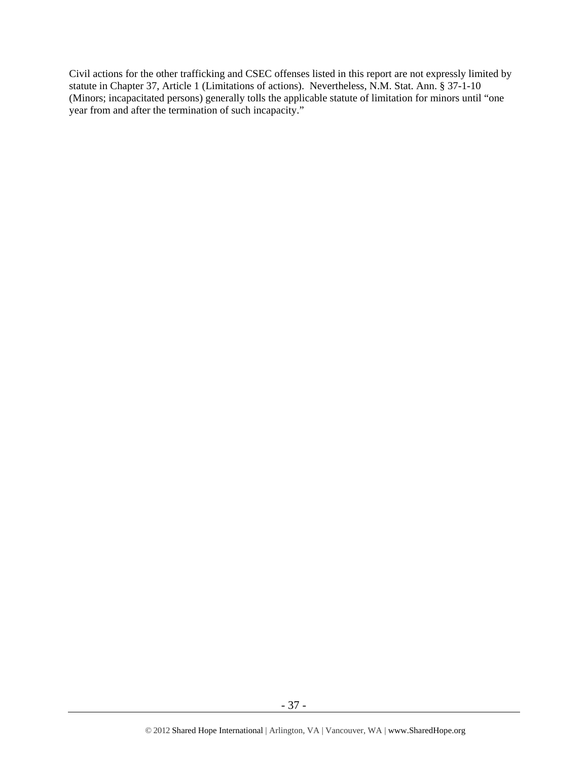Civil actions for the other trafficking and CSEC offenses listed in this report are not expressly limited by statute in Chapter 37, Article 1 (Limitations of actions). Nevertheless, N.M. Stat. Ann. § 37-1-10 (Minors; incapacitated persons) generally tolls the applicable statute of limitation for minors until "one year from and after the termination of such incapacity."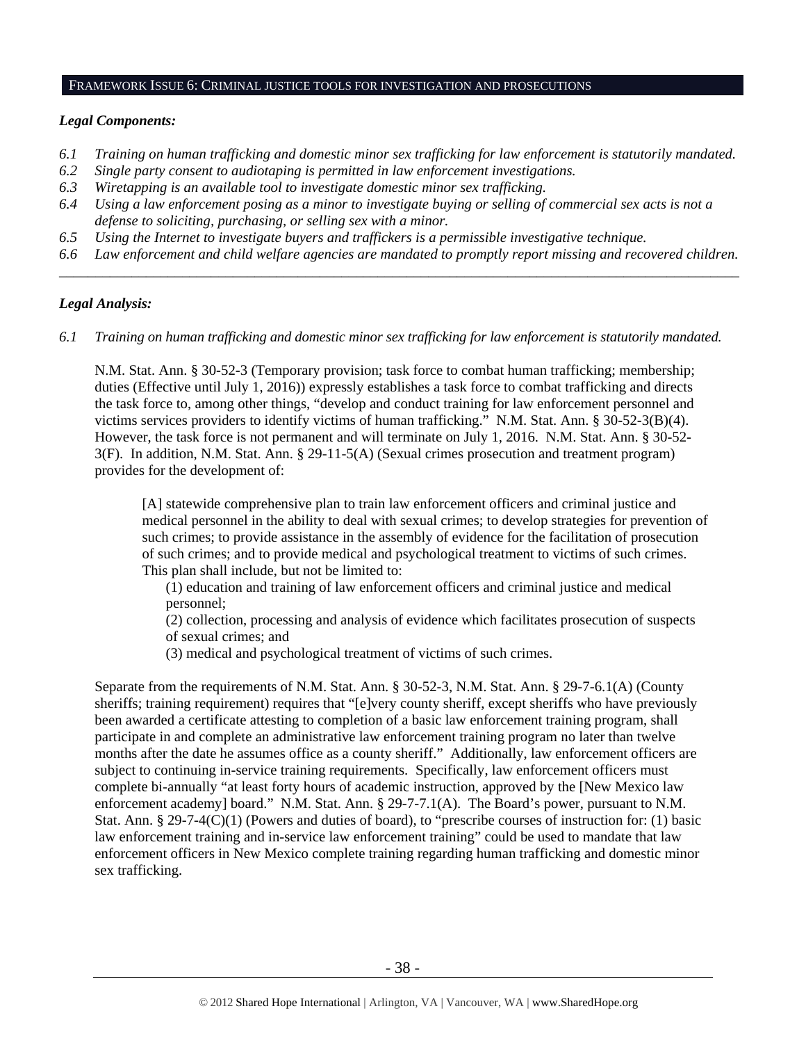## FRAMEWORK ISSUE 6: CRIMINAL JUSTICE TOOLS FOR INVESTIGATION AND PROSECUTIONS

### *Legal Components:*

*6.1 Training on human trafficking and domestic minor sex trafficking for law enforcement is statutorily mandated.*
*6.2 Single party consent to audiotaping is permitted in law enforcement investigations.*
*6.3 Wiretapping is an available tool to investigate domestic minor sex trafficking.*
*6.4 Using a law enforcement posing as a minor to investigate buying or selling of commercial sex acts is not a defense to soliciting, purchasing, or selling sex with a minor.*
*6.5 Using the Internet to investigate buyers and traffickers is a permissible investigative technique.*
*6.6 Law enforcement and child welfare agencies are mandated to promptly report missing and recovered children.*

---

### *Legal Analysis:*

*6.1 Training on human trafficking and domestic minor sex trafficking for law enforcement is statutorily mandated.*

N.M. Stat. Ann. § 30-52-3 (Temporary provision; task force to combat human trafficking; membership; duties (Effective until July 1, 2016)) expressly establishes a task force to combat trafficking and directs the task force to, among other things, "develop and conduct training for law enforcement personnel and victims services providers to identify victims of human trafficking." N.M. Stat. Ann. § 30-52-3(B)(4). However, the task force is not permanent and will terminate on July 1, 2016. N.M. Stat. Ann. § 30-52-3(F). In addition, N.M. Stat. Ann. § 29-11-5(A) (Sexual crimes prosecution and treatment program) provides for the development of:

> [A] statewide comprehensive plan to train law enforcement officers and criminal justice and medical personnel in the ability to deal with sexual crimes; to develop strategies for prevention of such crimes; to provide assistance in the assembly of evidence for the facilitation of prosecution of such crimes; and to provide medical and psychological treatment to victims of such crimes. This plan shall include, but not be limited to:
>
> (1) education and training of law enforcement officers and criminal justice and medical personnel;
>
> (2) collection, processing and analysis of evidence which facilitates prosecution of suspects of sexual crimes; and
>
> (3) medical and psychological treatment of victims of such crimes.

Separate from the requirements of N.M. Stat. Ann. § 30-52-3, N.M. Stat. Ann. § 29-7-6.1(A) (County sheriffs; training requirement) requires that "[e]very county sheriff, except sheriffs who have previously been awarded a certificate attesting to completion of a basic law enforcement training program, shall participate in and complete an administrative law enforcement training program no later than twelve months after the date he assumes office as a county sheriff." Additionally, law enforcement officers are subject to continuing in-service training requirements. Specifically, law enforcement officers must complete bi-annually "at least forty hours of academic instruction, approved by the [New Mexico law enforcement academy] board." N.M. Stat. Ann. § 29-7-7.1(A). The Board's power, pursuant to N.M. Stat. Ann. § 29-7-4(C)(1) (Powers and duties of board), to "prescribe courses of instruction for: (1) basic law enforcement training and in-service law enforcement training" could be used to mandate that law enforcement officers in New Mexico complete training regarding human trafficking and domestic minor sex trafficking.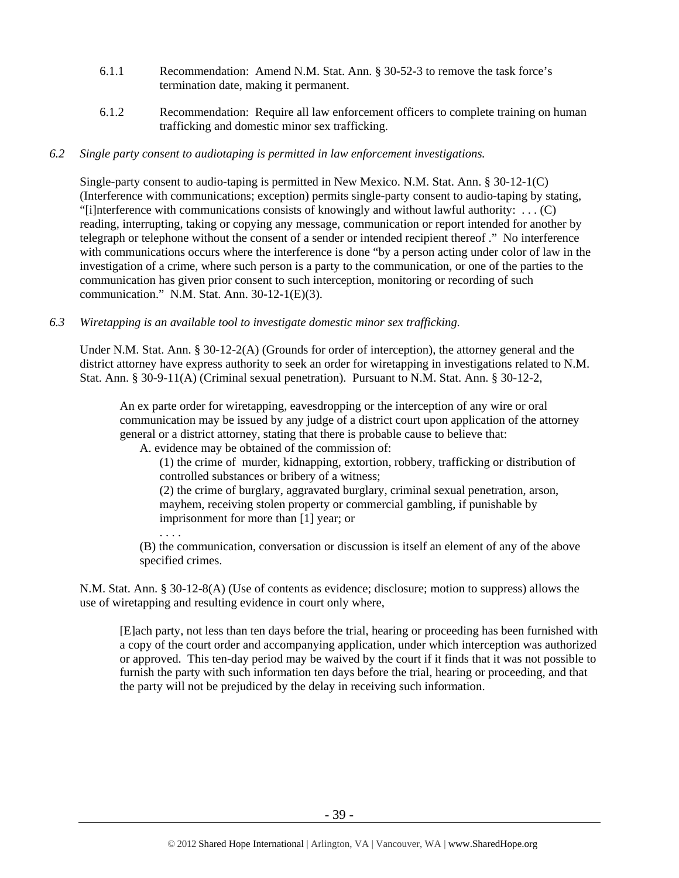6.1.1 Recommendation: Amend N.M. Stat. Ann. § 30-52-3 to remove the task force's termination date, making it permanent.

6.1.2 Recommendation: Require all law enforcement officers to complete training on human trafficking and domestic minor sex trafficking.

*6.2 Single party consent to audiotaping is permitted in law enforcement investigations.*

Single-party consent to audio-taping is permitted in New Mexico. N.M. Stat. Ann. § 30-12-1(C) (Interference with communications; exception) permits single-party consent to audio-taping by stating, "[i]nterference with communications consists of knowingly and without lawful authority: . . . (C) reading, interrupting, taking or copying any message, communication or report intended for another by telegraph or telephone without the consent of a sender or intended recipient thereof ." No interference with communications occurs where the interference is done "by a person acting under color of law in the investigation of a crime, where such person is a party to the communication, or one of the parties to the communication has given prior consent to such interception, monitoring or recording of such communication." N.M. Stat. Ann. 30-12-1(E)(3).

*6.3 Wiretapping is an available tool to investigate domestic minor sex trafficking.*

Under N.M. Stat. Ann. § 30-12-2(A) (Grounds for order of interception), the attorney general and the district attorney have express authority to seek an order for wiretapping in investigations related to N.M. Stat. Ann. § 30-9-11(A) (Criminal sexual penetration). Pursuant to N.M. Stat. Ann. § 30-12-2,

> An ex parte order for wiretapping, eavesdropping or the interception of any wire or oral communication may be issued by any judge of a district court upon application of the attorney general or a district attorney, stating that there is probable cause to believe that:
>
> A. evidence may be obtained of the commission of:
>
> (1) the crime of murder, kidnapping, extortion, robbery, trafficking or distribution of controlled substances or bribery of a witness;
>
> (2) the crime of burglary, aggravated burglary, criminal sexual penetration, arson, mayhem, receiving stolen property or commercial gambling, if punishable by imprisonment for more than [1] year; or
>
> . . . .
>
> (B) the communication, conversation or discussion is itself an element of any of the above specified crimes.

N.M. Stat. Ann. § 30-12-8(A) (Use of contents as evidence; disclosure; motion to suppress) allows the use of wiretapping and resulting evidence in court only where,

> [E]ach party, not less than ten days before the trial, hearing or proceeding has been furnished with a copy of the court order and accompanying application, under which interception was authorized or approved. This ten-day period may be waived by the court if it finds that it was not possible to furnish the party with such information ten days before the trial, hearing or proceeding, and that the party will not be prejudiced by the delay in receiving such information.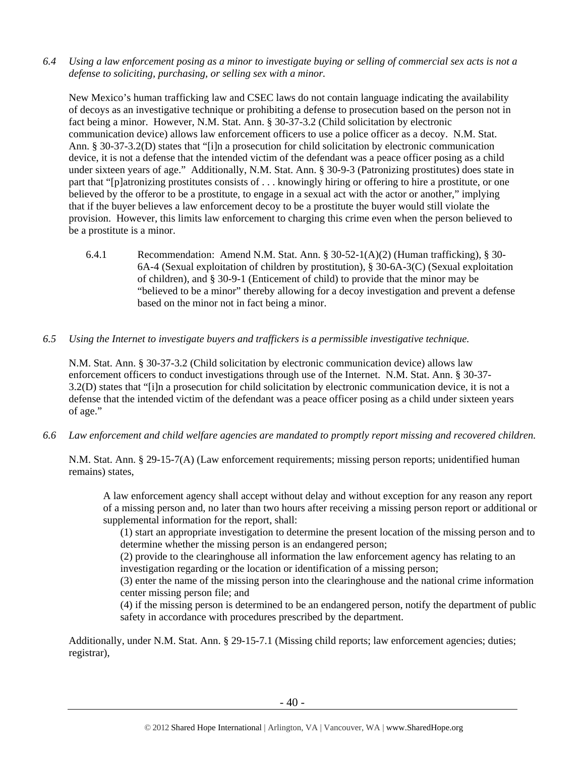*6.4 Using a law enforcement posing as a minor to investigate buying or selling of commercial sex acts is not a defense to soliciting, purchasing, or selling sex with a minor.*

New Mexico's human trafficking law and CSEC laws do not contain language indicating the availability of decoys as an investigative technique or prohibiting a defense to prosecution based on the person not in fact being a minor. However, N.M. Stat. Ann. § 30-37-3.2 (Child solicitation by electronic communication device) allows law enforcement officers to use a police officer as a decoy. N.M. Stat. Ann. § 30-37-3.2(D) states that "[i]n a prosecution for child solicitation by electronic communication device, it is not a defense that the intended victim of the defendant was a peace officer posing as a child under sixteen years of age." Additionally, N.M. Stat. Ann. § 30-9-3 (Patronizing prostitutes) does state in part that "[p]atronizing prostitutes consists of . . . knowingly hiring or offering to hire a prostitute, or one believed by the offeror to be a prostitute, to engage in a sexual act with the actor or another," implying that if the buyer believes a law enforcement decoy to be a prostitute the buyer would still violate the provision. However, this limits law enforcement to charging this crime even when the person believed to be a prostitute is a minor.

6.4.1 Recommendation: Amend N.M. Stat. Ann. § 30-52-1(A)(2) (Human trafficking), § 30-6A-4 (Sexual exploitation of children by prostitution), § 30-6A-3(C) (Sexual exploitation of children), and § 30-9-1 (Enticement of child) to provide that the minor may be "believed to be a minor" thereby allowing for a decoy investigation and prevent a defense based on the minor not in fact being a minor.

*6.5 Using the Internet to investigate buyers and traffickers is a permissible investigative technique.*

N.M. Stat. Ann. § 30-37-3.2 (Child solicitation by electronic communication device) allows law enforcement officers to conduct investigations through use of the Internet. N.M. Stat. Ann. § 30-37-3.2(D) states that "[i]n a prosecution for child solicitation by electronic communication device, it is not a defense that the intended victim of the defendant was a peace officer posing as a child under sixteen years of age."

*6.6 Law enforcement and child welfare agencies are mandated to promptly report missing and recovered children.*

N.M. Stat. Ann. § 29-15-7(A) (Law enforcement requirements; missing person reports; unidentified human remains) states,

> A law enforcement agency shall accept without delay and without exception for any reason any report of a missing person and, no later than two hours after receiving a missing person report or additional or supplemental information for the report, shall:
>
> (1) start an appropriate investigation to determine the present location of the missing person and to determine whether the missing person is an endangered person;
> (2) provide to the clearinghouse all information the law enforcement agency has relating to an investigation regarding or the location or identification of a missing person;
> (3) enter the name of the missing person into the clearinghouse and the national crime information center missing person file; and
> (4) if the missing person is determined to be an endangered person, notify the department of public safety in accordance with procedures prescribed by the department.

Additionally, under N.M. Stat. Ann. § 29-15-7.1 (Missing child reports; law enforcement agencies; duties; registrar),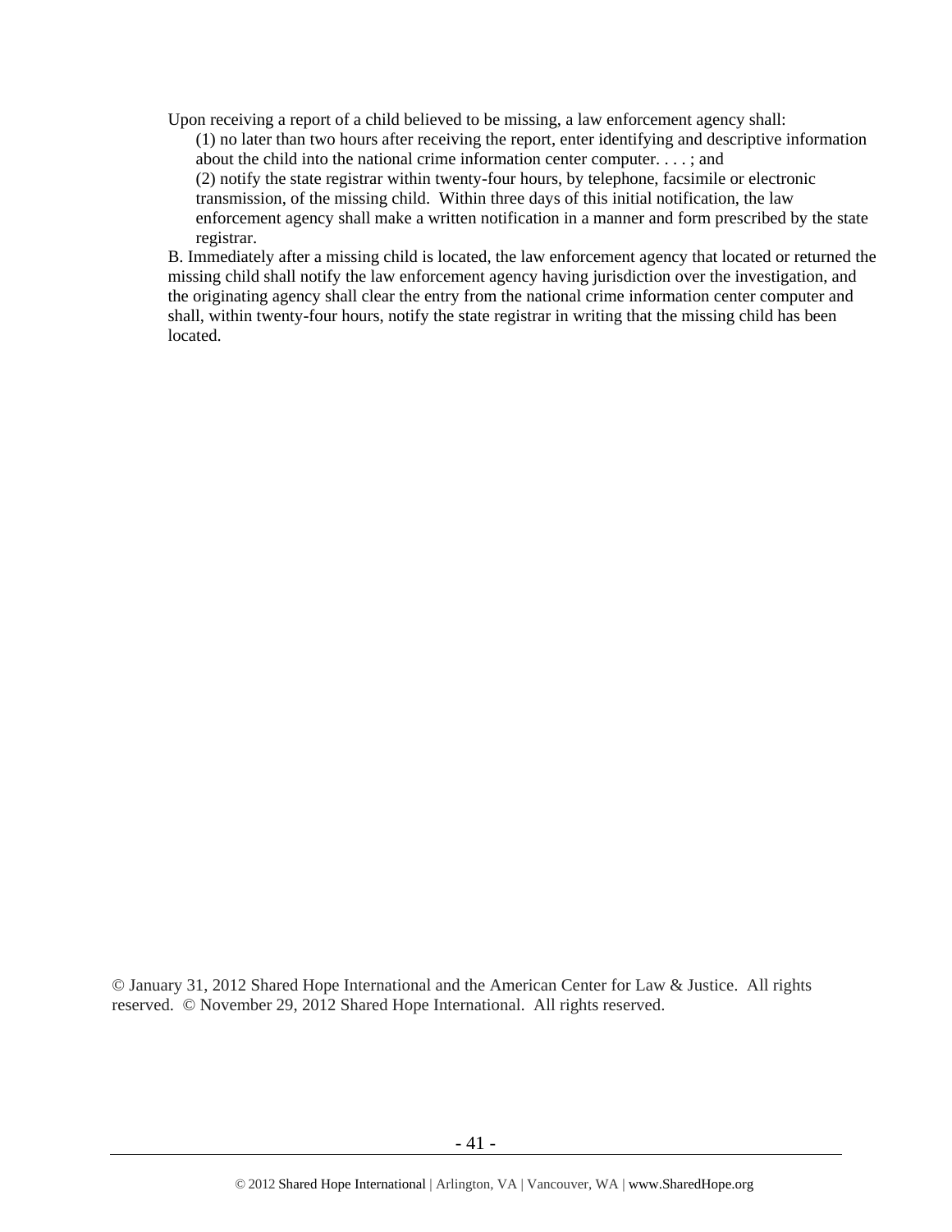Upon receiving a report of a child believed to be missing, a law enforcement agency shall:

(1) no later than two hours after receiving the report, enter identifying and descriptive information about the child into the national crime information center computer. . . . ; and

(2) notify the state registrar within twenty-four hours, by telephone, facsimile or electronic transmission, of the missing child. Within three days of this initial notification, the law enforcement agency shall make a written notification in a manner and form prescribed by the state registrar.

B. Immediately after a missing child is located, the law enforcement agency that located or returned the missing child shall notify the law enforcement agency having jurisdiction over the investigation, and the originating agency shall clear the entry from the national crime information center computer and shall, within twenty-four hours, notify the state registrar in writing that the missing child has been located.

© January 31, 2012 Shared Hope International and the American Center for Law & Justice. All rights reserved. © November 29, 2012 Shared Hope International. All rights reserved.